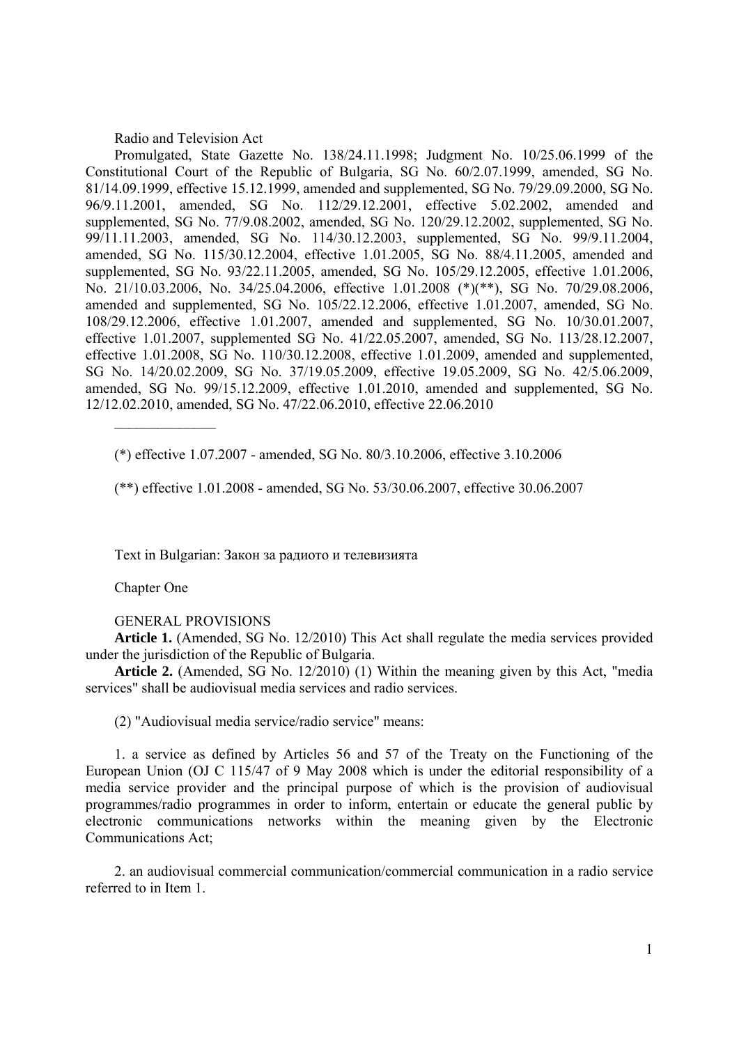# Radio and Television Act

Promulgated, State Gazette No. 138/24.11.1998; Judgment No. 10/25.06.1999 of the Constitutional Court of the Republic of Bulgaria, SG No. 60/2.07.1999, amended, SG No. 81/14.09.1999, effective 15.12.1999, amended and supplemented, SG No. 79/29.09.2000, SG No. 96/9.11.2001, amended, SG No. 112/29.12.2001, effective 5.02.2002, amended and supplemented, SG No. 77/9.08.2002, amended, SG No. 120/29.12.2002, supplemented, SG No. 99/11.11.2003, amended, SG No. 114/30.12.2003, supplemented, SG No. 99/9.11.2004, amended, SG No. 115/30.12.2004, effective 1.01.2005, SG No. 88/4.11.2005, amended and supplemented, SG No. 93/22.11.2005, amended, SG No. 105/29.12.2005, effective 1.01.2006, No. 21/10.03.2006, No. 34/25.04.2006, effective 1.01.2008 (*)(**), SG No. 70/29.08.2006, amended and supplemented, SG No. 105/22.12.2006, effective 1.01.2007, amended, SG No. 108/29.12.2006, effective 1.01.2007, amended and supplemented, SG No. 10/30.01.2007, effective 1.01.2007, supplemented SG No. 41/22.05.2007, amended, SG No. 113/28.12.2007, effective 1.01.2008, SG No. 110/30.12.2008, effective 1.01.2009, amended and supplemented, SG No. 14/20.02.2009, SG No. 37/19.05.2009, effective 19.05.2009, SG No. 42/5.06.2009, amended, SG No. 99/15.12.2009, effective 1.01.2010, amended and supplemented, SG No. 12/12.02.2010, amended, SG No. 47/22.06.2010, effective 22.06.2010

______________

(*) effective 1.07.2007 - amended, SG No. 80/3.10.2006, effective 3.10.2006

(**) effective 1.01.2008 - amended, SG No. 53/30.06.2007, effective 30.06.2007

Text in Bulgarian: Закон за радиото и телевизията

## Chapter One

## GENERAL PROVISIONS

**Article 1.** (Amended, SG No. 12/2010) This Act shall regulate the media services provided under the jurisdiction of the Republic of Bulgaria.

**Article 2.** (Amended, SG No. 12/2010) (1) Within the meaning given by this Act, "media services" shall be audiovisual media services and radio services.

(2) "Audiovisual media service/radio service" means:

1. a service as defined by Articles 56 and 57 of the Treaty on the Functioning of the European Union (OJ C 115/47 of 9 May 2008 which is under the editorial responsibility of a media service provider and the principal purpose of which is the provision of audiovisual programmes/radio programmes in order to inform, entertain or educate the general public by electronic communications networks within the meaning given by the Electronic Communications Act;

2. an audiovisual commercial communication/commercial communication in a radio service referred to in Item 1.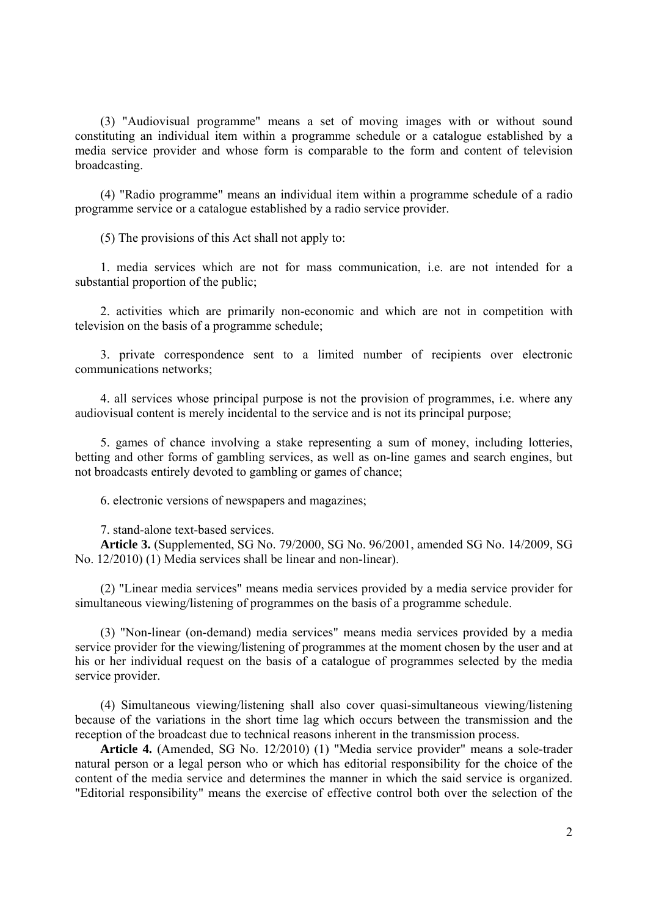(3) "Audiovisual programme" means a set of moving images with or without sound constituting an individual item within a programme schedule or a catalogue established by a media service provider and whose form is comparable to the form and content of television broadcasting.

(4) "Radio programme" means an individual item within a programme schedule of a radio programme service or a catalogue established by a radio service provider.

(5) The provisions of this Act shall not apply to:

1. media services which are not for mass communication, i.e. are not intended for a substantial proportion of the public;

2. activities which are primarily non-economic and which are not in competition with television on the basis of a programme schedule;

3. private correspondence sent to a limited number of recipients over electronic communications networks;

4. all services whose principal purpose is not the provision of programmes, i.e. where any audiovisual content is merely incidental to the service and is not its principal purpose;

5. games of chance involving a stake representing a sum of money, including lotteries, betting and other forms of gambling services, as well as on-line games and search engines, but not broadcasts entirely devoted to gambling or games of chance;

6. electronic versions of newspapers and magazines;

7. stand-alone text-based services.

**Article 3.** (Supplemented, SG No. 79/2000, SG No. 96/2001, amended SG No. 14/2009, SG No. 12/2010) (1) Media services shall be linear and non-linear).

(2) "Linear media services" means media services provided by a media service provider for simultaneous viewing/listening of programmes on the basis of a programme schedule.

(3) "Non-linear (on-demand) media services" means media services provided by a media service provider for the viewing/listening of programmes at the moment chosen by the user and at his or her individual request on the basis of a catalogue of programmes selected by the media service provider.

(4) Simultaneous viewing/listening shall also cover quasi-simultaneous viewing/listening because of the variations in the short time lag which occurs between the transmission and the reception of the broadcast due to technical reasons inherent in the transmission process.

**Article 4.** (Amended, SG No. 12/2010) (1) "Media service provider" means a sole-trader natural person or a legal person who or which has editorial responsibility for the choice of the content of the media service and determines the manner in which the said service is organized. "Editorial responsibility" means the exercise of effective control both over the selection of the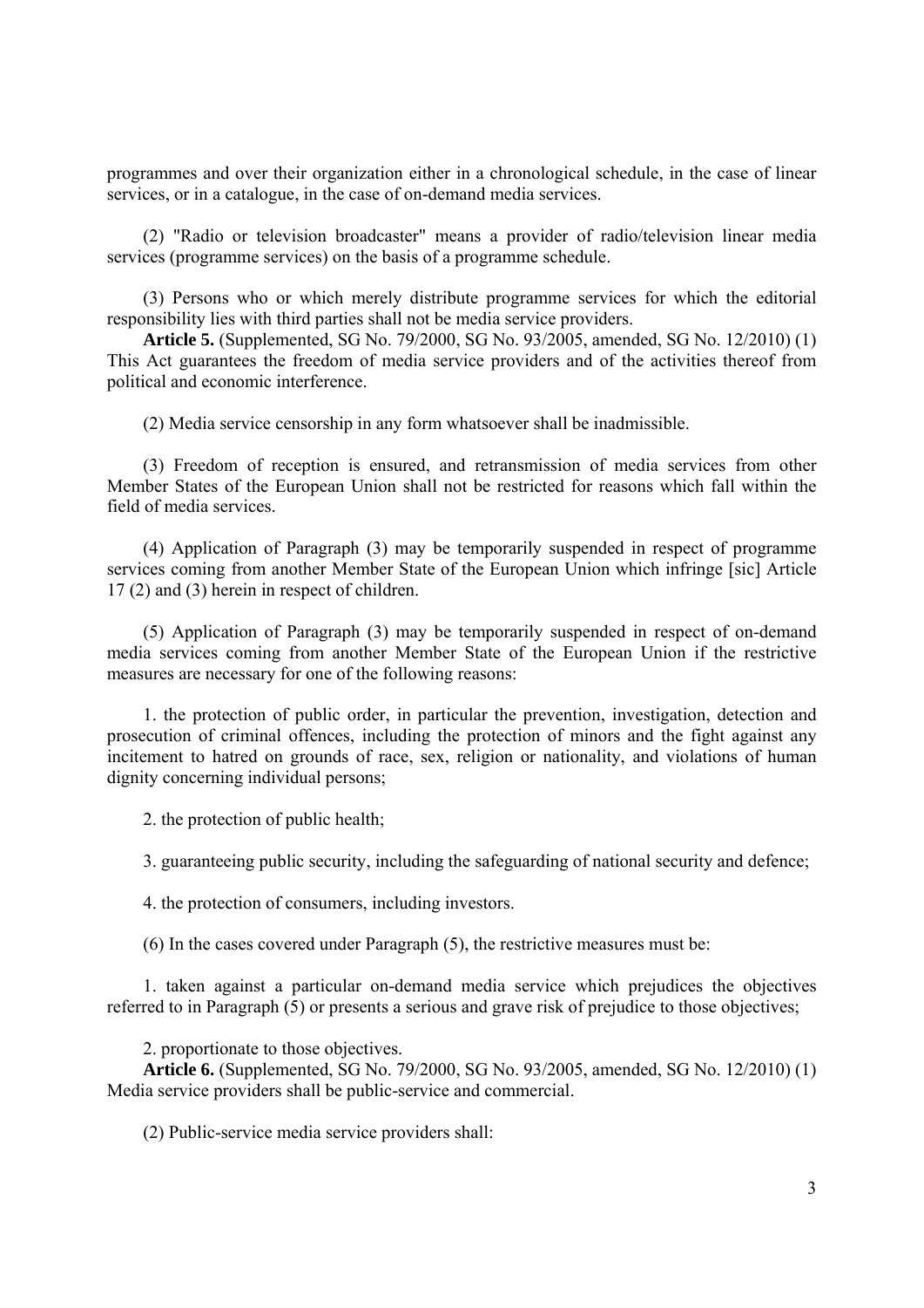programmes and over their organization either in a chronological schedule, in the case of linear services, or in a catalogue, in the case of on-demand media services.

(2) "Radio or television broadcaster" means a provider of radio/television linear media services (programme services) on the basis of a programme schedule.

(3) Persons who or which merely distribute programme services for which the editorial responsibility lies with third parties shall not be media service providers.

**Article 5.** (Supplemented, SG No. 79/2000, SG No. 93/2005, amended, SG No. 12/2010) (1) This Act guarantees the freedom of media service providers and of the activities thereof from political and economic interference.

(2) Media service censorship in any form whatsoever shall be inadmissible.

(3) Freedom of reception is ensured, and retransmission of media services from other Member States of the European Union shall not be restricted for reasons which fall within the field of media services.

(4) Application of Paragraph (3) may be temporarily suspended in respect of programme services coming from another Member State of the European Union which infringe [sic] Article 17 (2) and (3) herein in respect of children.

(5) Application of Paragraph (3) may be temporarily suspended in respect of on-demand media services coming from another Member State of the European Union if the restrictive measures are necessary for one of the following reasons:

1. the protection of public order, in particular the prevention, investigation, detection and prosecution of criminal offences, including the protection of minors and the fight against any incitement to hatred on grounds of race, sex, religion or nationality, and violations of human dignity concerning individual persons;

2. the protection of public health;

3. guaranteeing public security, including the safeguarding of national security and defence;

4. the protection of consumers, including investors.

(6) In the cases covered under Paragraph (5), the restrictive measures must be:

1. taken against a particular on-demand media service which prejudices the objectives referred to in Paragraph (5) or presents a serious and grave risk of prejudice to those objectives;

2. proportionate to those objectives.

**Article 6.** (Supplemented, SG No. 79/2000, SG No. 93/2005, amended, SG No. 12/2010) (1) Media service providers shall be public-service and commercial.

(2) Public-service media service providers shall: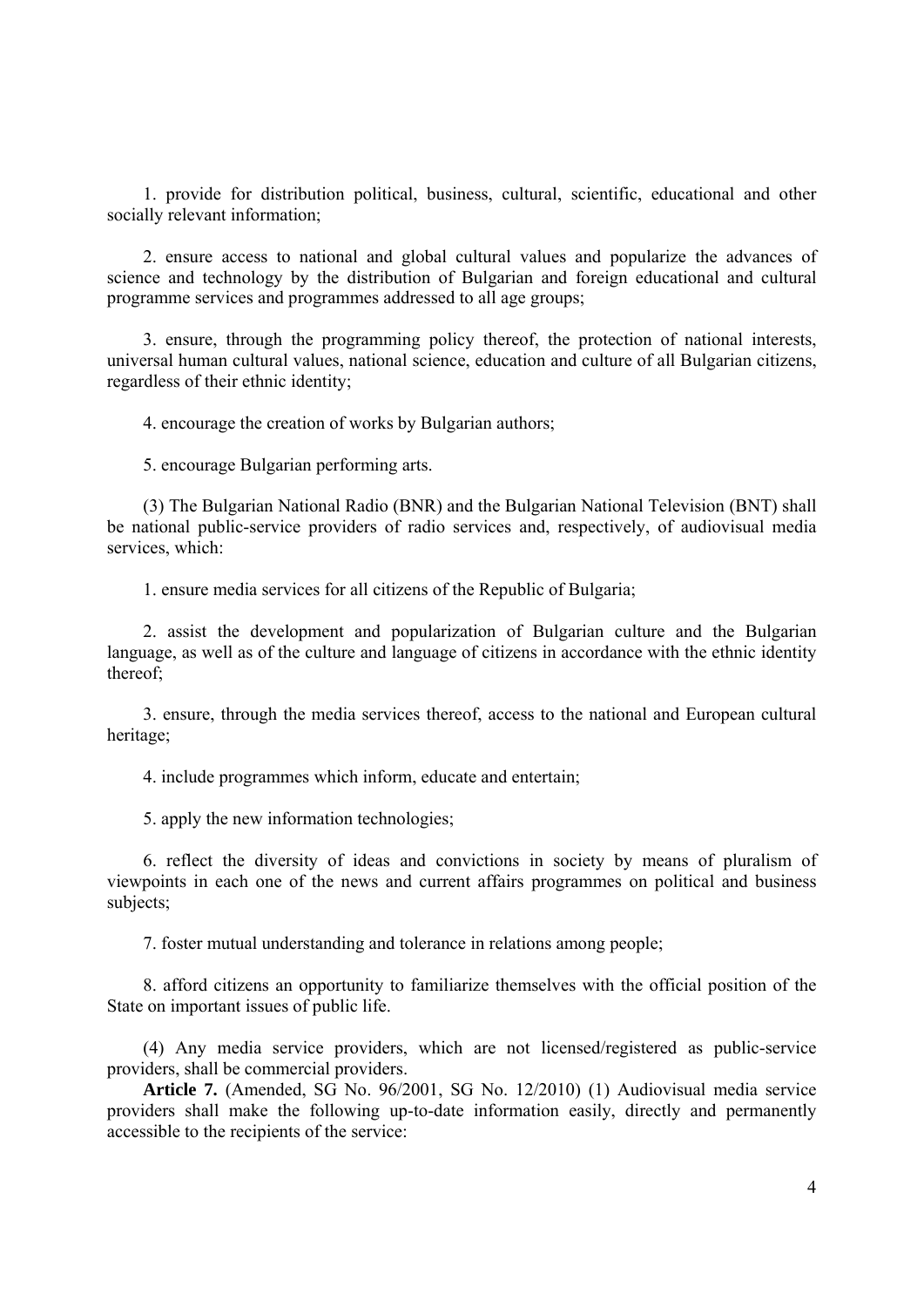1. provide for distribution political, business, cultural, scientific, educational and other socially relevant information;

2. ensure access to national and global cultural values and popularize the advances of science and technology by the distribution of Bulgarian and foreign educational and cultural programme services and programmes addressed to all age groups;

3. ensure, through the programming policy thereof, the protection of national interests, universal human cultural values, national science, education and culture of all Bulgarian citizens, regardless of their ethnic identity;

4. encourage the creation of works by Bulgarian authors;

5. encourage Bulgarian performing arts.

(3) The Bulgarian National Radio (BNR) and the Bulgarian National Television (BNT) shall be national public-service providers of radio services and, respectively, of audiovisual media services, which:

1. ensure media services for all citizens of the Republic of Bulgaria;

2. assist the development and popularization of Bulgarian culture and the Bulgarian language, as well as of the culture and language of citizens in accordance with the ethnic identity thereof;

3. ensure, through the media services thereof, access to the national and European cultural heritage;

4. include programmes which inform, educate and entertain;

5. apply the new information technologies;

6. reflect the diversity of ideas and convictions in society by means of pluralism of viewpoints in each one of the news and current affairs programmes on political and business subjects;

7. foster mutual understanding and tolerance in relations among people;

8. afford citizens an opportunity to familiarize themselves with the official position of the State on important issues of public life.

(4) Any media service providers, which are not licensed/registered as public-service providers, shall be commercial providers.

**Article 7.** (Amended, SG No. 96/2001, SG No. 12/2010) (1) Audiovisual media service providers shall make the following up-to-date information easily, directly and permanently accessible to the recipients of the service: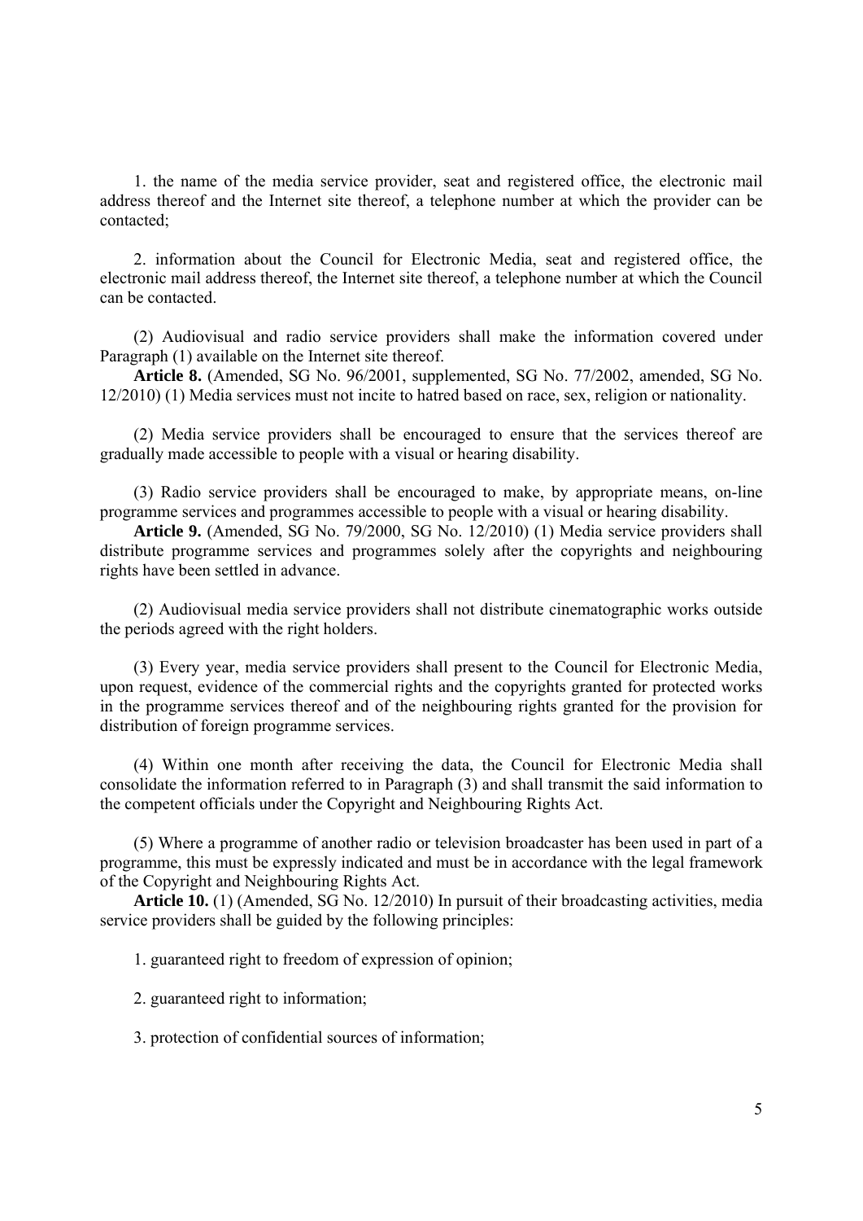1. the name of the media service provider, seat and registered office, the electronic mail address thereof and the Internet site thereof, a telephone number at which the provider can be contacted;

2. information about the Council for Electronic Media, seat and registered office, the electronic mail address thereof, the Internet site thereof, a telephone number at which the Council can be contacted.

(2) Audiovisual and radio service providers shall make the information covered under Paragraph (1) available on the Internet site thereof.

**Article 8.** (Amended, SG No. 96/2001, supplemented, SG No. 77/2002, amended, SG No. 12/2010) (1) Media services must not incite to hatred based on race, sex, religion or nationality.

(2) Media service providers shall be encouraged to ensure that the services thereof are gradually made accessible to people with a visual or hearing disability.

(3) Radio service providers shall be encouraged to make, by appropriate means, on-line programme services and programmes accessible to people with a visual or hearing disability.

**Article 9.** (Amended, SG No. 79/2000, SG No. 12/2010) (1) Media service providers shall distribute programme services and programmes solely after the copyrights and neighbouring rights have been settled in advance.

(2) Audiovisual media service providers shall not distribute cinematographic works outside the periods agreed with the right holders.

(3) Every year, media service providers shall present to the Council for Electronic Media, upon request, evidence of the commercial rights and the copyrights granted for protected works in the programme services thereof and of the neighbouring rights granted for the provision for distribution of foreign programme services.

(4) Within one month after receiving the data, the Council for Electronic Media shall consolidate the information referred to in Paragraph (3) and shall transmit the said information to the competent officials under the Copyright and Neighbouring Rights Act.

(5) Where a programme of another radio or television broadcaster has been used in part of a programme, this must be expressly indicated and must be in accordance with the legal framework of the Copyright and Neighbouring Rights Act.

**Article 10.** (1) (Amended, SG No. 12/2010) In pursuit of their broadcasting activities, media service providers shall be guided by the following principles:

1. guaranteed right to freedom of expression of opinion;

2. guaranteed right to information;

3. protection of confidential sources of information;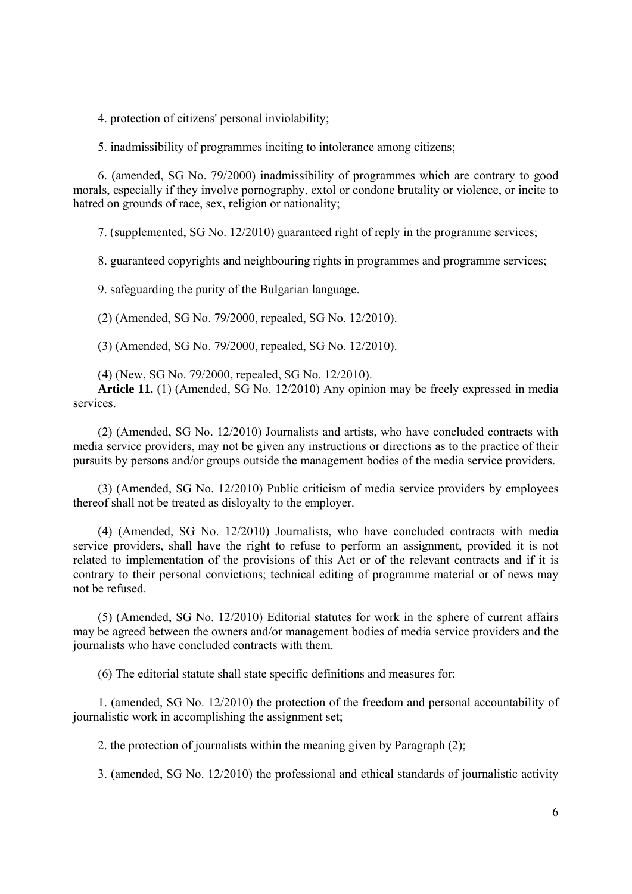4. protection of citizens' personal inviolability;

5. inadmissibility of programmes inciting to intolerance among citizens;

6. (amended, SG No. 79/2000) inadmissibility of programmes which are contrary to good morals, especially if they involve pornography, extol or condone brutality or violence, or incite to hatred on grounds of race, sex, religion or nationality;

7. (supplemented, SG No. 12/2010) guaranteed right of reply in the programme services;

8. guaranteed copyrights and neighbouring rights in programmes and programme services;

9. safeguarding the purity of the Bulgarian language.

(2) (Amended, SG No. 79/2000, repealed, SG No. 12/2010).

(3) (Amended, SG No. 79/2000, repealed, SG No. 12/2010).

(4) (New, SG No. 79/2000, repealed, SG No. 12/2010).

**Article 11.** (1) (Amended, SG No. 12/2010) Any opinion may be freely expressed in media services.

(2) (Amended, SG No. 12/2010) Journalists and artists, who have concluded contracts with media service providers, may not be given any instructions or directions as to the practice of their pursuits by persons and/or groups outside the management bodies of the media service providers.

(3) (Amended, SG No. 12/2010) Public criticism of media service providers by employees thereof shall not be treated as disloyalty to the employer.

(4) (Amended, SG No. 12/2010) Journalists, who have concluded contracts with media service providers, shall have the right to refuse to perform an assignment, provided it is not related to implementation of the provisions of this Act or of the relevant contracts and if it is contrary to their personal convictions; technical editing of programme material or of news may not be refused.

(5) (Amended, SG No. 12/2010) Editorial statutes for work in the sphere of current affairs may be agreed between the owners and/or management bodies of media service providers and the journalists who have concluded contracts with them.

(6) The editorial statute shall state specific definitions and measures for:

1. (amended, SG No. 12/2010) the protection of the freedom and personal accountability of journalistic work in accomplishing the assignment set;

2. the protection of journalists within the meaning given by Paragraph (2);

3. (amended, SG No. 12/2010) the professional and ethical standards of journalistic activity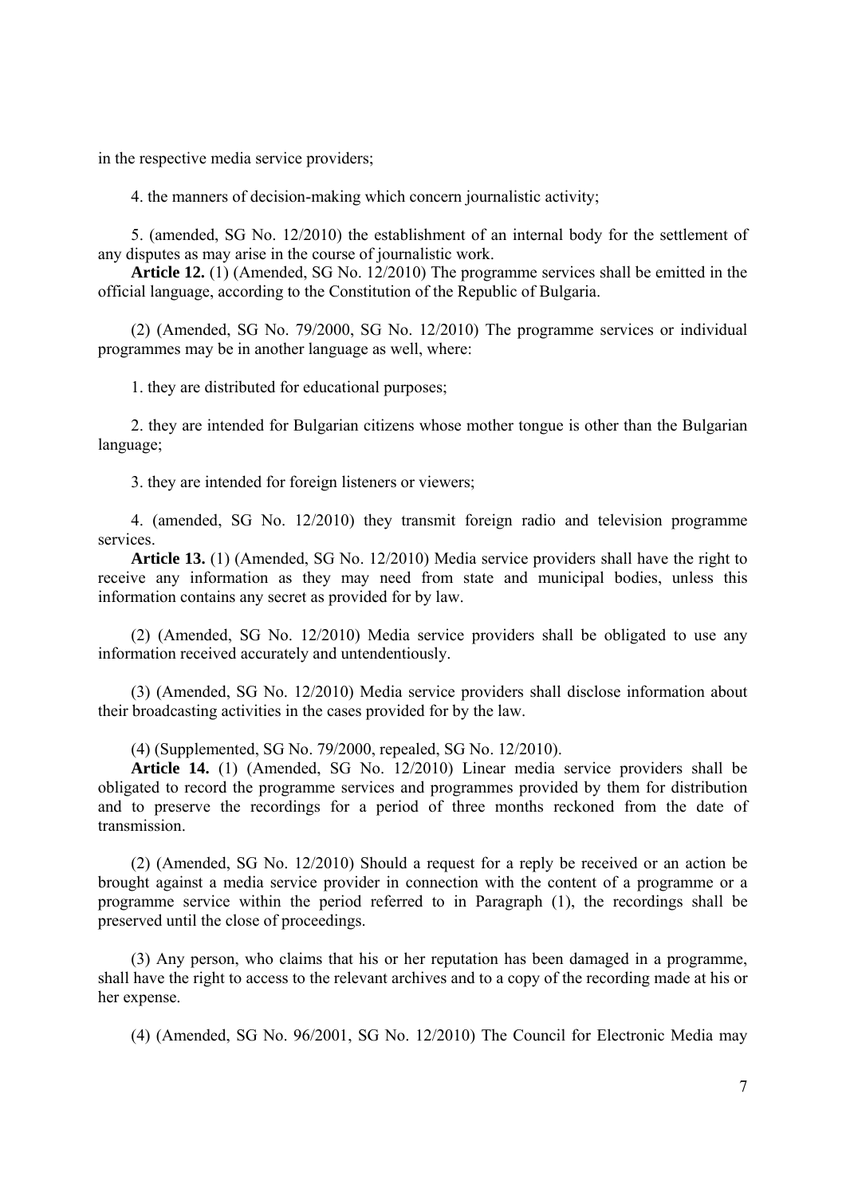in the respective media service providers;

4. the manners of decision-making which concern journalistic activity;

5. (amended, SG No. 12/2010) the establishment of an internal body for the settlement of any disputes as may arise in the course of journalistic work.

**Article 12.** (1) (Amended, SG No. 12/2010) The programme services shall be emitted in the official language, according to the Constitution of the Republic of Bulgaria.

(2) (Amended, SG No. 79/2000, SG No. 12/2010) The programme services or individual programmes may be in another language as well, where:

1. they are distributed for educational purposes;

2. they are intended for Bulgarian citizens whose mother tongue is other than the Bulgarian language;

3. they are intended for foreign listeners or viewers;

4. (amended, SG No. 12/2010) they transmit foreign radio and television programme services.

**Article 13.** (1) (Amended, SG No. 12/2010) Media service providers shall have the right to receive any information as they may need from state and municipal bodies, unless this information contains any secret as provided for by law.

(2) (Amended, SG No. 12/2010) Media service providers shall be obligated to use any information received accurately and untendentiously.

(3) (Amended, SG No. 12/2010) Media service providers shall disclose information about their broadcasting activities in the cases provided for by the law.

(4) (Supplemented, SG No. 79/2000, repealed, SG No. 12/2010).

**Article 14.** (1) (Amended, SG No. 12/2010) Linear media service providers shall be obligated to record the programme services and programmes provided by them for distribution and to preserve the recordings for a period of three months reckoned from the date of transmission.

(2) (Amended, SG No. 12/2010) Should a request for a reply be received or an action be brought against a media service provider in connection with the content of a programme or a programme service within the period referred to in Paragraph (1), the recordings shall be preserved until the close of proceedings.

(3) Any person, who claims that his or her reputation has been damaged in a programme, shall have the right to access to the relevant archives and to a copy of the recording made at his or her expense.

(4) (Amended, SG No. 96/2001, SG No. 12/2010) The Council for Electronic Media may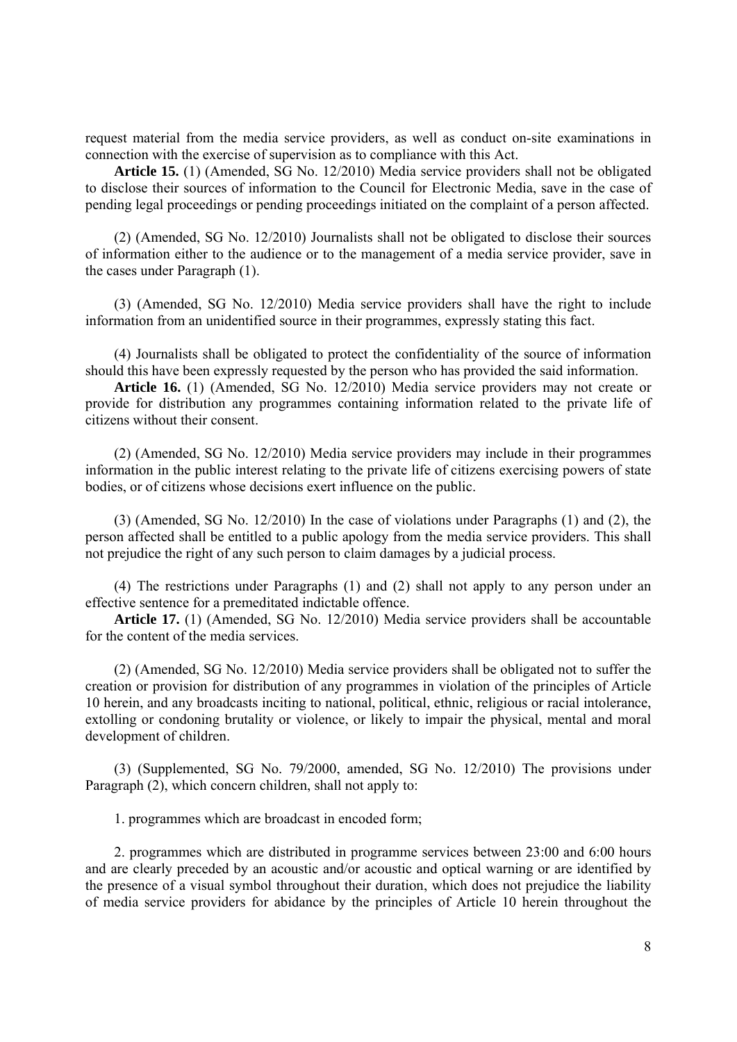request material from the media service providers, as well as conduct on-site examinations in connection with the exercise of supervision as to compliance with this Act.

**Article 15.** (1) (Amended, SG No. 12/2010) Media service providers shall not be obligated to disclose their sources of information to the Council for Electronic Media, save in the case of pending legal proceedings or pending proceedings initiated on the complaint of a person affected.

(2) (Amended, SG No. 12/2010) Journalists shall not be obligated to disclose their sources of information either to the audience or to the management of a media service provider, save in the cases under Paragraph (1).

(3) (Amended, SG No. 12/2010) Media service providers shall have the right to include information from an unidentified source in their programmes, expressly stating this fact.

(4) Journalists shall be obligated to protect the confidentiality of the source of information should this have been expressly requested by the person who has provided the said information.

**Article 16.** (1) (Amended, SG No. 12/2010) Media service providers may not create or provide for distribution any programmes containing information related to the private life of citizens without their consent.

(2) (Amended, SG No. 12/2010) Media service providers may include in their programmes information in the public interest relating to the private life of citizens exercising powers of state bodies, or of citizens whose decisions exert influence on the public.

(3) (Amended, SG No. 12/2010) In the case of violations under Paragraphs (1) and (2), the person affected shall be entitled to a public apology from the media service providers. This shall not prejudice the right of any such person to claim damages by a judicial process.

(4) The restrictions under Paragraphs (1) and (2) shall not apply to any person under an effective sentence for a premeditated indictable offence.

**Article 17.** (1) (Amended, SG No. 12/2010) Media service providers shall be accountable for the content of the media services.

(2) (Amended, SG No. 12/2010) Media service providers shall be obligated not to suffer the creation or provision for distribution of any programmes in violation of the principles of Article 10 herein, and any broadcasts inciting to national, political, ethnic, religious or racial intolerance, extolling or condoning brutality or violence, or likely to impair the physical, mental and moral development of children.

(3) (Supplemented, SG No. 79/2000, amended, SG No. 12/2010) The provisions under Paragraph (2), which concern children, shall not apply to:

1. programmes which are broadcast in encoded form;

2. programmes which are distributed in programme services between 23:00 and 6:00 hours and are clearly preceded by an acoustic and/or acoustic and optical warning or are identified by the presence of a visual symbol throughout their duration, which does not prejudice the liability of media service providers for abidance by the principles of Article 10 herein throughout the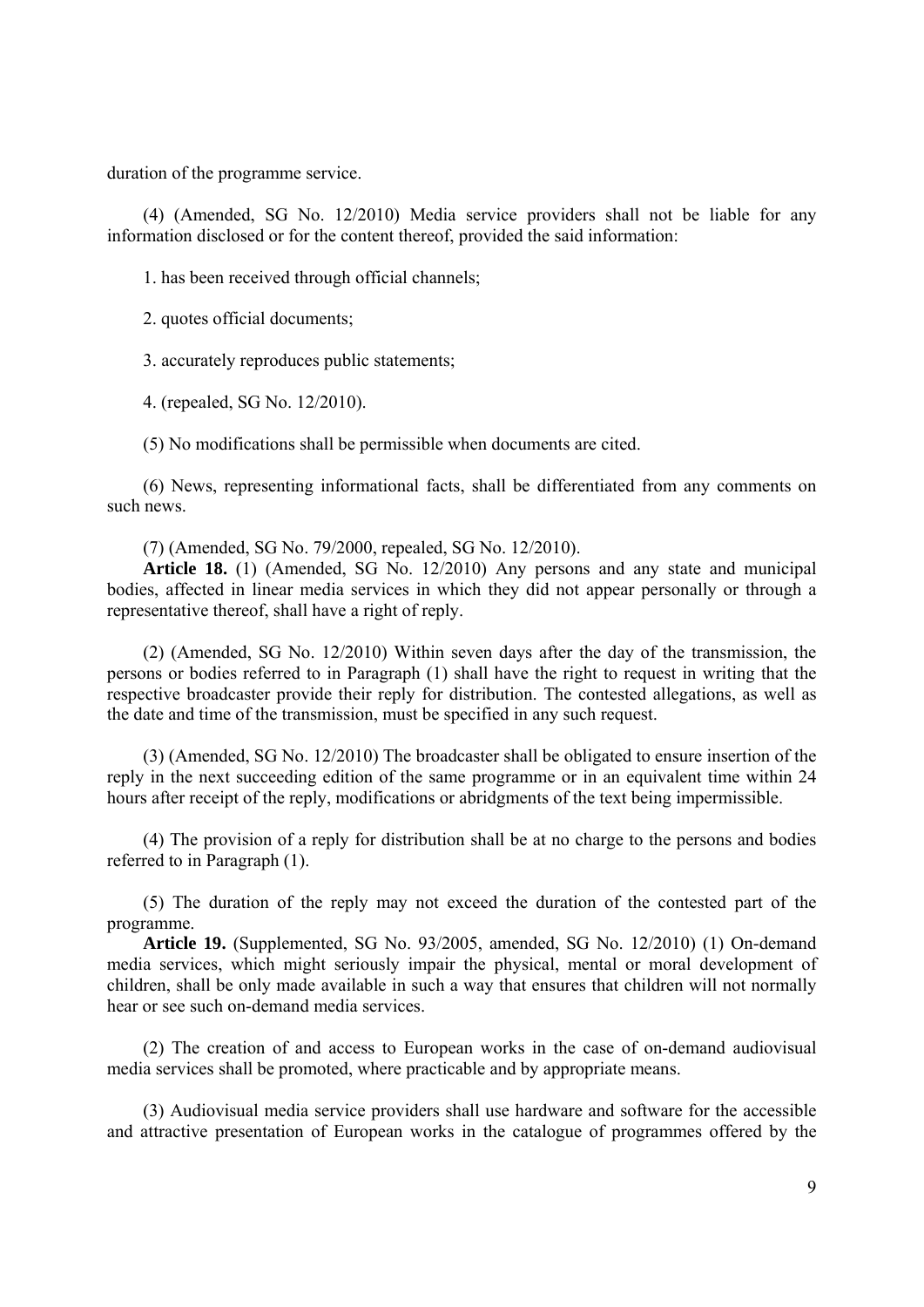duration of the programme service.

(4) (Amended, SG No. 12/2010) Media service providers shall not be liable for any information disclosed or for the content thereof, provided the said information:

1. has been received through official channels;

2. quotes official documents;

3. accurately reproduces public statements;

4. (repealed, SG No. 12/2010).

(5) No modifications shall be permissible when documents are cited.

(6) News, representing informational facts, shall be differentiated from any comments on such news.

(7) (Amended, SG No. 79/2000, repealed, SG No. 12/2010).

**Article 18.** (1) (Amended, SG No. 12/2010) Any persons and any state and municipal bodies, affected in linear media services in which they did not appear personally or through a representative thereof, shall have a right of reply.

(2) (Amended, SG No. 12/2010) Within seven days after the day of the transmission, the persons or bodies referred to in Paragraph (1) shall have the right to request in writing that the respective broadcaster provide their reply for distribution. The contested allegations, as well as the date and time of the transmission, must be specified in any such request.

(3) (Amended, SG No. 12/2010) The broadcaster shall be obligated to ensure insertion of the reply in the next succeeding edition of the same programme or in an equivalent time within 24 hours after receipt of the reply, modifications or abridgments of the text being impermissible.

(4) The provision of a reply for distribution shall be at no charge to the persons and bodies referred to in Paragraph (1).

(5) The duration of the reply may not exceed the duration of the contested part of the programme.

**Article 19.** (Supplemented, SG No. 93/2005, amended, SG No. 12/2010) (1) On-demand media services, which might seriously impair the physical, mental or moral development of children, shall be only made available in such a way that ensures that children will not normally hear or see such on-demand media services.

(2) The creation of and access to European works in the case of on-demand audiovisual media services shall be promoted, where practicable and by appropriate means.

(3) Audiovisual media service providers shall use hardware and software for the accessible and attractive presentation of European works in the catalogue of programmes offered by the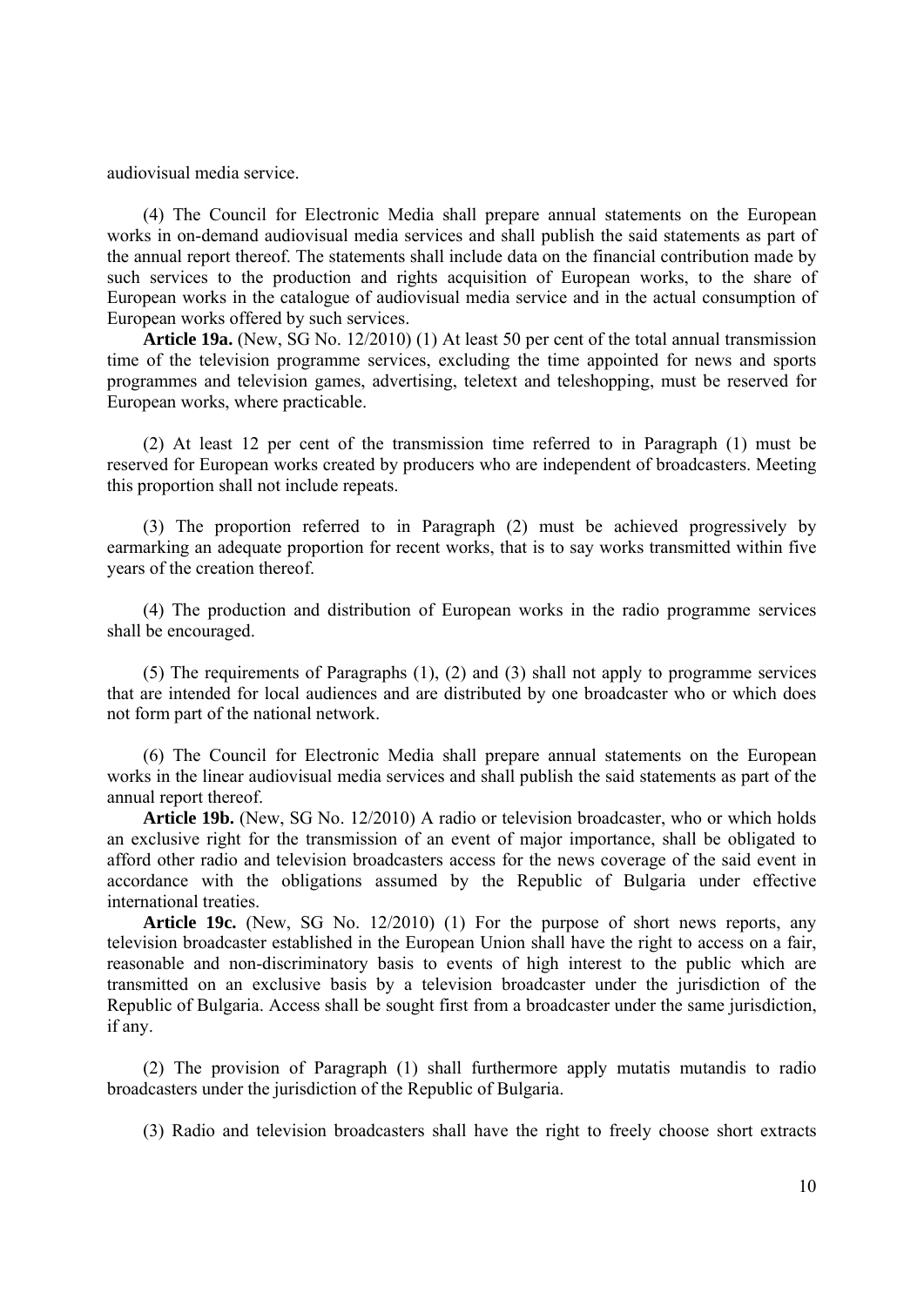audiovisual media service.

(4) The Council for Electronic Media shall prepare annual statements on the European works in on-demand audiovisual media services and shall publish the said statements as part of the annual report thereof. The statements shall include data on the financial contribution made by such services to the production and rights acquisition of European works, to the share of European works in the catalogue of audiovisual media service and in the actual consumption of European works offered by such services.

**Article 19a.** (New, SG No. 12/2010) (1) At least 50 per cent of the total annual transmission time of the television programme services, excluding the time appointed for news and sports programmes and television games, advertising, teletext and teleshopping, must be reserved for European works, where practicable.

(2) At least 12 per cent of the transmission time referred to in Paragraph (1) must be reserved for European works created by producers who are independent of broadcasters. Meeting this proportion shall not include repeats.

(3) The proportion referred to in Paragraph (2) must be achieved progressively by earmarking an adequate proportion for recent works, that is to say works transmitted within five years of the creation thereof.

(4) The production and distribution of European works in the radio programme services shall be encouraged.

(5) The requirements of Paragraphs (1), (2) and (3) shall not apply to programme services that are intended for local audiences and are distributed by one broadcaster who or which does not form part of the national network.

(6) The Council for Electronic Media shall prepare annual statements on the European works in the linear audiovisual media services and shall publish the said statements as part of the annual report thereof.

**Article 19b.** (New, SG No. 12/2010) A radio or television broadcaster, who or which holds an exclusive right for the transmission of an event of major importance, shall be obligated to afford other radio and television broadcasters access for the news coverage of the said event in accordance with the obligations assumed by the Republic of Bulgaria under effective international treaties.

**Article 19c.** (New, SG No. 12/2010) (1) For the purpose of short news reports, any television broadcaster established in the European Union shall have the right to access on a fair, reasonable and non-discriminatory basis to events of high interest to the public which are transmitted on an exclusive basis by a television broadcaster under the jurisdiction of the Republic of Bulgaria. Access shall be sought first from a broadcaster under the same jurisdiction, if any.

(2) The provision of Paragraph (1) shall furthermore apply mutatis mutandis to radio broadcasters under the jurisdiction of the Republic of Bulgaria.

(3) Radio and television broadcasters shall have the right to freely choose short extracts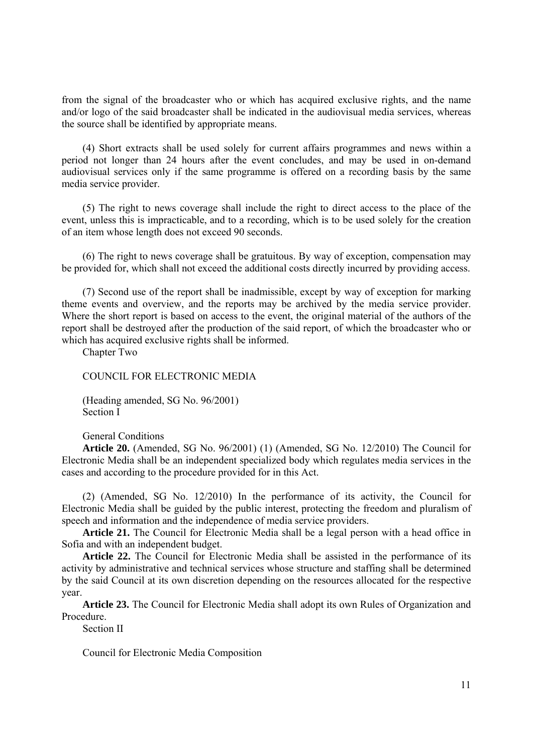from the signal of the broadcaster who or which has acquired exclusive rights, and the name and/or logo of the said broadcaster shall be indicated in the audiovisual media services, whereas the source shall be identified by appropriate means.

(4) Short extracts shall be used solely for current affairs programmes and news within a period not longer than 24 hours after the event concludes, and may be used in on-demand audiovisual services only if the same programme is offered on a recording basis by the same media service provider.

(5) The right to news coverage shall include the right to direct access to the place of the event, unless this is impracticable, and to a recording, which is to be used solely for the creation of an item whose length does not exceed 90 seconds.

(6) The right to news coverage shall be gratuitous. By way of exception, compensation may be provided for, which shall not exceed the additional costs directly incurred by providing access.

(7) Second use of the report shall be inadmissible, except by way of exception for marking theme events and overview, and the reports may be archived by the media service provider. Where the short report is based on access to the event, the original material of the authors of the report shall be destroyed after the production of the said report, of which the broadcaster who or which has acquired exclusive rights shall be informed.

## Chapter Two

## COUNCIL FOR ELECTRONIC MEDIA

(Heading amended, SG No. 96/2001)

### Section I

### General Conditions

**Article 20.** (Amended, SG No. 96/2001) (1) (Amended, SG No. 12/2010) The Council for Electronic Media shall be an independent specialized body which regulates media services in the cases and according to the procedure provided for in this Act.

(2) (Amended, SG No. 12/2010) In the performance of its activity, the Council for Electronic Media shall be guided by the public interest, protecting the freedom and pluralism of speech and information and the independence of media service providers.

**Article 21.** The Council for Electronic Media shall be a legal person with a head office in Sofia and with an independent budget.

**Article 22.** The Council for Electronic Media shall be assisted in the performance of its activity by administrative and technical services whose structure and staffing shall be determined by the said Council at its own discretion depending on the resources allocated for the respective year.

**Article 23.** The Council for Electronic Media shall adopt its own Rules of Organization and Procedure.

### Section II

### Council for Electronic Media Composition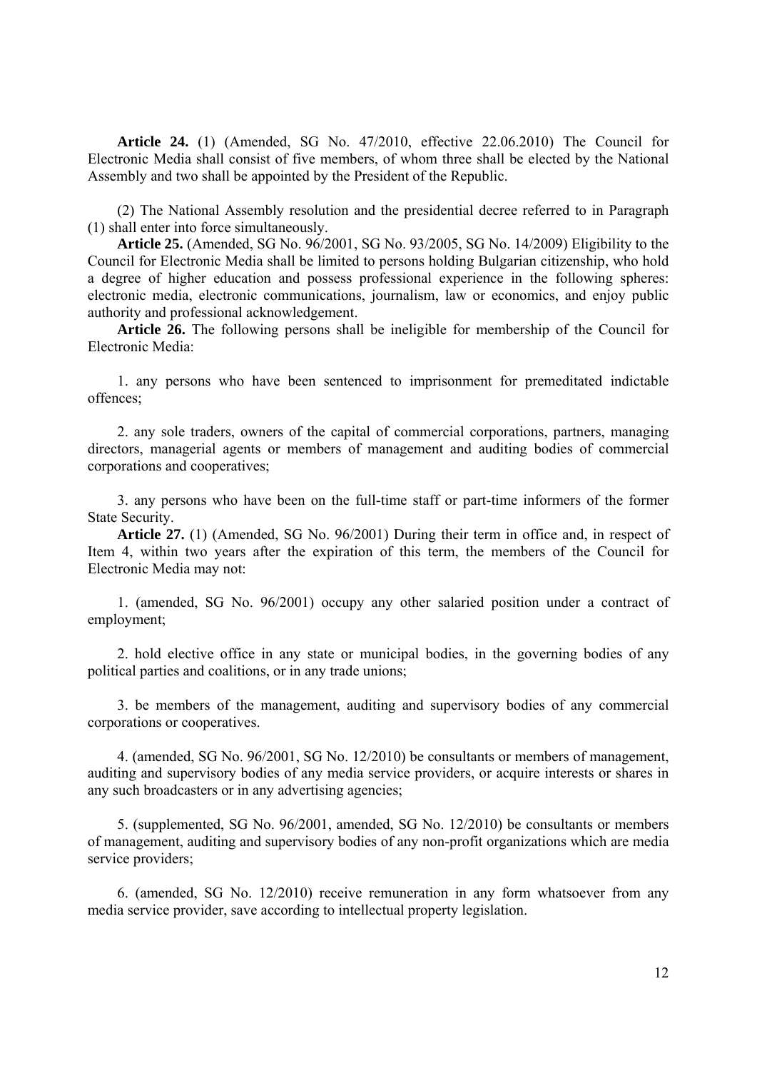**Article 24.** (1) (Amended, SG No. 47/2010, effective 22.06.2010) The Council for Electronic Media shall consist of five members, of whom three shall be elected by the National Assembly and two shall be appointed by the President of the Republic.

(2) The National Assembly resolution and the presidential decree referred to in Paragraph (1) shall enter into force simultaneously.

**Article 25.** (Amended, SG No. 96/2001, SG No. 93/2005, SG No. 14/2009) Eligibility to the Council for Electronic Media shall be limited to persons holding Bulgarian citizenship, who hold a degree of higher education and possess professional experience in the following spheres: electronic media, electronic communications, journalism, law or economics, and enjoy public authority and professional acknowledgement.

**Article 26.** The following persons shall be ineligible for membership of the Council for Electronic Media:

1. any persons who have been sentenced to imprisonment for premeditated indictable offences;

2. any sole traders, owners of the capital of commercial corporations, partners, managing directors, managerial agents or members of management and auditing bodies of commercial corporations and cooperatives;

3. any persons who have been on the full-time staff or part-time informers of the former State Security.

**Article 27.** (1) (Amended, SG No. 96/2001) During their term in office and, in respect of Item 4, within two years after the expiration of this term, the members of the Council for Electronic Media may not:

1. (amended, SG No. 96/2001) occupy any other salaried position under a contract of employment;

2. hold elective office in any state or municipal bodies, in the governing bodies of any political parties and coalitions, or in any trade unions;

3. be members of the management, auditing and supervisory bodies of any commercial corporations or cooperatives.

4. (amended, SG No. 96/2001, SG No. 12/2010) be consultants or members of management, auditing and supervisory bodies of any media service providers, or acquire interests or shares in any such broadcasters or in any advertising agencies;

5. (supplemented, SG No. 96/2001, amended, SG No. 12/2010) be consultants or members of management, auditing and supervisory bodies of any non-profit organizations which are media service providers;

6. (amended, SG No. 12/2010) receive remuneration in any form whatsoever from any media service provider, save according to intellectual property legislation.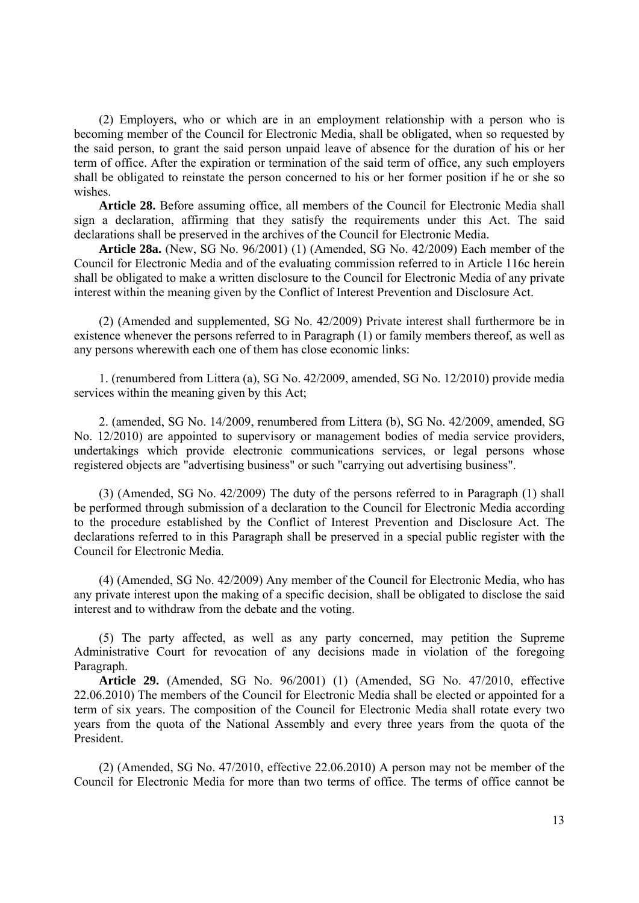(2) Employers, who or which are in an employment relationship with a person who is becoming member of the Council for Electronic Media, shall be obligated, when so requested by the said person, to grant the said person unpaid leave of absence for the duration of his or her term of office. After the expiration or termination of the said term of office, any such employers shall be obligated to reinstate the person concerned to his or her former position if he or she so wishes.

**Article 28.** Before assuming office, all members of the Council for Electronic Media shall sign a declaration, affirming that they satisfy the requirements under this Act. The said declarations shall be preserved in the archives of the Council for Electronic Media.

**Article 28a.** (New, SG No. 96/2001) (1) (Amended, SG No. 42/2009) Each member of the Council for Electronic Media and of the evaluating commission referred to in Article 116c herein shall be obligated to make a written disclosure to the Council for Electronic Media of any private interest within the meaning given by the Conflict of Interest Prevention and Disclosure Act.

(2) (Amended and supplemented, SG No. 42/2009) Private interest shall furthermore be in existence whenever the persons referred to in Paragraph (1) or family members thereof, as well as any persons wherewith each one of them has close economic links:

1. (renumbered from Littera (a), SG No. 42/2009, amended, SG No. 12/2010) provide media services within the meaning given by this Act;

2. (amended, SG No. 14/2009, renumbered from Littera (b), SG No. 42/2009, amended, SG No. 12/2010) are appointed to supervisory or management bodies of media service providers, undertakings which provide electronic communications services, or legal persons whose registered objects are "advertising business" or such "carrying out advertising business".

(3) (Amended, SG No. 42/2009) The duty of the persons referred to in Paragraph (1) shall be performed through submission of a declaration to the Council for Electronic Media according to the procedure established by the Conflict of Interest Prevention and Disclosure Act. The declarations referred to in this Paragraph shall be preserved in a special public register with the Council for Electronic Media.

(4) (Amended, SG No. 42/2009) Any member of the Council for Electronic Media, who has any private interest upon the making of a specific decision, shall be obligated to disclose the said interest and to withdraw from the debate and the voting.

(5) The party affected, as well as any party concerned, may petition the Supreme Administrative Court for revocation of any decisions made in violation of the foregoing Paragraph.

**Article 29.** (Amended, SG No. 96/2001) (1) (Amended, SG No. 47/2010, effective 22.06.2010) The members of the Council for Electronic Media shall be elected or appointed for a term of six years. The composition of the Council for Electronic Media shall rotate every two years from the quota of the National Assembly and every three years from the quota of the President.

(2) (Amended, SG No. 47/2010, effective 22.06.2010) A person may not be member of the Council for Electronic Media for more than two terms of office. The terms of office cannot be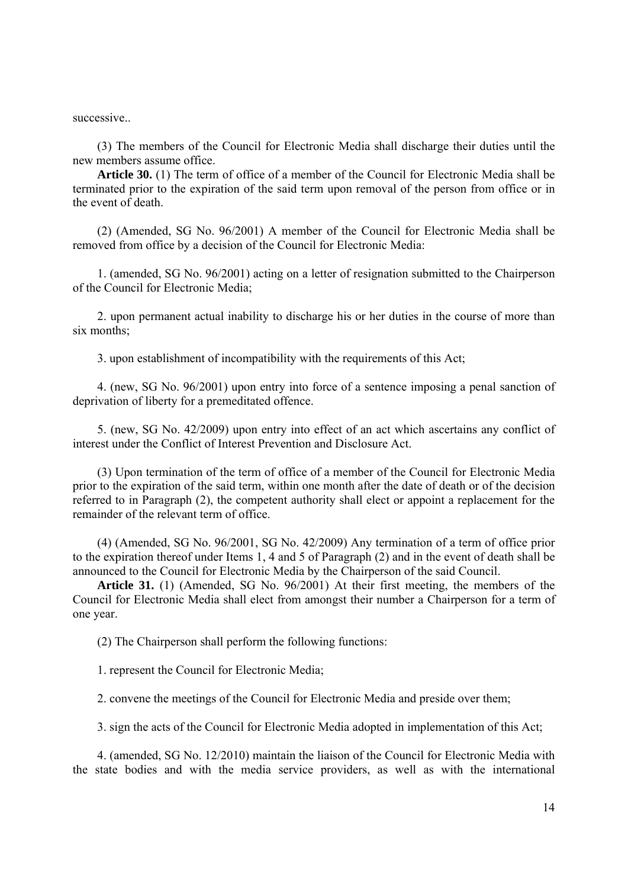successive..

(3) The members of the Council for Electronic Media shall discharge their duties until the new members assume office.

**Article 30.** (1) The term of office of a member of the Council for Electronic Media shall be terminated prior to the expiration of the said term upon removal of the person from office or in the event of death.

(2) (Amended, SG No. 96/2001) A member of the Council for Electronic Media shall be removed from office by a decision of the Council for Electronic Media:

1. (amended, SG No. 96/2001) acting on a letter of resignation submitted to the Chairperson of the Council for Electronic Media;

2. upon permanent actual inability to discharge his or her duties in the course of more than six months;

3. upon establishment of incompatibility with the requirements of this Act;

4. (new, SG No. 96/2001) upon entry into force of a sentence imposing a penal sanction of deprivation of liberty for a premeditated offence.

5. (new, SG No. 42/2009) upon entry into effect of an act which ascertains any conflict of interest under the Conflict of Interest Prevention and Disclosure Act.

(3) Upon termination of the term of office of a member of the Council for Electronic Media prior to the expiration of the said term, within one month after the date of death or of the decision referred to in Paragraph (2), the competent authority shall elect or appoint a replacement for the remainder of the relevant term of office.

(4) (Amended, SG No. 96/2001, SG No. 42/2009) Any termination of a term of office prior to the expiration thereof under Items 1, 4 and 5 of Paragraph (2) and in the event of death shall be announced to the Council for Electronic Media by the Chairperson of the said Council.

**Article 31.** (1) (Amended, SG No. 96/2001) At their first meeting, the members of the Council for Electronic Media shall elect from amongst their number a Chairperson for a term of one year.

(2) The Chairperson shall perform the following functions:

1. represent the Council for Electronic Media;

2. convene the meetings of the Council for Electronic Media and preside over them;

3. sign the acts of the Council for Electronic Media adopted in implementation of this Act;

4. (amended, SG No. 12/2010) maintain the liaison of the Council for Electronic Media with the state bodies and with the media service providers, as well as with the international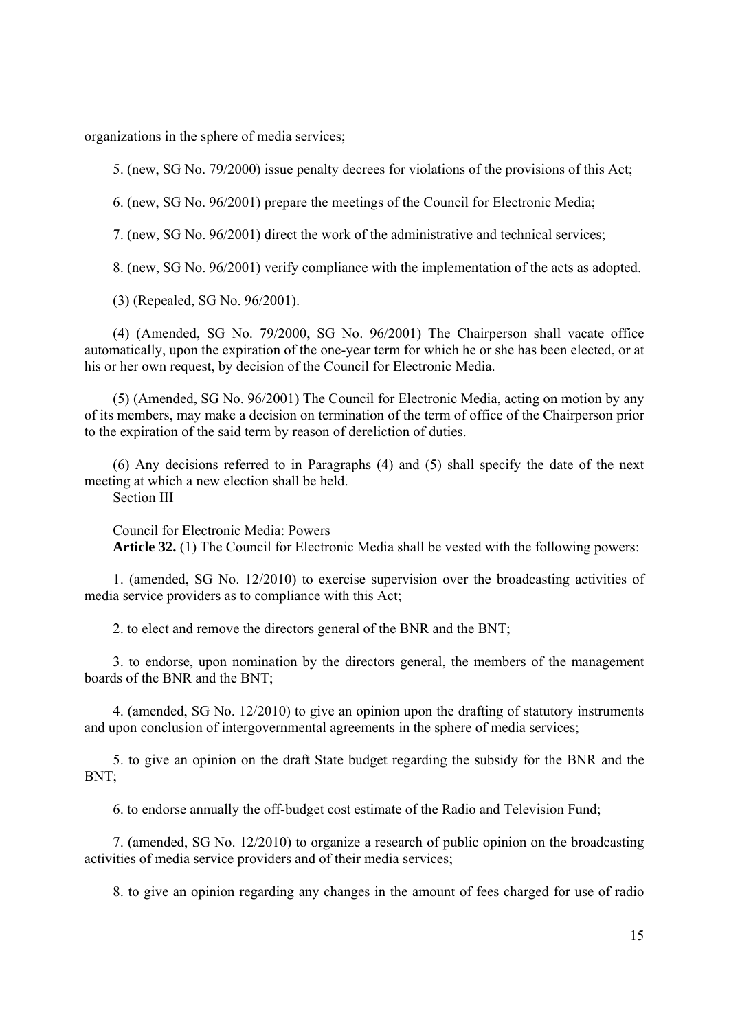organizations in the sphere of media services;

5. (new, SG No. 79/2000) issue penalty decrees for violations of the provisions of this Act;

6. (new, SG No. 96/2001) prepare the meetings of the Council for Electronic Media;

7. (new, SG No. 96/2001) direct the work of the administrative and technical services;

8. (new, SG No. 96/2001) verify compliance with the implementation of the acts as adopted.

(3) (Repealed, SG No. 96/2001).

(4) (Amended, SG No. 79/2000, SG No. 96/2001) The Chairperson shall vacate office automatically, upon the expiration of the one-year term for which he or she has been elected, or at his or her own request, by decision of the Council for Electronic Media.

(5) (Amended, SG No. 96/2001) The Council for Electronic Media, acting on motion by any of its members, may make a decision on termination of the term of office of the Chairperson prior to the expiration of the said term by reason of dereliction of duties.

(6) Any decisions referred to in Paragraphs (4) and (5) shall specify the date of the next meeting at which a new election shall be held.

Section III

Council for Electronic Media: Powers

**Article 32.** (1) The Council for Electronic Media shall be vested with the following powers:

1. (amended, SG No. 12/2010) to exercise supervision over the broadcasting activities of media service providers as to compliance with this Act;

2. to elect and remove the directors general of the BNR and the BNT;

3. to endorse, upon nomination by the directors general, the members of the management boards of the BNR and the BNT;

4. (amended, SG No. 12/2010) to give an opinion upon the drafting of statutory instruments and upon conclusion of intergovernmental agreements in the sphere of media services;

5. to give an opinion on the draft State budget regarding the subsidy for the BNR and the BNT;

6. to endorse annually the off-budget cost estimate of the Radio and Television Fund;

7. (amended, SG No. 12/2010) to organize a research of public opinion on the broadcasting activities of media service providers and of their media services;

8. to give an opinion regarding any changes in the amount of fees charged for use of radio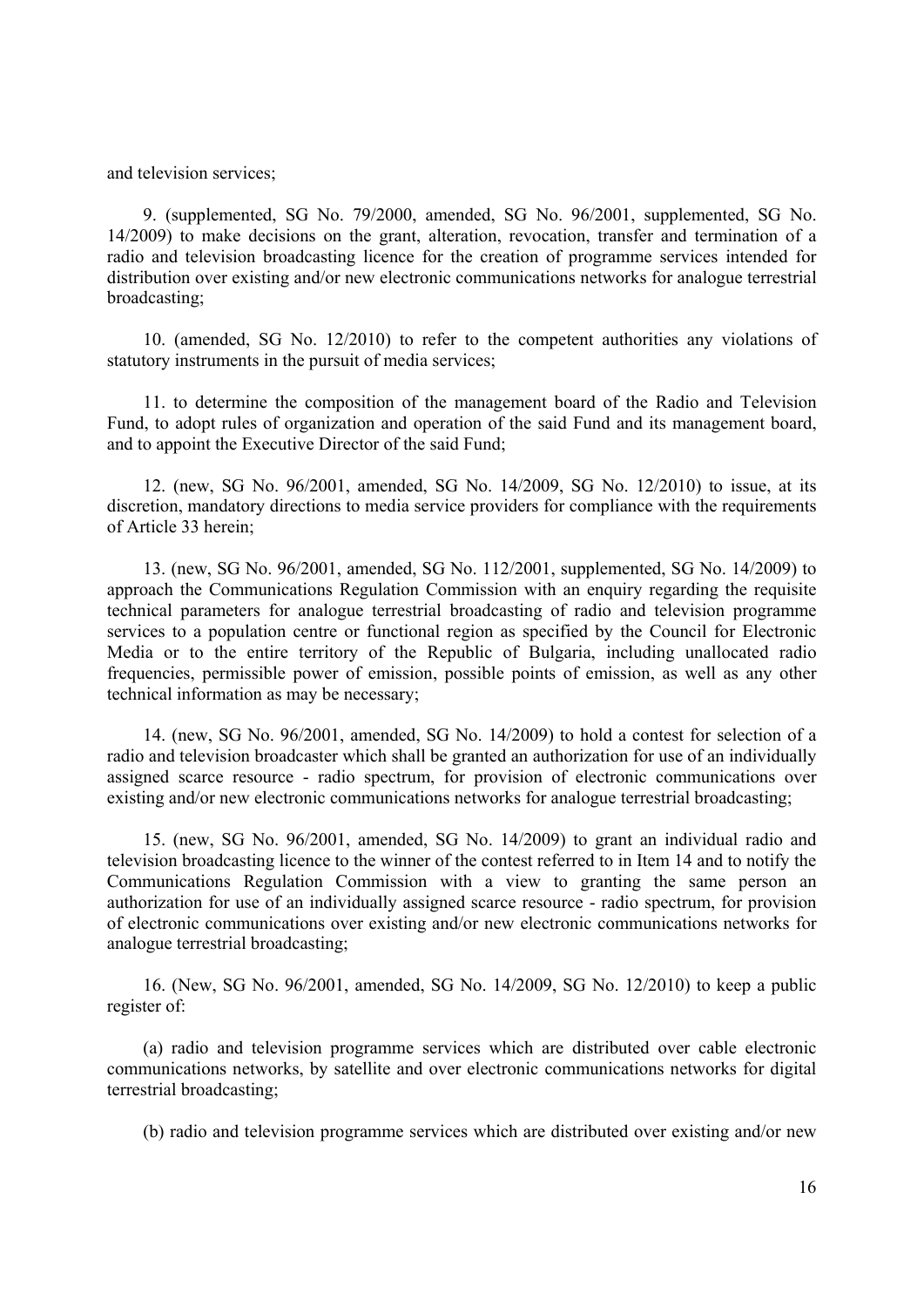and television services;

9. (supplemented, SG No. 79/2000, amended, SG No. 96/2001, supplemented, SG No. 14/2009) to make decisions on the grant, alteration, revocation, transfer and termination of a radio and television broadcasting licence for the creation of programme services intended for distribution over existing and/or new electronic communications networks for analogue terrestrial broadcasting;

10. (amended, SG No. 12/2010) to refer to the competent authorities any violations of statutory instruments in the pursuit of media services;

11. to determine the composition of the management board of the Radio and Television Fund, to adopt rules of organization and operation of the said Fund and its management board, and to appoint the Executive Director of the said Fund;

12. (new, SG No. 96/2001, amended, SG No. 14/2009, SG No. 12/2010) to issue, at its discretion, mandatory directions to media service providers for compliance with the requirements of Article 33 herein;

13. (new, SG No. 96/2001, amended, SG No. 112/2001, supplemented, SG No. 14/2009) to approach the Communications Regulation Commission with an enquiry regarding the requisite technical parameters for analogue terrestrial broadcasting of radio and television programme services to a population centre or functional region as specified by the Council for Electronic Media or to the entire territory of the Republic of Bulgaria, including unallocated radio frequencies, permissible power of emission, possible points of emission, as well as any other technical information as may be necessary;

14. (new, SG No. 96/2001, amended, SG No. 14/2009) to hold a contest for selection of a radio and television broadcaster which shall be granted an authorization for use of an individually assigned scarce resource - radio spectrum, for provision of electronic communications over existing and/or new electronic communications networks for analogue terrestrial broadcasting;

15. (new, SG No. 96/2001, amended, SG No. 14/2009) to grant an individual radio and television broadcasting licence to the winner of the contest referred to in Item 14 and to notify the Communications Regulation Commission with a view to granting the same person an authorization for use of an individually assigned scarce resource - radio spectrum, for provision of electronic communications over existing and/or new electronic communications networks for analogue terrestrial broadcasting;

16. (New, SG No. 96/2001, amended, SG No. 14/2009, SG No. 12/2010) to keep a public register of:

(a) radio and television programme services which are distributed over cable electronic communications networks, by satellite and over electronic communications networks for digital terrestrial broadcasting;

(b) radio and television programme services which are distributed over existing and/or new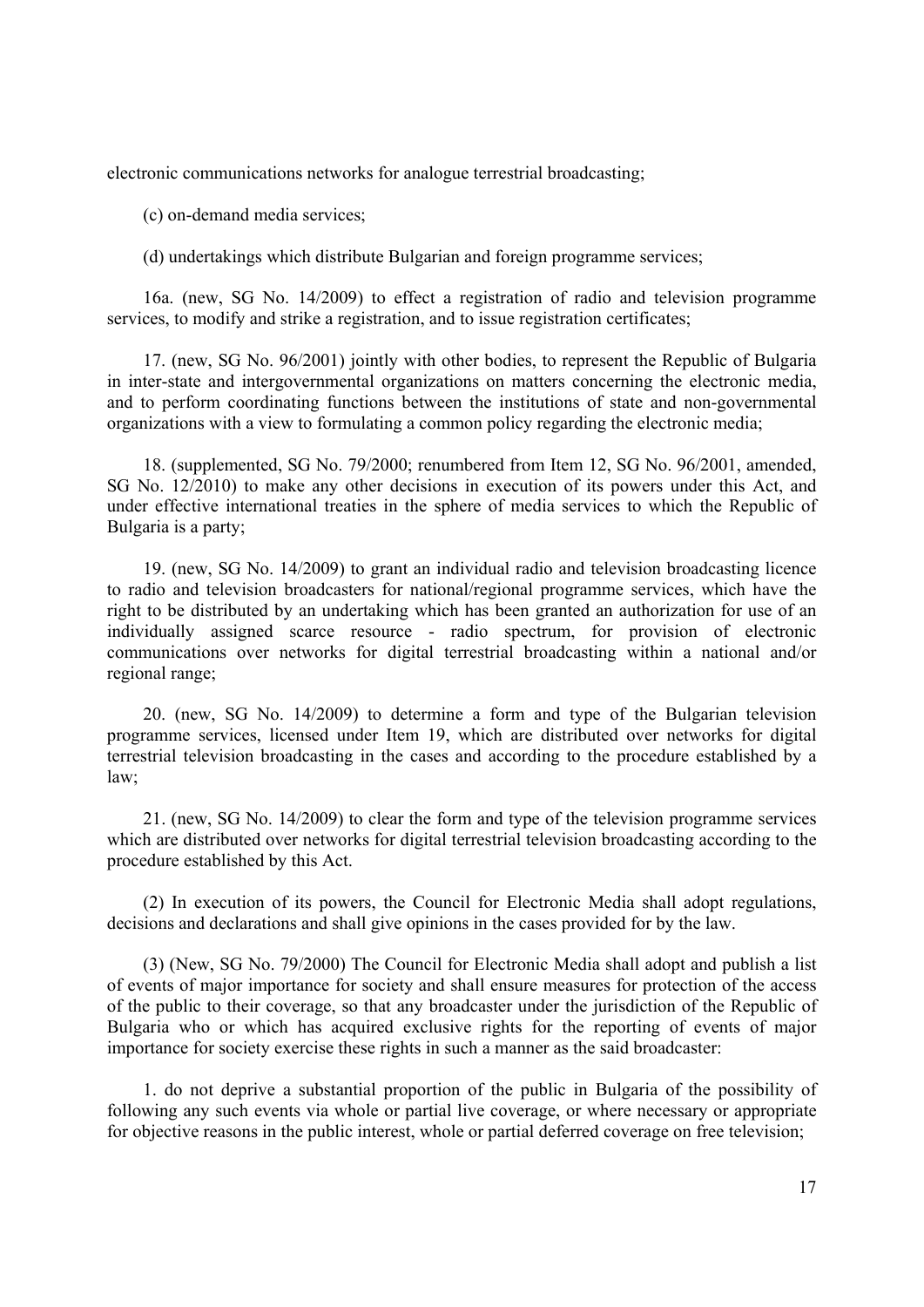electronic communications networks for analogue terrestrial broadcasting;

(c) on-demand media services;

(d) undertakings which distribute Bulgarian and foreign programme services;

16a. (new, SG No. 14/2009) to effect a registration of radio and television programme services, to modify and strike a registration, and to issue registration certificates;

17. (new, SG No. 96/2001) jointly with other bodies, to represent the Republic of Bulgaria in inter-state and intergovernmental organizations on matters concerning the electronic media, and to perform coordinating functions between the institutions of state and non-governmental organizations with a view to formulating a common policy regarding the electronic media;

18. (supplemented, SG No. 79/2000; renumbered from Item 12, SG No. 96/2001, amended, SG No. 12/2010) to make any other decisions in execution of its powers under this Act, and under effective international treaties in the sphere of media services to which the Republic of Bulgaria is a party;

19. (new, SG No. 14/2009) to grant an individual radio and television broadcasting licence to radio and television broadcasters for national/regional programme services, which have the right to be distributed by an undertaking which has been granted an authorization for use of an individually assigned scarce resource - radio spectrum, for provision of electronic communications over networks for digital terrestrial broadcasting within a national and/or regional range;

20. (new, SG No. 14/2009) to determine a form and type of the Bulgarian television programme services, licensed under Item 19, which are distributed over networks for digital terrestrial television broadcasting in the cases and according to the procedure established by a law;

21. (new, SG No. 14/2009) to clear the form and type of the television programme services which are distributed over networks for digital terrestrial television broadcasting according to the procedure established by this Act.

(2) In execution of its powers, the Council for Electronic Media shall adopt regulations, decisions and declarations and shall give opinions in the cases provided for by the law.

(3) (New, SG No. 79/2000) The Council for Electronic Media shall adopt and publish a list of events of major importance for society and shall ensure measures for protection of the access of the public to their coverage, so that any broadcaster under the jurisdiction of the Republic of Bulgaria who or which has acquired exclusive rights for the reporting of events of major importance for society exercise these rights in such a manner as the said broadcaster:

1. do not deprive a substantial proportion of the public in Bulgaria of the possibility of following any such events via whole or partial live coverage, or where necessary or appropriate for objective reasons in the public interest, whole or partial deferred coverage on free television;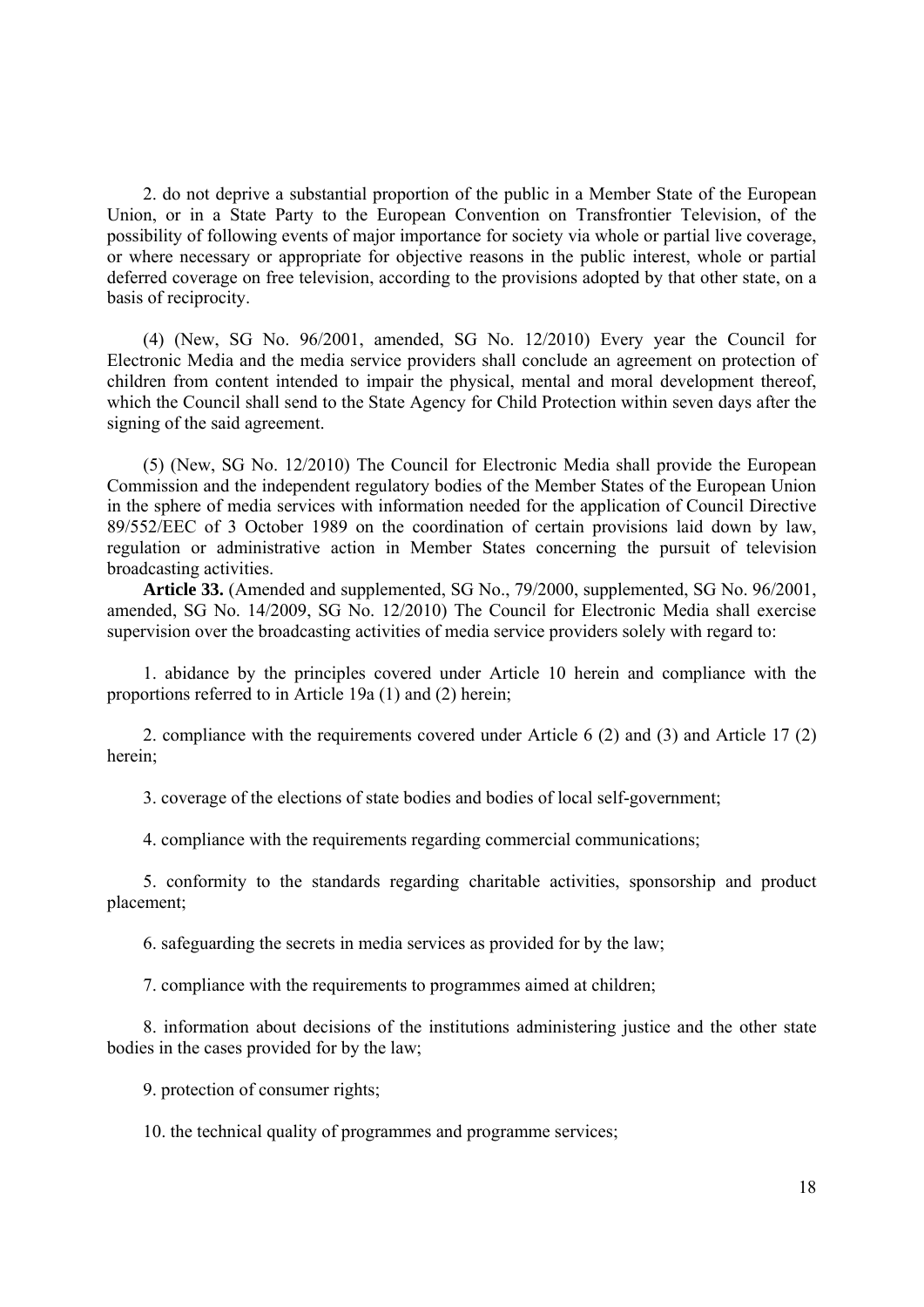2. do not deprive a substantial proportion of the public in a Member State of the European Union, or in a State Party to the European Convention on Transfrontier Television, of the possibility of following events of major importance for society via whole or partial live coverage, or where necessary or appropriate for objective reasons in the public interest, whole or partial deferred coverage on free television, according to the provisions adopted by that other state, on a basis of reciprocity.

(4) (New, SG No. 96/2001, amended, SG No. 12/2010) Every year the Council for Electronic Media and the media service providers shall conclude an agreement on protection of children from content intended to impair the physical, mental and moral development thereof, which the Council shall send to the State Agency for Child Protection within seven days after the signing of the said agreement.

(5) (New, SG No. 12/2010) The Council for Electronic Media shall provide the European Commission and the independent regulatory bodies of the Member States of the European Union in the sphere of media services with information needed for the application of Council Directive 89/552/EEC of 3 October 1989 on the coordination of certain provisions laid down by law, regulation or administrative action in Member States concerning the pursuit of television broadcasting activities.

**Article 33.** (Amended and supplemented, SG No., 79/2000, supplemented, SG No. 96/2001, amended, SG No. 14/2009, SG No. 12/2010) The Council for Electronic Media shall exercise supervision over the broadcasting activities of media service providers solely with regard to:

1. abidance by the principles covered under Article 10 herein and compliance with the proportions referred to in Article 19a (1) and (2) herein;

2. compliance with the requirements covered under Article 6 (2) and (3) and Article 17 (2) herein;

3. coverage of the elections of state bodies and bodies of local self-government;

4. compliance with the requirements regarding commercial communications;

5. conformity to the standards regarding charitable activities, sponsorship and product placement;

6. safeguarding the secrets in media services as provided for by the law;

7. compliance with the requirements to programmes aimed at children;

8. information about decisions of the institutions administering justice and the other state bodies in the cases provided for by the law;

9. protection of consumer rights;

10. the technical quality of programmes and programme services;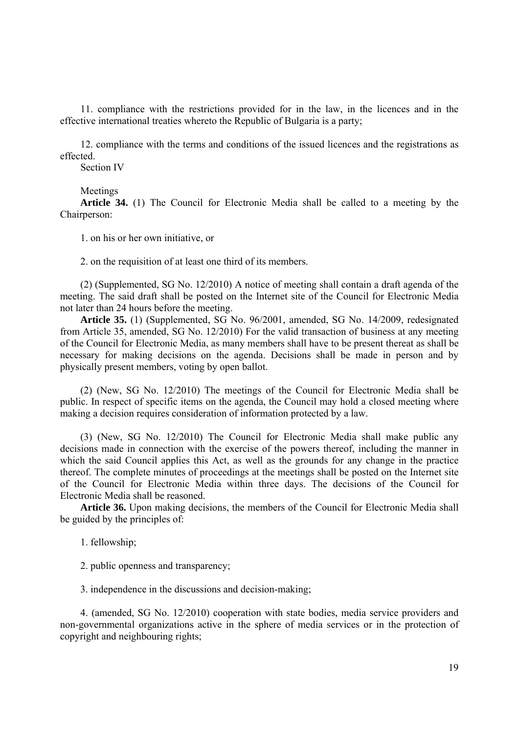11. compliance with the restrictions provided for in the law, in the licences and in the effective international treaties whereto the Republic of Bulgaria is a party;

12. compliance with the terms and conditions of the issued licences and the registrations as effected.

Section IV

Meetings

**Article 34.** (1) The Council for Electronic Media shall be called to a meeting by the Chairperson:

1. on his or her own initiative, or

2. on the requisition of at least one third of its members.

(2) (Supplemented, SG No. 12/2010) A notice of meeting shall contain a draft agenda of the meeting. The said draft shall be posted on the Internet site of the Council for Electronic Media not later than 24 hours before the meeting.

**Article 35.** (1) (Supplemented, SG No. 96/2001, amended, SG No. 14/2009, redesignated from Article 35, amended, SG No. 12/2010) For the valid transaction of business at any meeting of the Council for Electronic Media, as many members shall have to be present thereat as shall be necessary for making decisions on the agenda. Decisions shall be made in person and by physically present members, voting by open ballot.

(2) (New, SG No. 12/2010) The meetings of the Council for Electronic Media shall be public. In respect of specific items on the agenda, the Council may hold a closed meeting where making a decision requires consideration of information protected by a law.

(3) (New, SG No. 12/2010) The Council for Electronic Media shall make public any decisions made in connection with the exercise of the powers thereof, including the manner in which the said Council applies this Act, as well as the grounds for any change in the practice thereof. The complete minutes of proceedings at the meetings shall be posted on the Internet site of the Council for Electronic Media within three days. The decisions of the Council for Electronic Media shall be reasoned.

**Article 36.** Upon making decisions, the members of the Council for Electronic Media shall be guided by the principles of:

1. fellowship;

2. public openness and transparency;

3. independence in the discussions and decision-making;

4. (amended, SG No. 12/2010) cooperation with state bodies, media service providers and non-governmental organizations active in the sphere of media services or in the protection of copyright and neighbouring rights;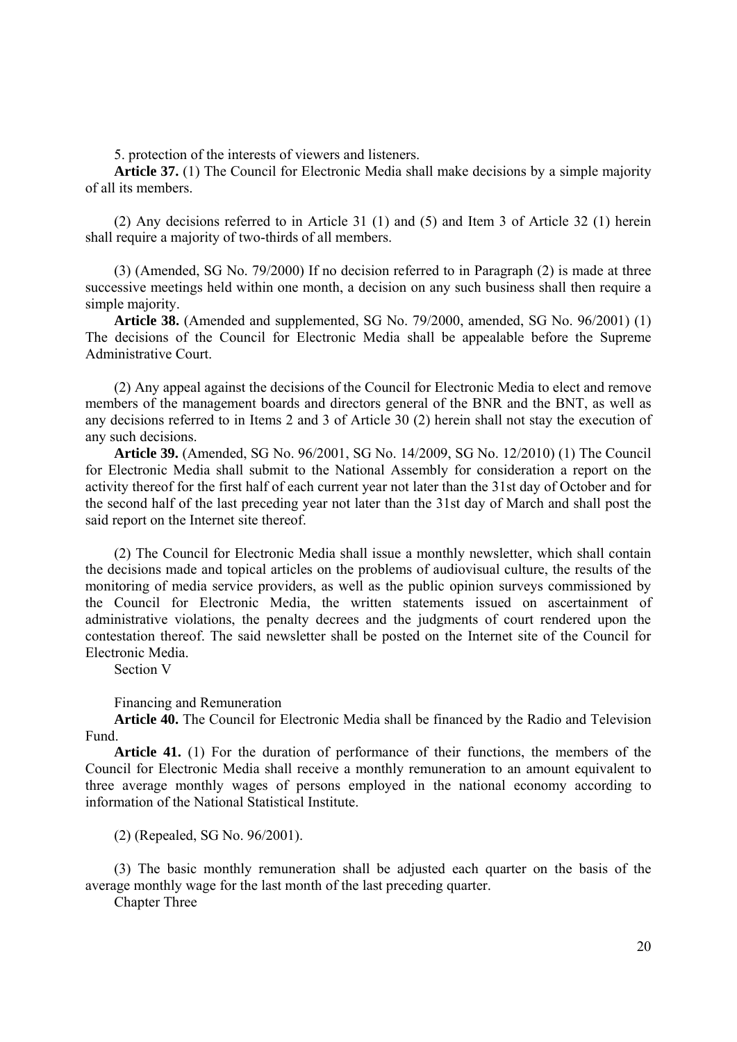5. protection of the interests of viewers and listeners.

**Article 37.** (1) The Council for Electronic Media shall make decisions by a simple majority of all its members.

(2) Any decisions referred to in Article 31 (1) and (5) and Item 3 of Article 32 (1) herein shall require a majority of two-thirds of all members.

(3) (Amended, SG No. 79/2000) If no decision referred to in Paragraph (2) is made at three successive meetings held within one month, a decision on any such business shall then require a simple majority.

**Article 38.** (Amended and supplemented, SG No. 79/2000, amended, SG No. 96/2001) (1) The decisions of the Council for Electronic Media shall be appealable before the Supreme Administrative Court.

(2) Any appeal against the decisions of the Council for Electronic Media to elect and remove members of the management boards and directors general of the BNR and the BNT, as well as any decisions referred to in Items 2 and 3 of Article 30 (2) herein shall not stay the execution of any such decisions.

**Article 39.** (Amended, SG No. 96/2001, SG No. 14/2009, SG No. 12/2010) (1) The Council for Electronic Media shall submit to the National Assembly for consideration a report on the activity thereof for the first half of each current year not later than the 31st day of October and for the second half of the last preceding year not later than the 31st day of March and shall post the said report on the Internet site thereof.

(2) The Council for Electronic Media shall issue a monthly newsletter, which shall contain the decisions made and topical articles on the problems of audiovisual culture, the results of the monitoring of media service providers, as well as the public opinion surveys commissioned by the Council for Electronic Media, the written statements issued on ascertainment of administrative violations, the penalty decrees and the judgments of court rendered upon the contestation thereof. The said newsletter shall be posted on the Internet site of the Council for Electronic Media.

Section V

Financing and Remuneration

**Article 40.** The Council for Electronic Media shall be financed by the Radio and Television Fund.

**Article 41.** (1) For the duration of performance of their functions, the members of the Council for Electronic Media shall receive a monthly remuneration to an amount equivalent to three average monthly wages of persons employed in the national economy according to information of the National Statistical Institute.

(2) (Repealed, SG No. 96/2001).

(3) The basic monthly remuneration shall be adjusted each quarter on the basis of the average monthly wage for the last month of the last preceding quarter.

Chapter Three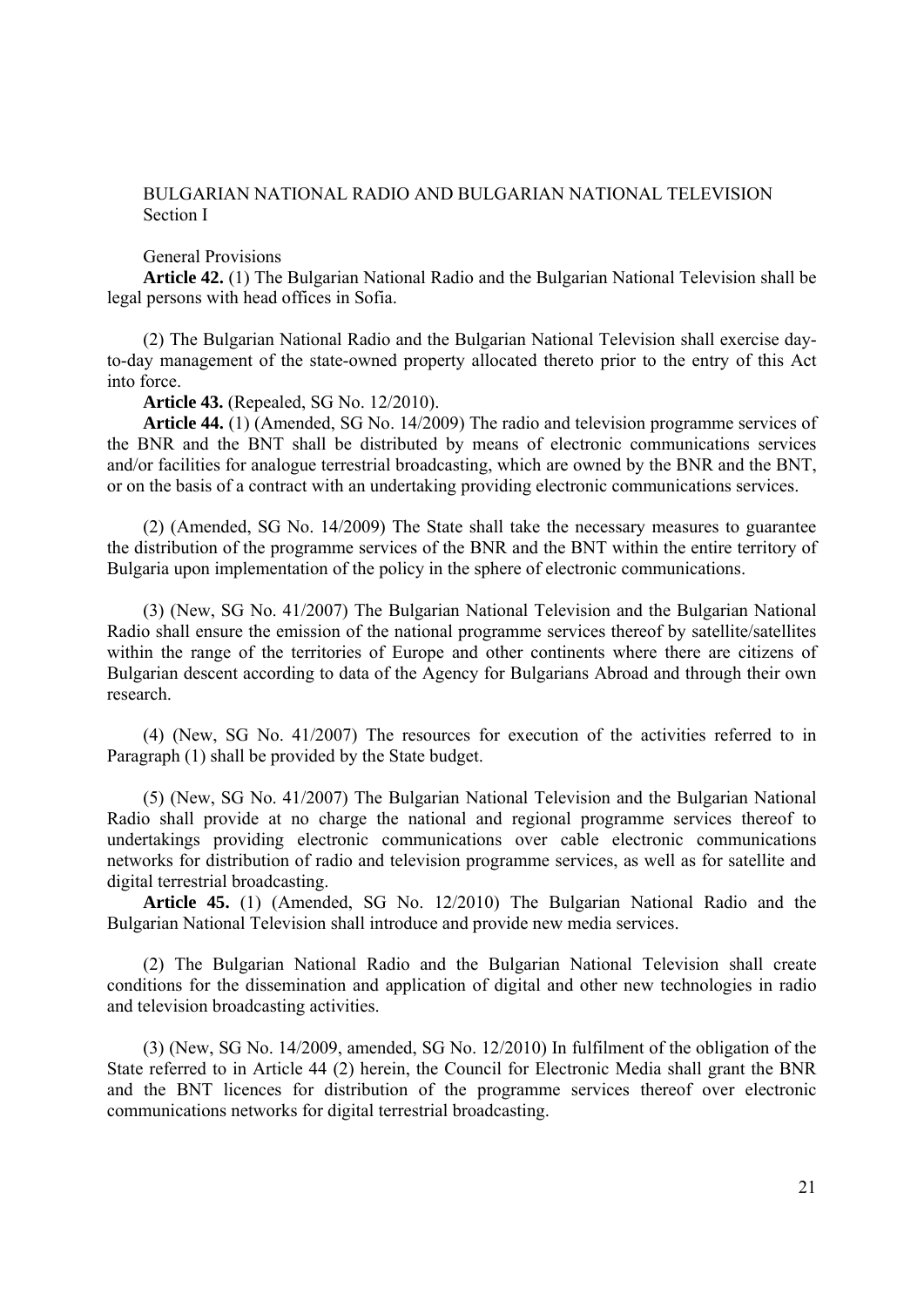BULGARIAN NATIONAL RADIO AND BULGARIAN NATIONAL TELEVISION
Section I

General Provisions

**Article 42.** (1) The Bulgarian National Radio and the Bulgarian National Television shall be legal persons with head offices in Sofia.

(2) The Bulgarian National Radio and the Bulgarian National Television shall exercise day-to-day management of the state-owned property allocated thereto prior to the entry of this Act into force.

**Article 43.** (Repealed, SG No. 12/2010).

**Article 44.** (1) (Amended, SG No. 14/2009) The radio and television programme services of the BNR and the BNT shall be distributed by means of electronic communications services and/or facilities for analogue terrestrial broadcasting, which are owned by the BNR and the BNT, or on the basis of a contract with an undertaking providing electronic communications services.

(2) (Amended, SG No. 14/2009) The State shall take the necessary measures to guarantee the distribution of the programme services of the BNR and the BNT within the entire territory of Bulgaria upon implementation of the policy in the sphere of electronic communications.

(3) (New, SG No. 41/2007) The Bulgarian National Television and the Bulgarian National Radio shall ensure the emission of the national programme services thereof by satellite/satellites within the range of the territories of Europe and other continents where there are citizens of Bulgarian descent according to data of the Agency for Bulgarians Abroad and through their own research.

(4) (New, SG No. 41/2007) The resources for execution of the activities referred to in Paragraph (1) shall be provided by the State budget.

(5) (New, SG No. 41/2007) The Bulgarian National Television and the Bulgarian National Radio shall provide at no charge the national and regional programme services thereof to undertakings providing electronic communications over cable electronic communications networks for distribution of radio and television programme services, as well as for satellite and digital terrestrial broadcasting.

**Article 45.** (1) (Amended, SG No. 12/2010) The Bulgarian National Radio and the Bulgarian National Television shall introduce and provide new media services.

(2) The Bulgarian National Radio and the Bulgarian National Television shall create conditions for the dissemination and application of digital and other new technologies in radio and television broadcasting activities.

(3) (New, SG No. 14/2009, amended, SG No. 12/2010) In fulfilment of the obligation of the State referred to in Article 44 (2) herein, the Council for Electronic Media shall grant the BNR and the BNT licences for distribution of the programme services thereof over electronic communications networks for digital terrestrial broadcasting.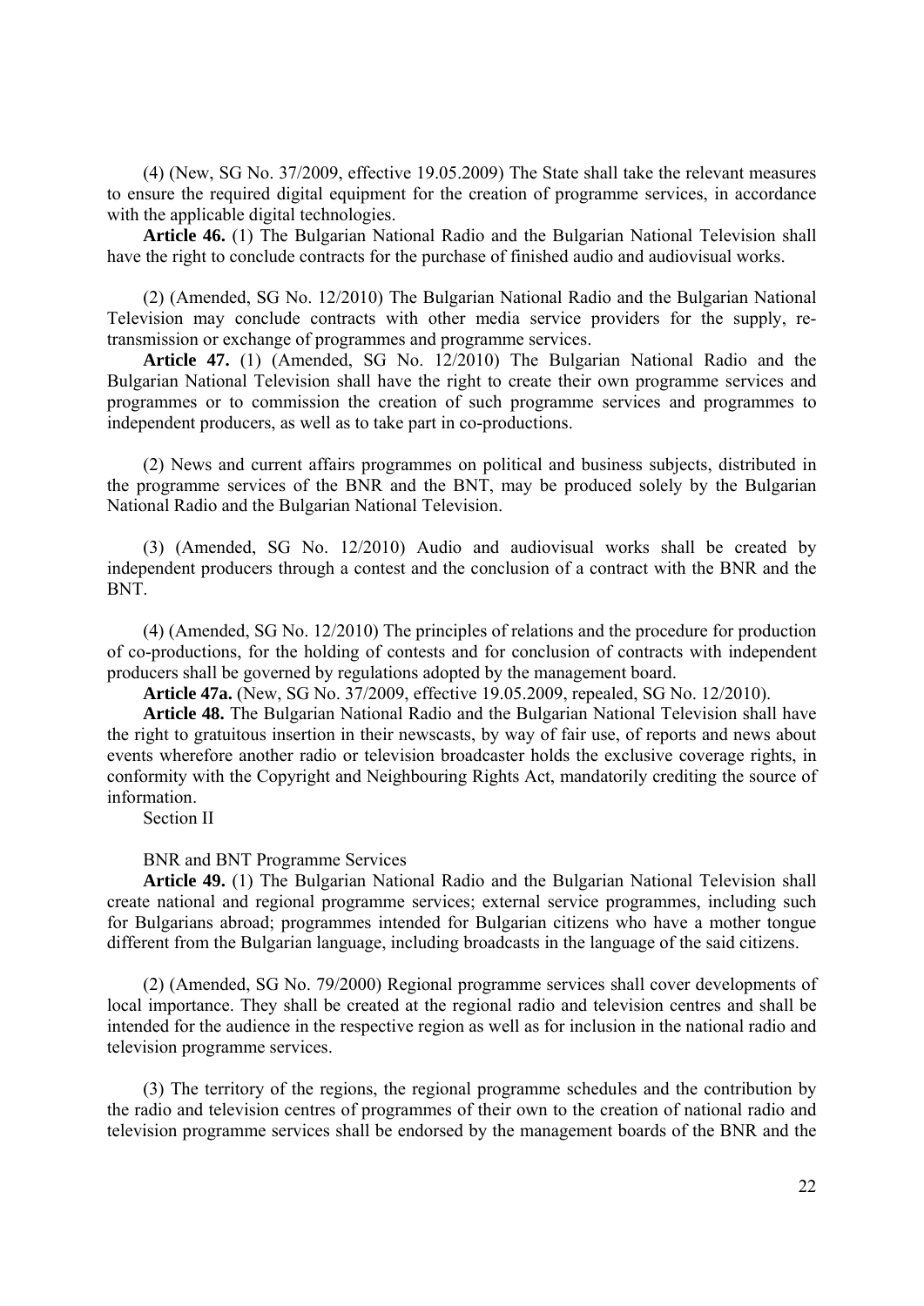(4) (New, SG No. 37/2009, effective 19.05.2009) The State shall take the relevant measures to ensure the required digital equipment for the creation of programme services, in accordance with the applicable digital technologies.

**Article 46.** (1) The Bulgarian National Radio and the Bulgarian National Television shall have the right to conclude contracts for the purchase of finished audio and audiovisual works.

(2) (Amended, SG No. 12/2010) The Bulgarian National Radio and the Bulgarian National Television may conclude contracts with other media service providers for the supply, re-transmission or exchange of programmes and programme services.

**Article 47.** (1) (Amended, SG No. 12/2010) The Bulgarian National Radio and the Bulgarian National Television shall have the right to create their own programme services and programmes or to commission the creation of such programme services and programmes to independent producers, as well as to take part in co-productions.

(2) News and current affairs programmes on political and business subjects, distributed in the programme services of the BNR and the BNT, may be produced solely by the Bulgarian National Radio and the Bulgarian National Television.

(3) (Amended, SG No. 12/2010) Audio and audiovisual works shall be created by independent producers through a contest and the conclusion of a contract with the BNR and the BNT.

(4) (Amended, SG No. 12/2010) The principles of relations and the procedure for production of co-productions, for the holding of contests and for conclusion of contracts with independent producers shall be governed by regulations adopted by the management board.

**Article 47a.** (New, SG No. 37/2009, effective 19.05.2009, repealed, SG No. 12/2010).

**Article 48.** The Bulgarian National Radio and the Bulgarian National Television shall have the right to gratuitous insertion in their newscasts, by way of fair use, of reports and news about events wherefore another radio or television broadcaster holds the exclusive coverage rights, in conformity with the Copyright and Neighbouring Rights Act, mandatorily crediting the source of information.

Section II

BNR and BNT Programme Services

**Article 49.** (1) The Bulgarian National Radio and the Bulgarian National Television shall create national and regional programme services; external service programmes, including such for Bulgarians abroad; programmes intended for Bulgarian citizens who have a mother tongue different from the Bulgarian language, including broadcasts in the language of the said citizens.

(2) (Amended, SG No. 79/2000) Regional programme services shall cover developments of local importance. They shall be created at the regional radio and television centres and shall be intended for the audience in the respective region as well as for inclusion in the national radio and television programme services.

(3) The territory of the regions, the regional programme schedules and the contribution by the radio and television centres of programmes of their own to the creation of national radio and television programme services shall be endorsed by the management boards of the BNR and the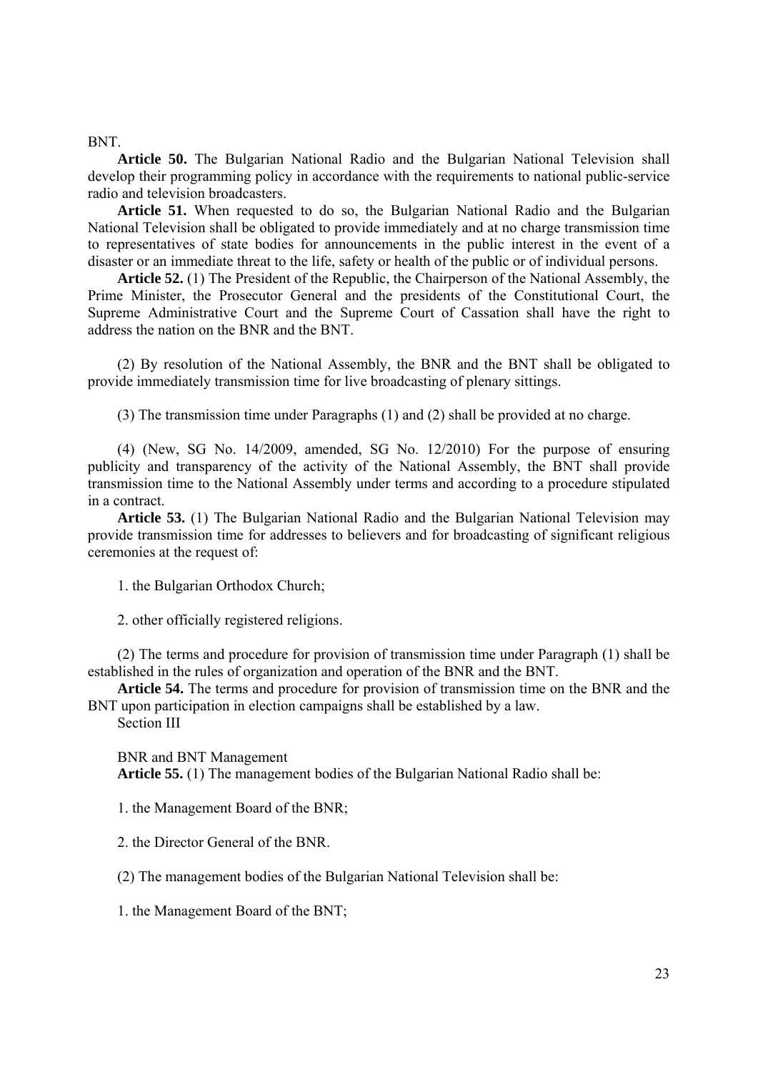BNT.

**Article 50.** The Bulgarian National Radio and the Bulgarian National Television shall develop their programming policy in accordance with the requirements to national public-service radio and television broadcasters.

**Article 51.** When requested to do so, the Bulgarian National Radio and the Bulgarian National Television shall be obligated to provide immediately and at no charge transmission time to representatives of state bodies for announcements in the public interest in the event of a disaster or an immediate threat to the life, safety or health of the public or of individual persons.

**Article 52.** (1) The President of the Republic, the Chairperson of the National Assembly, the Prime Minister, the Prosecutor General and the presidents of the Constitutional Court, the Supreme Administrative Court and the Supreme Court of Cassation shall have the right to address the nation on the BNR and the BNT.

(2) By resolution of the National Assembly, the BNR and the BNT shall be obligated to provide immediately transmission time for live broadcasting of plenary sittings.

(3) The transmission time under Paragraphs (1) and (2) shall be provided at no charge.

(4) (New, SG No. 14/2009, amended, SG No. 12/2010) For the purpose of ensuring publicity and transparency of the activity of the National Assembly, the BNT shall provide transmission time to the National Assembly under terms and according to a procedure stipulated in a contract.

**Article 53.** (1) The Bulgarian National Radio and the Bulgarian National Television may provide transmission time for addresses to believers and for broadcasting of significant religious ceremonies at the request of:

1. the Bulgarian Orthodox Church;

2. other officially registered religions.

(2) The terms and procedure for provision of transmission time under Paragraph (1) shall be established in the rules of organization and operation of the BNR and the BNT.

**Article 54.** The terms and procedure for provision of transmission time on the BNR and the BNT upon participation in election campaigns shall be established by a law.

Section III

BNR and BNT Management

**Article 55.** (1) The management bodies of the Bulgarian National Radio shall be:

1. the Management Board of the BNR;

2. the Director General of the BNR.

(2) The management bodies of the Bulgarian National Television shall be:

1. the Management Board of the BNT;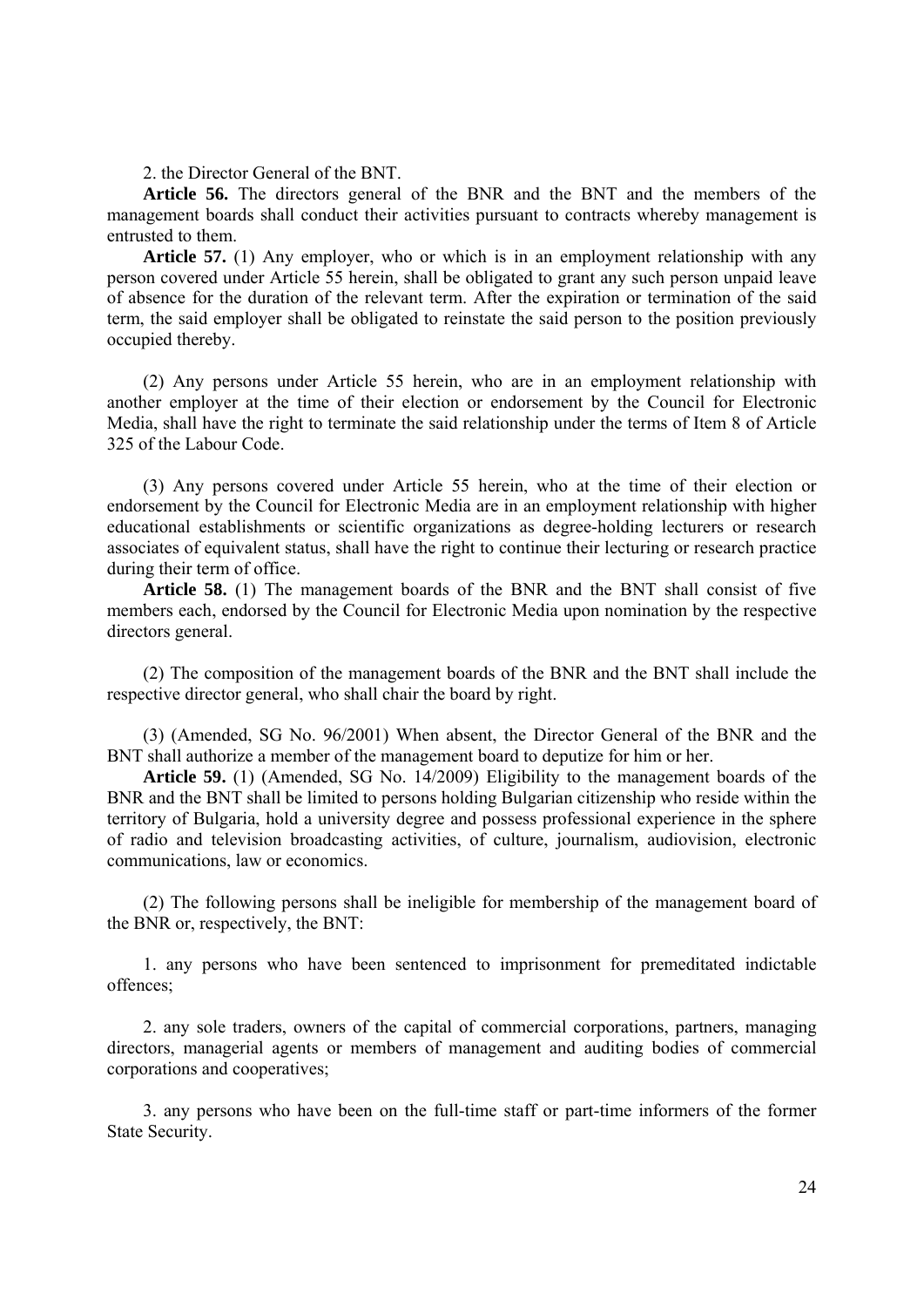2. the Director General of the BNT.

**Article 56.** The directors general of the BNR and the BNT and the members of the management boards shall conduct their activities pursuant to contracts whereby management is entrusted to them.

**Article 57.** (1) Any employer, who or which is in an employment relationship with any person covered under Article 55 herein, shall be obligated to grant any such person unpaid leave of absence for the duration of the relevant term. After the expiration or termination of the said term, the said employer shall be obligated to reinstate the said person to the position previously occupied thereby.

(2) Any persons under Article 55 herein, who are in an employment relationship with another employer at the time of their election or endorsement by the Council for Electronic Media, shall have the right to terminate the said relationship under the terms of Item 8 of Article 325 of the Labour Code.

(3) Any persons covered under Article 55 herein, who at the time of their election or endorsement by the Council for Electronic Media are in an employment relationship with higher educational establishments or scientific organizations as degree-holding lecturers or research associates of equivalent status, shall have the right to continue their lecturing or research practice during their term of office.

**Article 58.** (1) The management boards of the BNR and the BNT shall consist of five members each, endorsed by the Council for Electronic Media upon nomination by the respective directors general.

(2) The composition of the management boards of the BNR and the BNT shall include the respective director general, who shall chair the board by right.

(3) (Amended, SG No. 96/2001) When absent, the Director General of the BNR and the BNT shall authorize a member of the management board to deputize for him or her.

**Article 59.** (1) (Amended, SG No. 14/2009) Eligibility to the management boards of the BNR and the BNT shall be limited to persons holding Bulgarian citizenship who reside within the territory of Bulgaria, hold a university degree and possess professional experience in the sphere of radio and television broadcasting activities, of culture, journalism, audiovision, electronic communications, law or economics.

(2) The following persons shall be ineligible for membership of the management board of the BNR or, respectively, the BNT:

1. any persons who have been sentenced to imprisonment for premeditated indictable offences;

2. any sole traders, owners of the capital of commercial corporations, partners, managing directors, managerial agents or members of management and auditing bodies of commercial corporations and cooperatives;

3. any persons who have been on the full-time staff or part-time informers of the former State Security.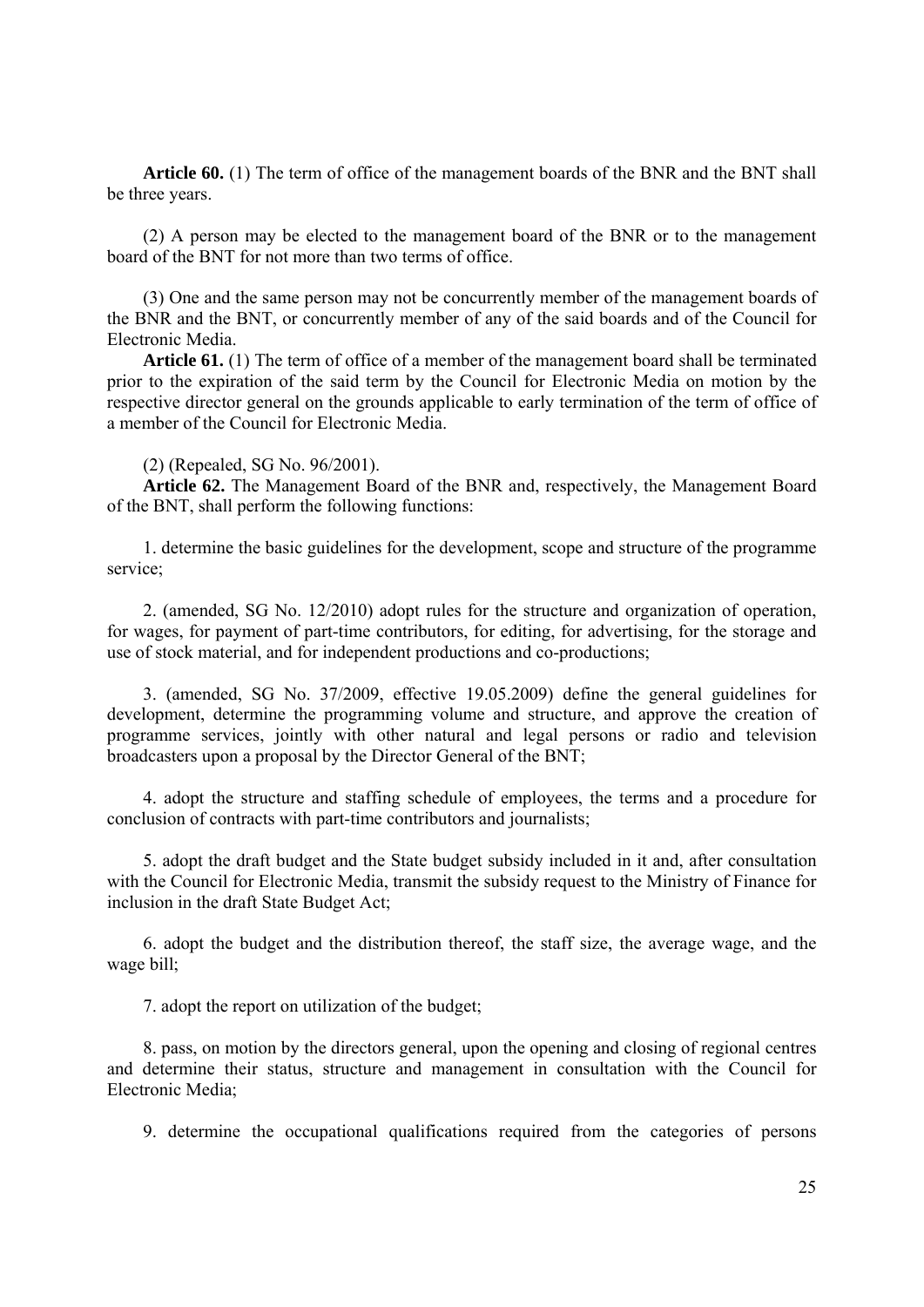**Article 60.** (1) The term of office of the management boards of the BNR and the BNT shall be three years.

(2) A person may be elected to the management board of the BNR or to the management board of the BNT for not more than two terms of office.

(3) One and the same person may not be concurrently member of the management boards of the BNR and the BNT, or concurrently member of any of the said boards and of the Council for Electronic Media.

**Article 61.** (1) The term of office of a member of the management board shall be terminated prior to the expiration of the said term by the Council for Electronic Media on motion by the respective director general on the grounds applicable to early termination of the term of office of a member of the Council for Electronic Media.

(2) (Repealed, SG No. 96/2001).

**Article 62.** The Management Board of the BNR and, respectively, the Management Board of the BNT, shall perform the following functions:

1. determine the basic guidelines for the development, scope and structure of the programme service;

2. (amended, SG No. 12/2010) adopt rules for the structure and organization of operation, for wages, for payment of part-time contributors, for editing, for advertising, for the storage and use of stock material, and for independent productions and co-productions;

3. (amended, SG No. 37/2009, effective 19.05.2009) define the general guidelines for development, determine the programming volume and structure, and approve the creation of programme services, jointly with other natural and legal persons or radio and television broadcasters upon a proposal by the Director General of the BNT;

4. adopt the structure and staffing schedule of employees, the terms and a procedure for conclusion of contracts with part-time contributors and journalists;

5. adopt the draft budget and the State budget subsidy included in it and, after consultation with the Council for Electronic Media, transmit the subsidy request to the Ministry of Finance for inclusion in the draft State Budget Act;

6. adopt the budget and the distribution thereof, the staff size, the average wage, and the wage bill;

7. adopt the report on utilization of the budget;

8. pass, on motion by the directors general, upon the opening and closing of regional centres and determine their status, structure and management in consultation with the Council for Electronic Media;

9. determine the occupational qualifications required from the categories of persons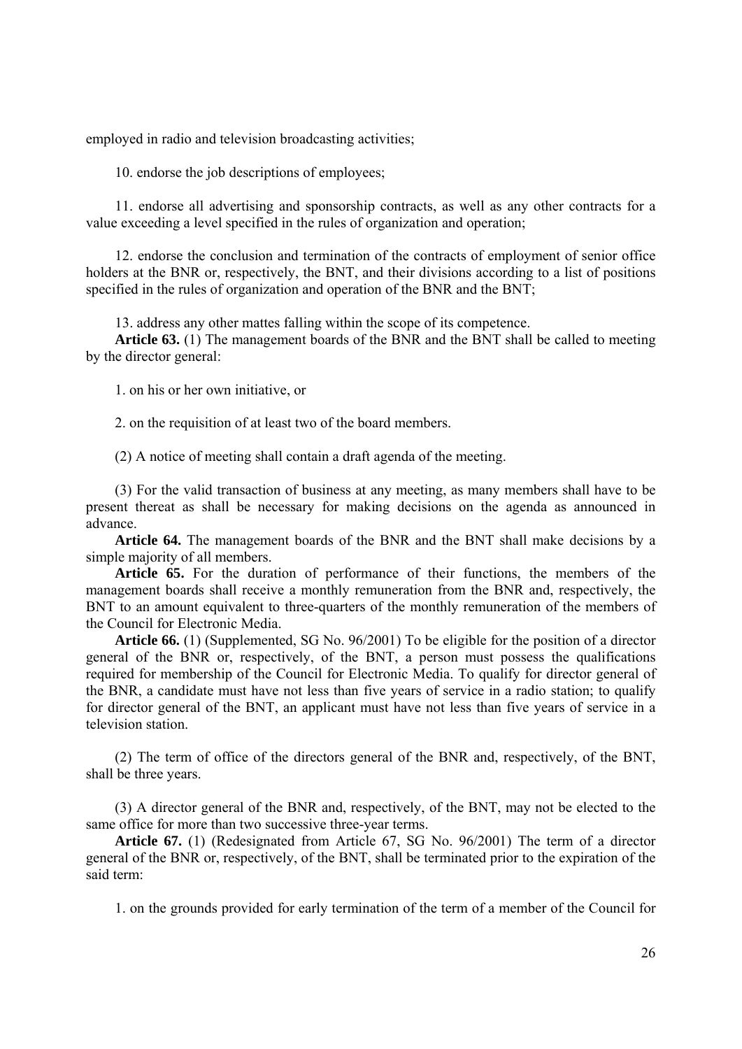employed in radio and television broadcasting activities;

10. endorse the job descriptions of employees;

11. endorse all advertising and sponsorship contracts, as well as any other contracts for a value exceeding a level specified in the rules of organization and operation;

12. endorse the conclusion and termination of the contracts of employment of senior office holders at the BNR or, respectively, the BNT, and their divisions according to a list of positions specified in the rules of organization and operation of the BNR and the BNT;

13. address any other mattes falling within the scope of its competence.

**Article 63.** (1) The management boards of the BNR and the BNT shall be called to meeting by the director general:

1. on his or her own initiative, or

2. on the requisition of at least two of the board members.

(2) A notice of meeting shall contain a draft agenda of the meeting.

(3) For the valid transaction of business at any meeting, as many members shall have to be present thereat as shall be necessary for making decisions on the agenda as announced in advance.

**Article 64.** The management boards of the BNR and the BNT shall make decisions by a simple majority of all members.

**Article 65.** For the duration of performance of their functions, the members of the management boards shall receive a monthly remuneration from the BNR and, respectively, the BNT to an amount equivalent to three-quarters of the monthly remuneration of the members of the Council for Electronic Media.

**Article 66.** (1) (Supplemented, SG No. 96/2001) To be eligible for the position of a director general of the BNR or, respectively, of the BNT, a person must possess the qualifications required for membership of the Council for Electronic Media. To qualify for director general of the BNR, a candidate must have not less than five years of service in a radio station; to qualify for director general of the BNT, an applicant must have not less than five years of service in a television station.

(2) The term of office of the directors general of the BNR and, respectively, of the BNT, shall be three years.

(3) A director general of the BNR and, respectively, of the BNT, may not be elected to the same office for more than two successive three-year terms.

**Article 67.** (1) (Redesignated from Article 67, SG No. 96/2001) The term of a director general of the BNR or, respectively, of the BNT, shall be terminated prior to the expiration of the said term:

1. on the grounds provided for early termination of the term of a member of the Council for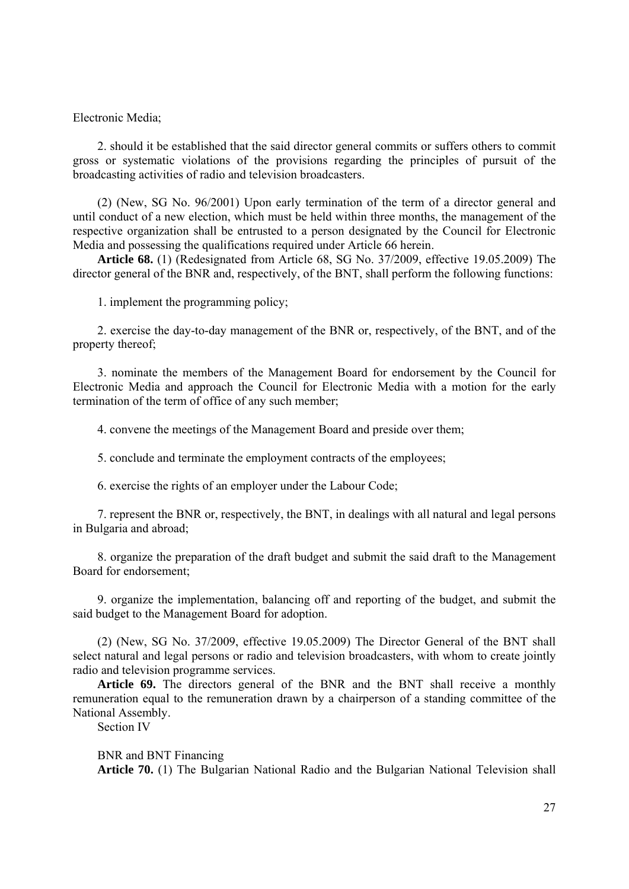Electronic Media;

2. should it be established that the said director general commits or suffers others to commit gross or systematic violations of the provisions regarding the principles of pursuit of the broadcasting activities of radio and television broadcasters.

(2) (New, SG No. 96/2001) Upon early termination of the term of a director general and until conduct of a new election, which must be held within three months, the management of the respective organization shall be entrusted to a person designated by the Council for Electronic Media and possessing the qualifications required under Article 66 herein.

**Article 68.** (1) (Redesignated from Article 68, SG No. 37/2009, effective 19.05.2009) The director general of the BNR and, respectively, of the BNT, shall perform the following functions:

1. implement the programming policy;

2. exercise the day-to-day management of the BNR or, respectively, of the BNT, and of the property thereof;

3. nominate the members of the Management Board for endorsement by the Council for Electronic Media and approach the Council for Electronic Media with a motion for the early termination of the term of office of any such member;

4. convene the meetings of the Management Board and preside over them;

5. conclude and terminate the employment contracts of the employees;

6. exercise the rights of an employer under the Labour Code;

7. represent the BNR or, respectively, the BNT, in dealings with all natural and legal persons in Bulgaria and abroad;

8. organize the preparation of the draft budget and submit the said draft to the Management Board for endorsement;

9. organize the implementation, balancing off and reporting of the budget, and submit the said budget to the Management Board for adoption.

(2) (New, SG No. 37/2009, effective 19.05.2009) The Director General of the BNT shall select natural and legal persons or radio and television broadcasters, with whom to create jointly radio and television programme services.

**Article 69.** The directors general of the BNR and the BNT shall receive a monthly remuneration equal to the remuneration drawn by a chairperson of a standing committee of the National Assembly.

Section IV

BNR and BNT Financing

**Article 70.** (1) The Bulgarian National Radio and the Bulgarian National Television shall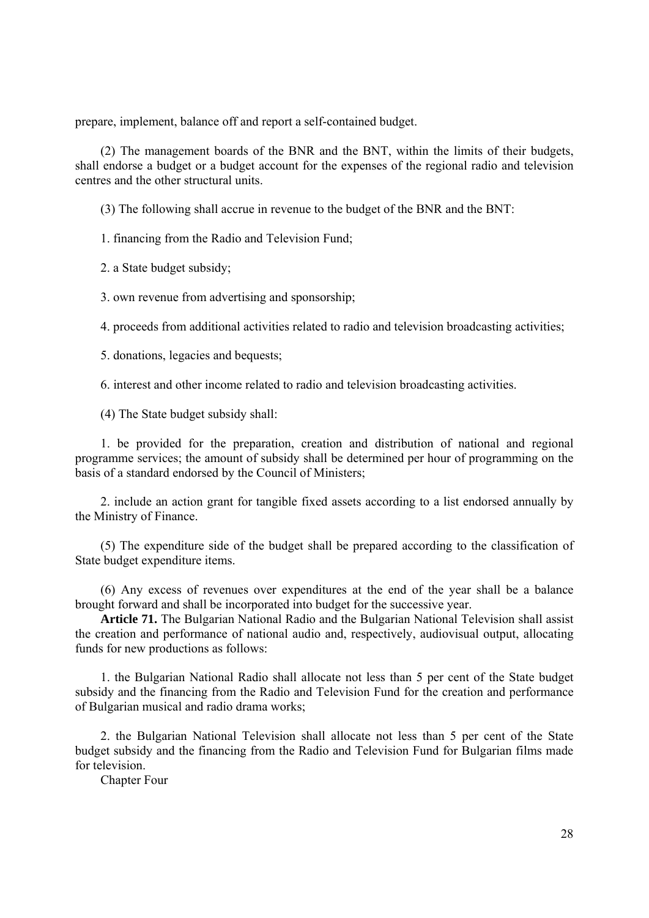prepare, implement, balance off and report a self-contained budget.

(2) The management boards of the BNR and the BNT, within the limits of their budgets, shall endorse a budget or a budget account for the expenses of the regional radio and television centres and the other structural units.

(3) The following shall accrue in revenue to the budget of the BNR and the BNT:

1. financing from the Radio and Television Fund;

2. a State budget subsidy;

3. own revenue from advertising and sponsorship;

4. proceeds from additional activities related to radio and television broadcasting activities;

5. donations, legacies and bequests;

6. interest and other income related to radio and television broadcasting activities.

(4) The State budget subsidy shall:

1. be provided for the preparation, creation and distribution of national and regional programme services; the amount of subsidy shall be determined per hour of programming on the basis of a standard endorsed by the Council of Ministers;

2. include an action grant for tangible fixed assets according to a list endorsed annually by the Ministry of Finance.

(5) The expenditure side of the budget shall be prepared according to the classification of State budget expenditure items.

(6) Any excess of revenues over expenditures at the end of the year shall be a balance brought forward and shall be incorporated into budget for the successive year.

**Article 71.** The Bulgarian National Radio and the Bulgarian National Television shall assist the creation and performance of national audio and, respectively, audiovisual output, allocating funds for new productions as follows:

1. the Bulgarian National Radio shall allocate not less than 5 per cent of the State budget subsidy and the financing from the Radio and Television Fund for the creation and performance of Bulgarian musical and radio drama works;

2. the Bulgarian National Television shall allocate not less than 5 per cent of the State budget subsidy and the financing from the Radio and Television Fund for Bulgarian films made for television.

Chapter Four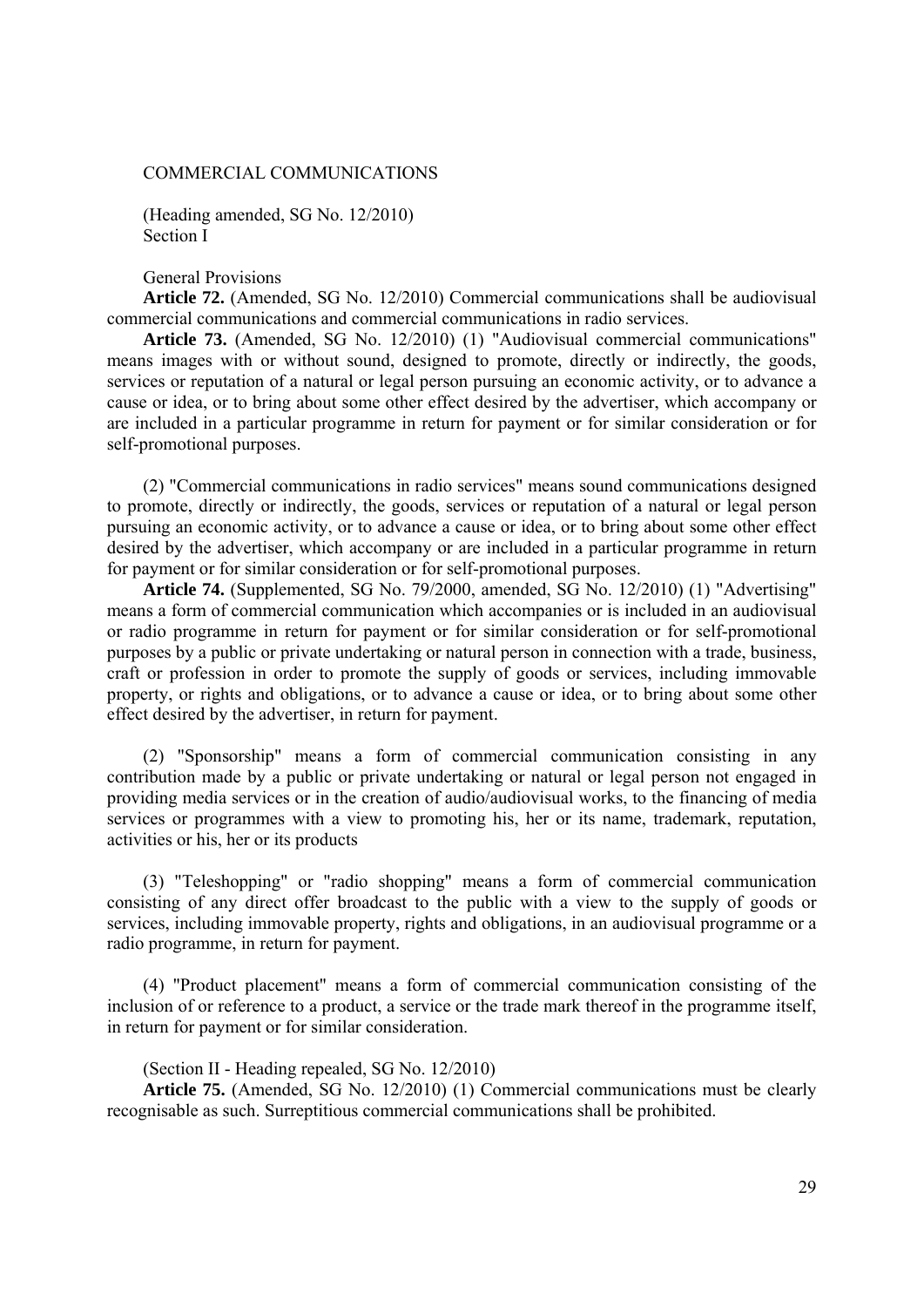## COMMERCIAL COMMUNICATIONS

(Heading amended, SG No. 12/2010)
Section I

### General Provisions

**Article 72.** (Amended, SG No. 12/2010) Commercial communications shall be audiovisual commercial communications and commercial communications in radio services.

**Article 73.** (Amended, SG No. 12/2010) (1) "Audiovisual commercial communications" means images with or without sound, designed to promote, directly or indirectly, the goods, services or reputation of a natural or legal person pursuing an economic activity, or to advance a cause or idea, or to bring about some other effect desired by the advertiser, which accompany or are included in a particular programme in return for payment or for similar consideration or for self-promotional purposes.

(2) "Commercial communications in radio services" means sound communications designed to promote, directly or indirectly, the goods, services or reputation of a natural or legal person pursuing an economic activity, or to advance a cause or idea, or to bring about some other effect desired by the advertiser, which accompany or are included in a particular programme in return for payment or for similar consideration or for self-promotional purposes.

**Article 74.** (Supplemented, SG No. 79/2000, amended, SG No. 12/2010) (1) "Advertising" means a form of commercial communication which accompanies or is included in an audiovisual or radio programme in return for payment or for similar consideration or for self-promotional purposes by a public or private undertaking or natural person in connection with a trade, business, craft or profession in order to promote the supply of goods or services, including immovable property, or rights and obligations, or to advance a cause or idea, or to bring about some other effect desired by the advertiser, in return for payment.

(2) "Sponsorship" means a form of commercial communication consisting in any contribution made by a public or private undertaking or natural or legal person not engaged in providing media services or in the creation of audio/audiovisual works, to the financing of media services or programmes with a view to promoting his, her or its name, trademark, reputation, activities or his, her or its products

(3) "Teleshopping" or "radio shopping" means a form of commercial communication consisting of any direct offer broadcast to the public with a view to the supply of goods or services, including immovable property, rights and obligations, in an audiovisual programme or a radio programme, in return for payment.

(4) "Product placement" means a form of commercial communication consisting of the inclusion of or reference to a product, a service or the trade mark thereof in the programme itself, in return for payment or for similar consideration.

(Section II - Heading repealed, SG No. 12/2010)

**Article 75.** (Amended, SG No. 12/2010) (1) Commercial communications must be clearly recognisable as such. Surreptitious commercial communications shall be prohibited.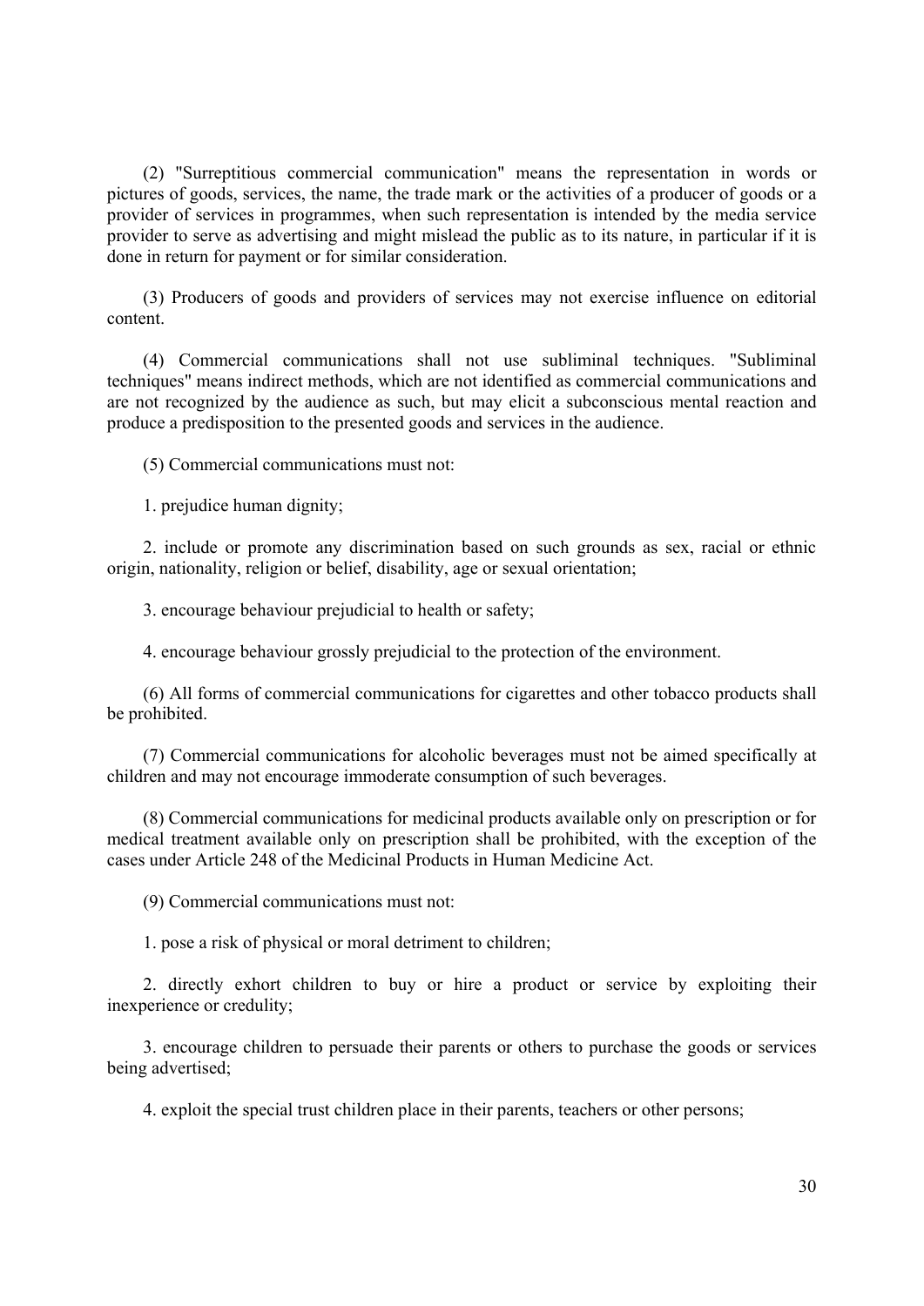(2) "Surreptitious commercial communication" means the representation in words or pictures of goods, services, the name, the trade mark or the activities of a producer of goods or a provider of services in programmes, when such representation is intended by the media service provider to serve as advertising and might mislead the public as to its nature, in particular if it is done in return for payment or for similar consideration.

(3) Producers of goods and providers of services may not exercise influence on editorial content.

(4) Commercial communications shall not use subliminal techniques. "Subliminal techniques" means indirect methods, which are not identified as commercial communications and are not recognized by the audience as such, but may elicit a subconscious mental reaction and produce a predisposition to the presented goods and services in the audience.

(5) Commercial communications must not:

1. prejudice human dignity;

2. include or promote any discrimination based on such grounds as sex, racial or ethnic origin, nationality, religion or belief, disability, age or sexual orientation;

3. encourage behaviour prejudicial to health or safety;

4. encourage behaviour grossly prejudicial to the protection of the environment.

(6) All forms of commercial communications for cigarettes and other tobacco products shall be prohibited.

(7) Commercial communications for alcoholic beverages must not be aimed specifically at children and may not encourage immoderate consumption of such beverages.

(8) Commercial communications for medicinal products available only on prescription or for medical treatment available only on prescription shall be prohibited, with the exception of the cases under Article 248 of the Medicinal Products in Human Medicine Act.

(9) Commercial communications must not:

1. pose a risk of physical or moral detriment to children;

2. directly exhort children to buy or hire a product or service by exploiting their inexperience or credulity;

3. encourage children to persuade their parents or others to purchase the goods or services being advertised;

4. exploit the special trust children place in their parents, teachers or other persons;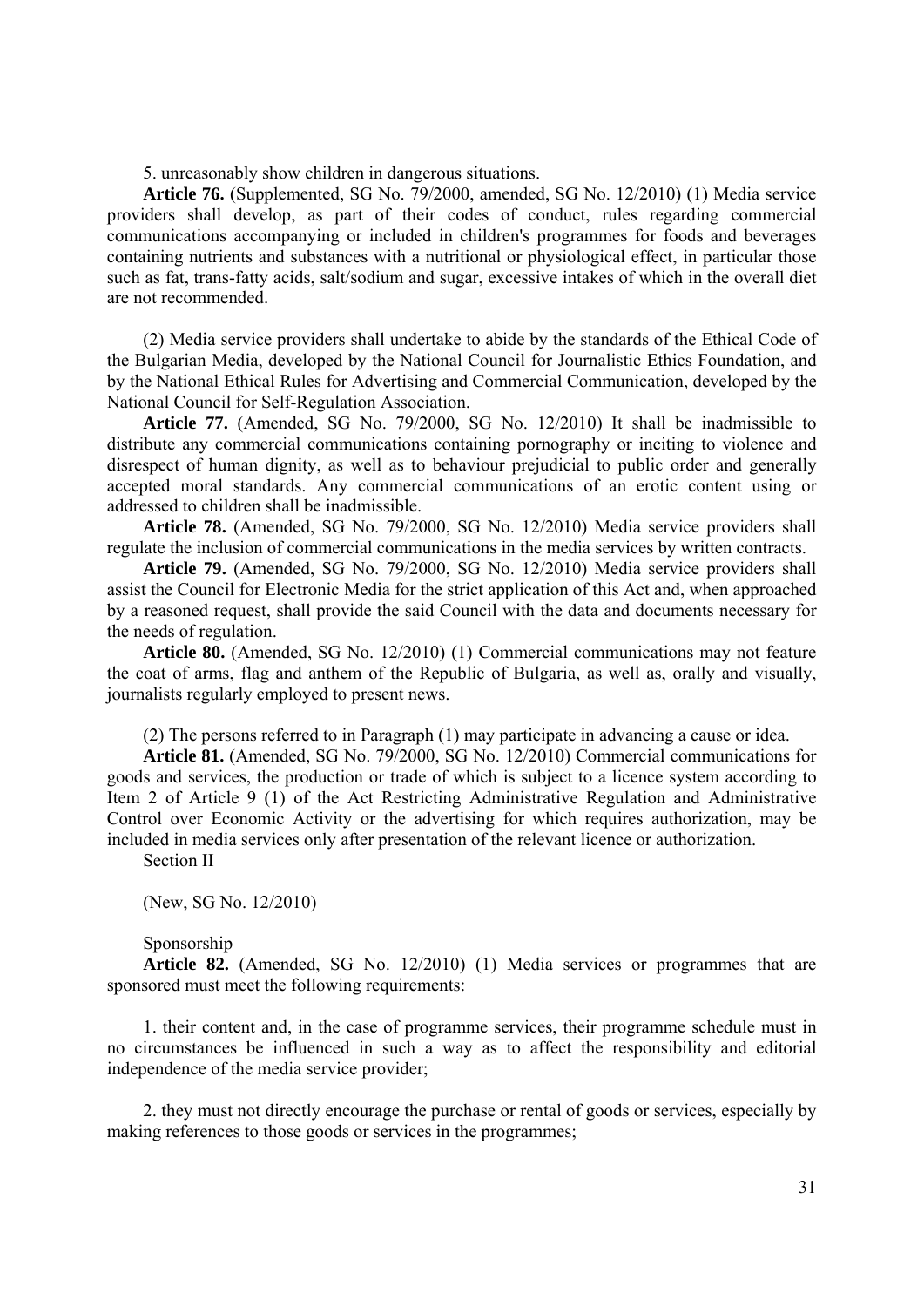5. unreasonably show children in dangerous situations.

**Article 76.** (Supplemented, SG No. 79/2000, amended, SG No. 12/2010) (1) Media service providers shall develop, as part of their codes of conduct, rules regarding commercial communications accompanying or included in children's programmes for foods and beverages containing nutrients and substances with a nutritional or physiological effect, in particular those such as fat, trans-fatty acids, salt/sodium and sugar, excessive intakes of which in the overall diet are not recommended.

(2) Media service providers shall undertake to abide by the standards of the Ethical Code of the Bulgarian Media, developed by the National Council for Journalistic Ethics Foundation, and by the National Ethical Rules for Advertising and Commercial Communication, developed by the National Council for Self-Regulation Association.

**Article 77.** (Amended, SG No. 79/2000, SG No. 12/2010) It shall be inadmissible to distribute any commercial communications containing pornography or inciting to violence and disrespect of human dignity, as well as to behaviour prejudicial to public order and generally accepted moral standards. Any commercial communications of an erotic content using or addressed to children shall be inadmissible.

**Article 78.** (Amended, SG No. 79/2000, SG No. 12/2010) Media service providers shall regulate the inclusion of commercial communications in the media services by written contracts.

**Article 79.** (Amended, SG No. 79/2000, SG No. 12/2010) Media service providers shall assist the Council for Electronic Media for the strict application of this Act and, when approached by a reasoned request, shall provide the said Council with the data and documents necessary for the needs of regulation.

**Article 80.** (Amended, SG No. 12/2010) (1) Commercial communications may not feature the coat of arms, flag and anthem of the Republic of Bulgaria, as well as, orally and visually, journalists regularly employed to present news.

(2) The persons referred to in Paragraph (1) may participate in advancing a cause or idea.

**Article 81.** (Amended, SG No. 79/2000, SG No. 12/2010) Commercial communications for goods and services, the production or trade of which is subject to a licence system according to Item 2 of Article 9 (1) of the Act Restricting Administrative Regulation and Administrative Control over Economic Activity or the advertising for which requires authorization, may be included in media services only after presentation of the relevant licence or authorization.

Section II

(New, SG No. 12/2010)

Sponsorship

**Article 82.** (Amended, SG No. 12/2010) (1) Media services or programmes that are sponsored must meet the following requirements:

1. their content and, in the case of programme services, their programme schedule must in no circumstances be influenced in such a way as to affect the responsibility and editorial independence of the media service provider;

2. they must not directly encourage the purchase or rental of goods or services, especially by making references to those goods or services in the programmes;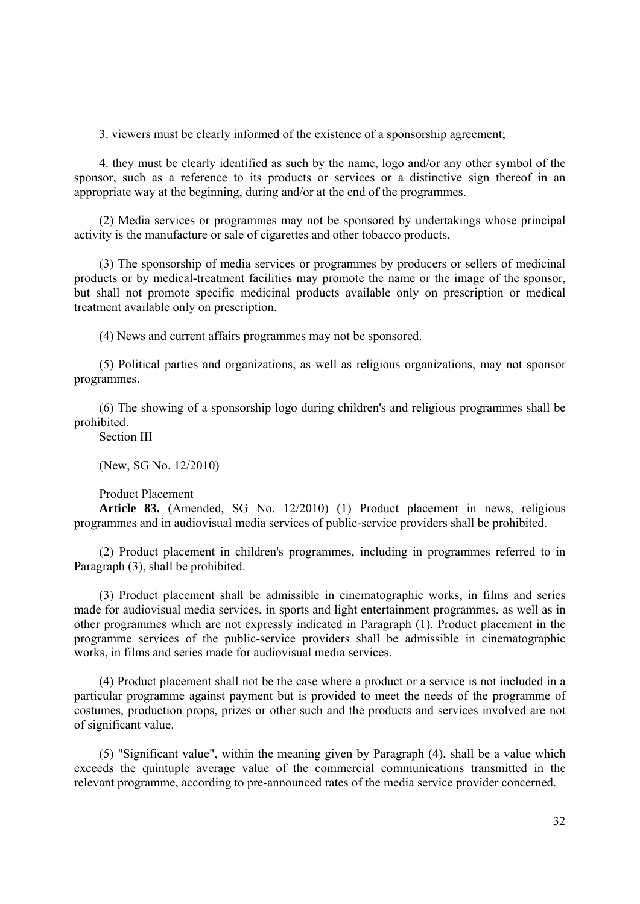3. viewers must be clearly informed of the existence of a sponsorship agreement;

4. they must be clearly identified as such by the name, logo and/or any other symbol of the sponsor, such as a reference to its products or services or a distinctive sign thereof in an appropriate way at the beginning, during and/or at the end of the programmes.

(2) Media services or programmes may not be sponsored by undertakings whose principal activity is the manufacture or sale of cigarettes and other tobacco products.

(3) The sponsorship of media services or programmes by producers or sellers of medicinal products or by medical-treatment facilities may promote the name or the image of the sponsor, but shall not promote specific medicinal products available only on prescription or medical treatment available only on prescription.

(4) News and current affairs programmes may not be sponsored.

(5) Political parties and organizations, as well as religious organizations, may not sponsor programmes.

(6) The showing of a sponsorship logo during children's and religious programmes shall be prohibited.

Section III

(New, SG No. 12/2010)

Product Placement

**Article 83.** (Amended, SG No. 12/2010) (1) Product placement in news, religious programmes and in audiovisual media services of public-service providers shall be prohibited.

(2) Product placement in children's programmes, including in programmes referred to in Paragraph (3), shall be prohibited.

(3) Product placement shall be admissible in cinematographic works, in films and series made for audiovisual media services, in sports and light entertainment programmes, as well as in other programmes which are not expressly indicated in Paragraph (1). Product placement in the programme services of the public-service providers shall be admissible in cinematographic works, in films and series made for audiovisual media services.

(4) Product placement shall not be the case where a product or a service is not included in a particular programme against payment but is provided to meet the needs of the programme of costumes, production props, prizes or other such and the products and services involved are not of significant value.

(5) "Significant value", within the meaning given by Paragraph (4), shall be a value which exceeds the quintuple average value of the commercial communications transmitted in the relevant programme, according to pre-announced rates of the media service provider concerned.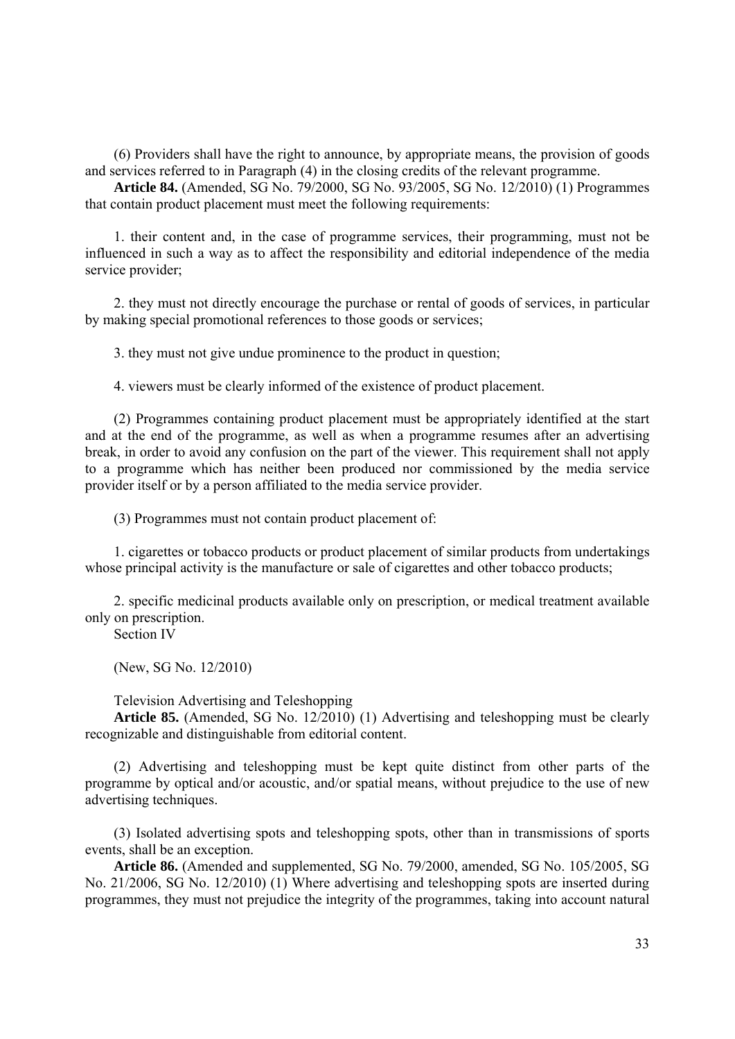(6) Providers shall have the right to announce, by appropriate means, the provision of goods and services referred to in Paragraph (4) in the closing credits of the relevant programme.

**Article 84.** (Amended, SG No. 79/2000, SG No. 93/2005, SG No. 12/2010) (1) Programmes that contain product placement must meet the following requirements:

1. their content and, in the case of programme services, their programming, must not be influenced in such a way as to affect the responsibility and editorial independence of the media service provider;

2. they must not directly encourage the purchase or rental of goods of services, in particular by making special promotional references to those goods or services;

3. they must not give undue prominence to the product in question;

4. viewers must be clearly informed of the existence of product placement.

(2) Programmes containing product placement must be appropriately identified at the start and at the end of the programme, as well as when a programme resumes after an advertising break, in order to avoid any confusion on the part of the viewer. This requirement shall not apply to a programme which has neither been produced nor commissioned by the media service provider itself or by a person affiliated to the media service provider.

(3) Programmes must not contain product placement of:

1. cigarettes or tobacco products or product placement of similar products from undertakings whose principal activity is the manufacture or sale of cigarettes and other tobacco products;

2. specific medicinal products available only on prescription, or medical treatment available only on prescription.

Section IV

(New, SG No. 12/2010)

Television Advertising and Teleshopping

**Article 85.** (Amended, SG No. 12/2010) (1) Advertising and teleshopping must be clearly recognizable and distinguishable from editorial content.

(2) Advertising and teleshopping must be kept quite distinct from other parts of the programme by optical and/or acoustic, and/or spatial means, without prejudice to the use of new advertising techniques.

(3) Isolated advertising spots and teleshopping spots, other than in transmissions of sports events, shall be an exception.

**Article 86.** (Amended and supplemented, SG No. 79/2000, amended, SG No. 105/2005, SG No. 21/2006, SG No. 12/2010) (1) Where advertising and teleshopping spots are inserted during programmes, they must not prejudice the integrity of the programmes, taking into account natural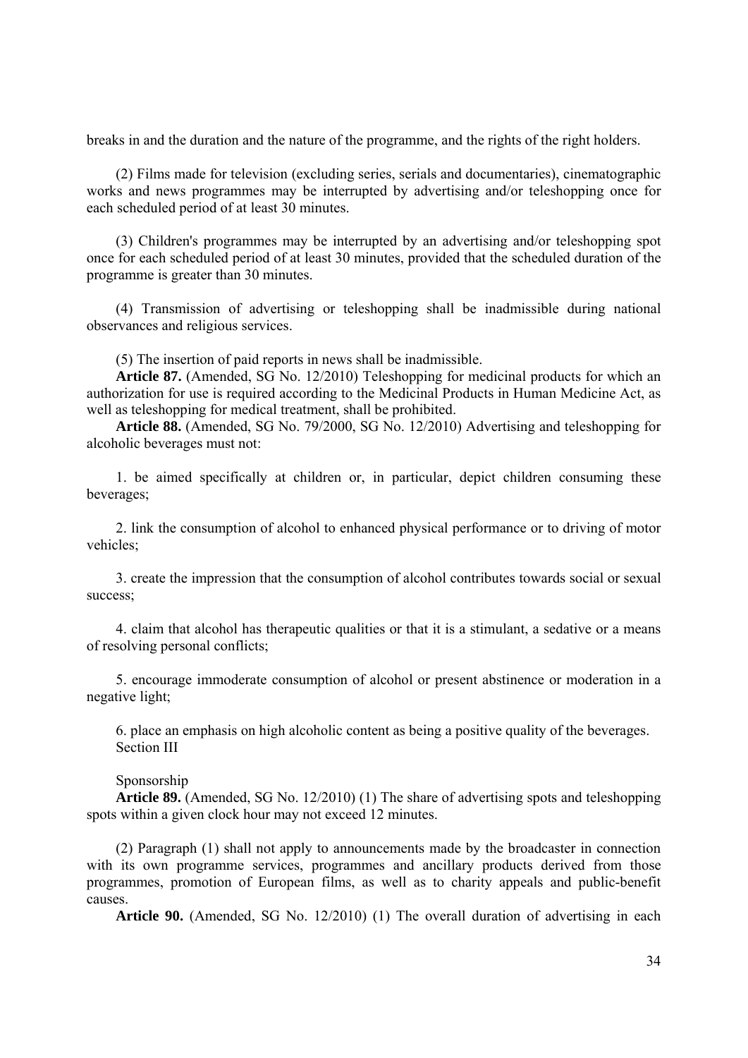breaks in and the duration and the nature of the programme, and the rights of the right holders.

(2) Films made for television (excluding series, serials and documentaries), cinematographic works and news programmes may be interrupted by advertising and/or teleshopping once for each scheduled period of at least 30 minutes.

(3) Children's programmes may be interrupted by an advertising and/or teleshopping spot once for each scheduled period of at least 30 minutes, provided that the scheduled duration of the programme is greater than 30 minutes.

(4) Transmission of advertising or teleshopping shall be inadmissible during national observances and religious services.

(5) The insertion of paid reports in news shall be inadmissible.

**Article 87.** (Amended, SG No. 12/2010) Teleshopping for medicinal products for which an authorization for use is required according to the Medicinal Products in Human Medicine Act, as well as teleshopping for medical treatment, shall be prohibited.

**Article 88.** (Amended, SG No. 79/2000, SG No. 12/2010) Advertising and teleshopping for alcoholic beverages must not:

1. be aimed specifically at children or, in particular, depict children consuming these beverages;

2. link the consumption of alcohol to enhanced physical performance or to driving of motor vehicles;

3. create the impression that the consumption of alcohol contributes towards social or sexual success;

4. claim that alcohol has therapeutic qualities or that it is a stimulant, a sedative or a means of resolving personal conflicts;

5. encourage immoderate consumption of alcohol or present abstinence or moderation in a negative light;

6. place an emphasis on high alcoholic content as being a positive quality of the beverages.

## Section III

## Sponsorship

**Article 89.** (Amended, SG No. 12/2010) (1) The share of advertising spots and teleshopping spots within a given clock hour may not exceed 12 minutes.

(2) Paragraph (1) shall not apply to announcements made by the broadcaster in connection with its own programme services, programmes and ancillary products derived from those programmes, promotion of European films, as well as to charity appeals and public-benefit causes.

**Article 90.** (Amended, SG No. 12/2010) (1) The overall duration of advertising in each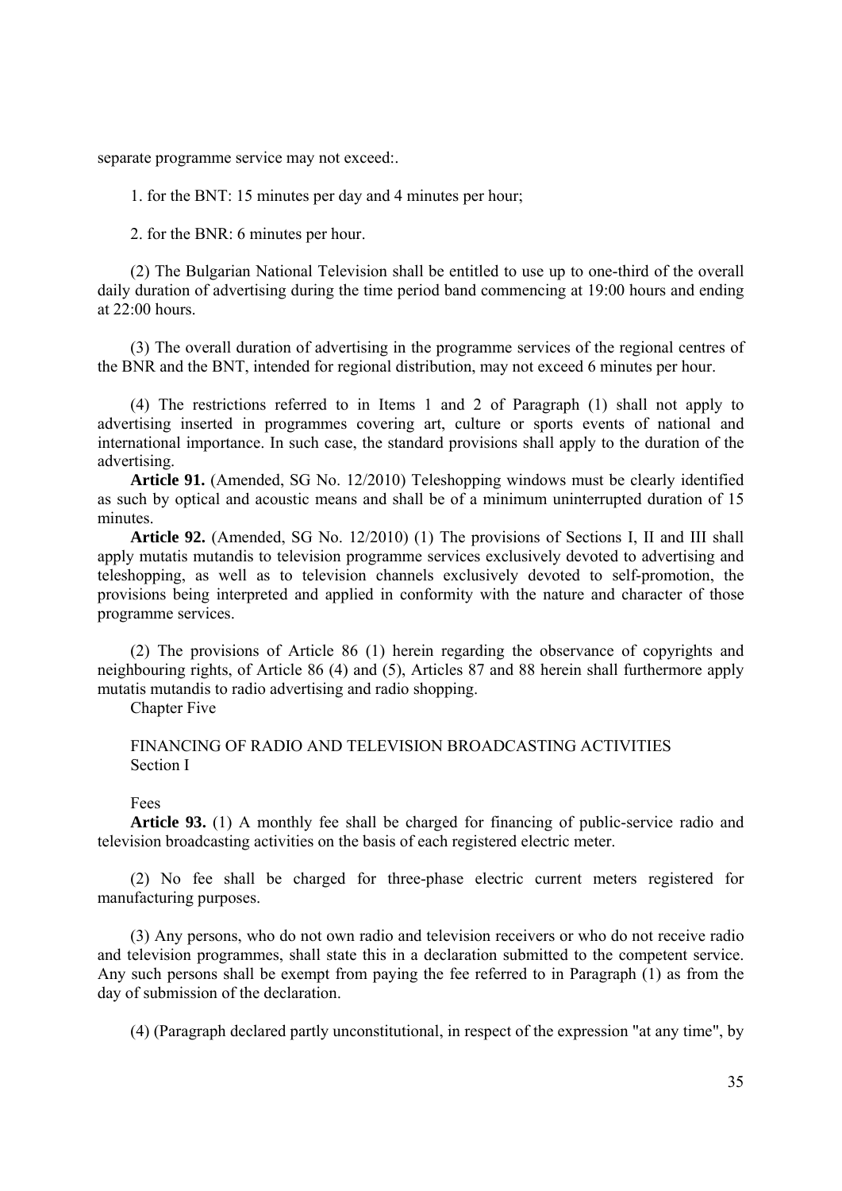separate programme service may not exceed:.

1. for the BNT: 15 minutes per day and 4 minutes per hour;

2. for the BNR: 6 minutes per hour.

(2) The Bulgarian National Television shall be entitled to use up to one-third of the overall daily duration of advertising during the time period band commencing at 19:00 hours and ending at 22:00 hours.

(3) The overall duration of advertising in the programme services of the regional centres of the BNR and the BNT, intended for regional distribution, may not exceed 6 minutes per hour.

(4) The restrictions referred to in Items 1 and 2 of Paragraph (1) shall not apply to advertising inserted in programmes covering art, culture or sports events of national and international importance. In such case, the standard provisions shall apply to the duration of the advertising.

**Article 91.** (Amended, SG No. 12/2010) Teleshopping windows must be clearly identified as such by optical and acoustic means and shall be of a minimum uninterrupted duration of 15 minutes.

**Article 92.** (Amended, SG No. 12/2010) (1) The provisions of Sections I, II and III shall apply mutatis mutandis to television programme services exclusively devoted to advertising and teleshopping, as well as to television channels exclusively devoted to self-promotion, the provisions being interpreted and applied in conformity with the nature and character of those programme services.

(2) The provisions of Article 86 (1) herein regarding the observance of copyrights and neighbouring rights, of Article 86 (4) and (5), Articles 87 and 88 herein shall furthermore apply mutatis mutandis to radio advertising and radio shopping.

## Chapter Five

## FINANCING OF RADIO AND TELEVISION BROADCASTING ACTIVITIES

### Section I

### Fees

**Article 93.** (1) A monthly fee shall be charged for financing of public-service radio and television broadcasting activities on the basis of each registered electric meter.

(2) No fee shall be charged for three-phase electric current meters registered for manufacturing purposes.

(3) Any persons, who do not own radio and television receivers or who do not receive radio and television programmes, shall state this in a declaration submitted to the competent service. Any such persons shall be exempt from paying the fee referred to in Paragraph (1) as from the day of submission of the declaration.

(4) (Paragraph declared partly unconstitutional, in respect of the expression "at any time", by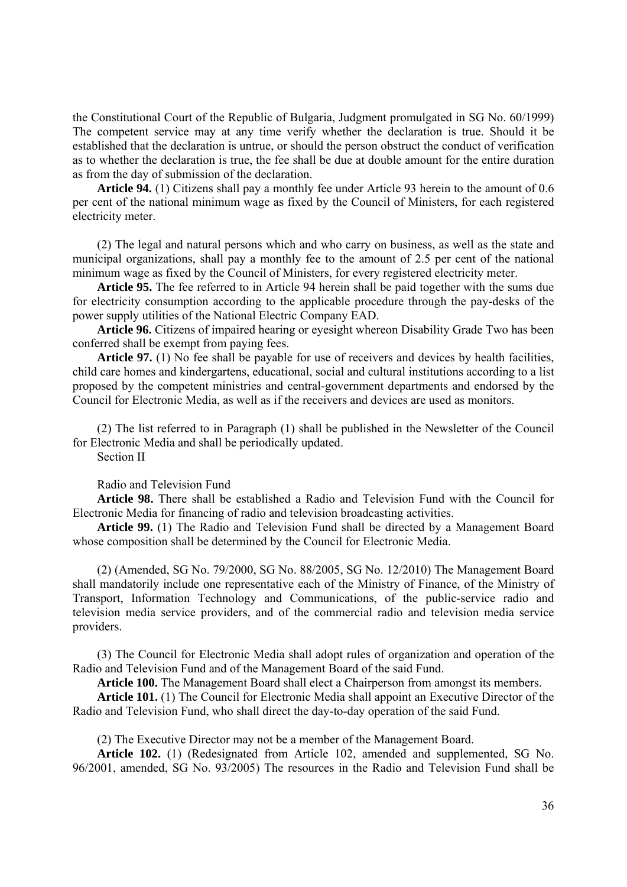the Constitutional Court of the Republic of Bulgaria, Judgment promulgated in SG No. 60/1999) The competent service may at any time verify whether the declaration is true. Should it be established that the declaration is untrue, or should the person obstruct the conduct of verification as to whether the declaration is true, the fee shall be due at double amount for the entire duration as from the day of submission of the declaration.

**Article 94.** (1) Citizens shall pay a monthly fee under Article 93 herein to the amount of 0.6 per cent of the national minimum wage as fixed by the Council of Ministers, for each registered electricity meter.

(2) The legal and natural persons which and who carry on business, as well as the state and municipal organizations, shall pay a monthly fee to the amount of 2.5 per cent of the national minimum wage as fixed by the Council of Ministers, for every registered electricity meter.

**Article 95.** The fee referred to in Article 94 herein shall be paid together with the sums due for electricity consumption according to the applicable procedure through the pay-desks of the power supply utilities of the National Electric Company EAD.

**Article 96.** Citizens of impaired hearing or eyesight whereon Disability Grade Two has been conferred shall be exempt from paying fees.

**Article 97.** (1) No fee shall be payable for use of receivers and devices by health facilities, child care homes and kindergartens, educational, social and cultural institutions according to a list proposed by the competent ministries and central-government departments and endorsed by the Council for Electronic Media, as well as if the receivers and devices are used as monitors.

(2) The list referred to in Paragraph (1) shall be published in the Newsletter of the Council for Electronic Media and shall be periodically updated.

Section II

Radio and Television Fund

**Article 98.** There shall be established a Radio and Television Fund with the Council for Electronic Media for financing of radio and television broadcasting activities.

**Article 99.** (1) The Radio and Television Fund shall be directed by a Management Board whose composition shall be determined by the Council for Electronic Media.

(2) (Amended, SG No. 79/2000, SG No. 88/2005, SG No. 12/2010) The Management Board shall mandatorily include one representative each of the Ministry of Finance, of the Ministry of Transport, Information Technology and Communications, of the public-service radio and television media service providers, and of the commercial radio and television media service providers.

(3) The Council for Electronic Media shall adopt rules of organization and operation of the Radio and Television Fund and of the Management Board of the said Fund.

**Article 100.** The Management Board shall elect a Chairperson from amongst its members.

**Article 101.** (1) The Council for Electronic Media shall appoint an Executive Director of the Radio and Television Fund, who shall direct the day-to-day operation of the said Fund.

(2) The Executive Director may not be a member of the Management Board.

**Article 102.** (1) (Redesignated from Article 102, amended and supplemented, SG No. 96/2001, amended, SG No. 93/2005) The resources in the Radio and Television Fund shall be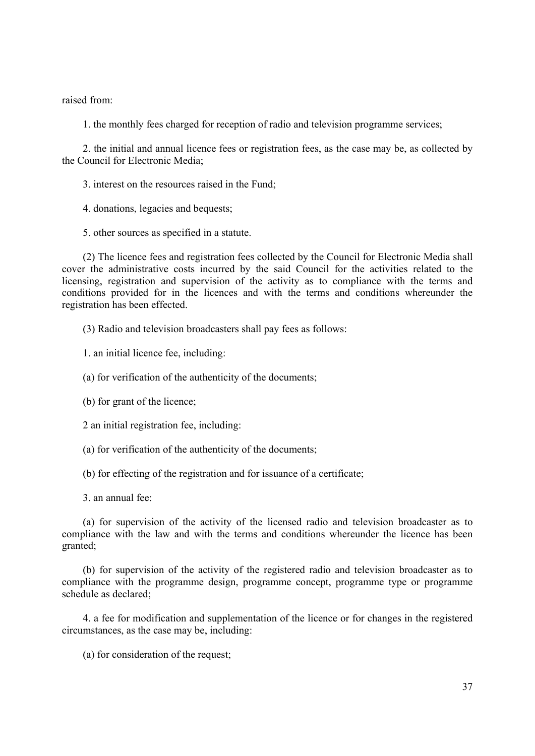raised from:

1. the monthly fees charged for reception of radio and television programme services;

2. the initial and annual licence fees or registration fees, as the case may be, as collected by the Council for Electronic Media;

3. interest on the resources raised in the Fund;

4. donations, legacies and bequests;

5. other sources as specified in a statute.

(2) The licence fees and registration fees collected by the Council for Electronic Media shall cover the administrative costs incurred by the said Council for the activities related to the licensing, registration and supervision of the activity as to compliance with the terms and conditions provided for in the licences and with the terms and conditions whereunder the registration has been effected.

(3) Radio and television broadcasters shall pay fees as follows:

1. an initial licence fee, including:

(a) for verification of the authenticity of the documents;

(b) for grant of the licence;

2 an initial registration fee, including:

(a) for verification of the authenticity of the documents;

(b) for effecting of the registration and for issuance of a certificate;

3. an annual fee:

(a) for supervision of the activity of the licensed radio and television broadcaster as to compliance with the law and with the terms and conditions whereunder the licence has been granted;

(b) for supervision of the activity of the registered radio and television broadcaster as to compliance with the programme design, programme concept, programme type or programme schedule as declared;

4. a fee for modification and supplementation of the licence or for changes in the registered circumstances, as the case may be, including:

(a) for consideration of the request;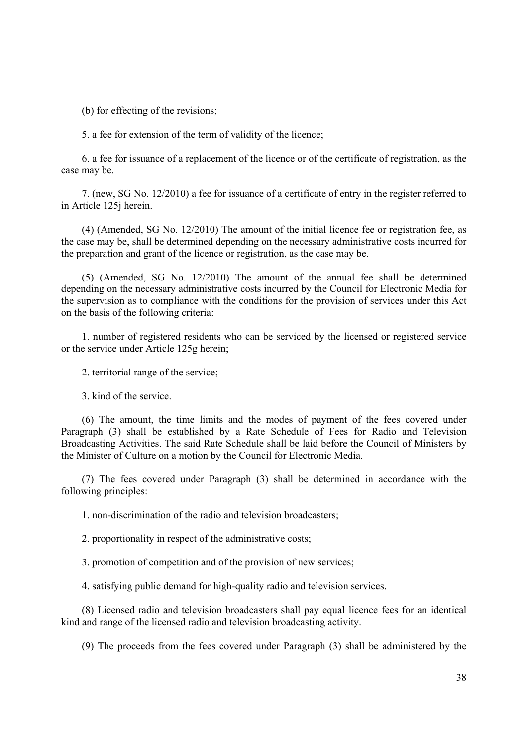(b) for effecting of the revisions;

5. a fee for extension of the term of validity of the licence;

6. a fee for issuance of a replacement of the licence or of the certificate of registration, as the case may be.

7. (new, SG No. 12/2010) a fee for issuance of a certificate of entry in the register referred to in Article 125j herein.

(4) (Amended, SG No. 12/2010) The amount of the initial licence fee or registration fee, as the case may be, shall be determined depending on the necessary administrative costs incurred for the preparation and grant of the licence or registration, as the case may be.

(5) (Amended, SG No. 12/2010) The amount of the annual fee shall be determined depending on the necessary administrative costs incurred by the Council for Electronic Media for the supervision as to compliance with the conditions for the provision of services under this Act on the basis of the following criteria:

1. number of registered residents who can be serviced by the licensed or registered service or the service under Article 125g herein;

2. territorial range of the service;

3. kind of the service.

(6) The amount, the time limits and the modes of payment of the fees covered under Paragraph (3) shall be established by a Rate Schedule of Fees for Radio and Television Broadcasting Activities. The said Rate Schedule shall be laid before the Council of Ministers by the Minister of Culture on a motion by the Council for Electronic Media.

(7) The fees covered under Paragraph (3) shall be determined in accordance with the following principles:

1. non-discrimination of the radio and television broadcasters;

2. proportionality in respect of the administrative costs;

3. promotion of competition and of the provision of new services;

4. satisfying public demand for high-quality radio and television services.

(8) Licensed radio and television broadcasters shall pay equal licence fees for an identical kind and range of the licensed radio and television broadcasting activity.

(9) The proceeds from the fees covered under Paragraph (3) shall be administered by the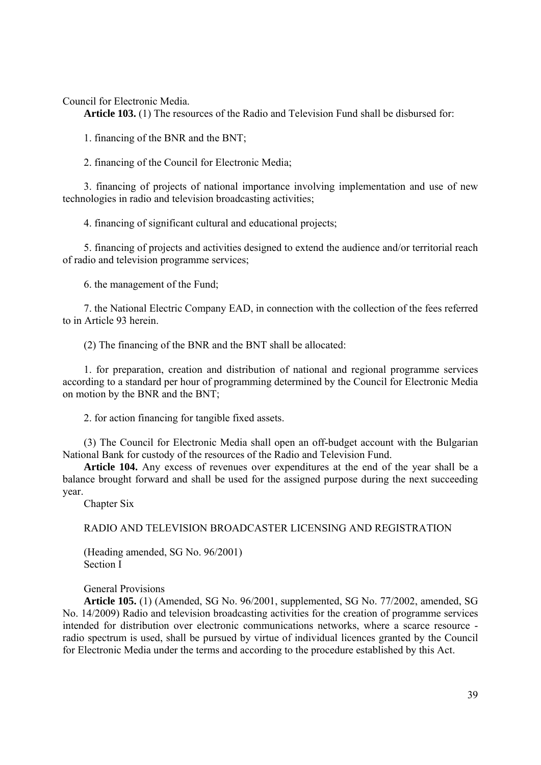Council for Electronic Media.

**Article 103.** (1) The resources of the Radio and Television Fund shall be disbursed for:

1. financing of the BNR and the BNT;

2. financing of the Council for Electronic Media;

3. financing of projects of national importance involving implementation and use of new technologies in radio and television broadcasting activities;

4. financing of significant cultural and educational projects;

5. financing of projects and activities designed to extend the audience and/or territorial reach of radio and television programme services;

6. the management of the Fund;

7. the National Electric Company EAD, in connection with the collection of the fees referred to in Article 93 herein.

(2) The financing of the BNR and the BNT shall be allocated:

1. for preparation, creation and distribution of national and regional programme services according to a standard per hour of programming determined by the Council for Electronic Media on motion by the BNR and the BNT;

2. for action financing for tangible fixed assets.

(3) The Council for Electronic Media shall open an off-budget account with the Bulgarian National Bank for custody of the resources of the Radio and Television Fund.

**Article 104.** Any excess of revenues over expenditures at the end of the year shall be a balance brought forward and shall be used for the assigned purpose during the next succeeding year.

Chapter Six

RADIO AND TELEVISION BROADCASTER LICENSING AND REGISTRATION

(Heading amended, SG No. 96/2001)

Section I

General Provisions

**Article 105.** (1) (Amended, SG No. 96/2001, supplemented, SG No. 77/2002, amended, SG No. 14/2009) Radio and television broadcasting activities for the creation of programme services intended for distribution over electronic communications networks, where a scarce resource - radio spectrum is used, shall be pursued by virtue of individual licences granted by the Council for Electronic Media under the terms and according to the procedure established by this Act.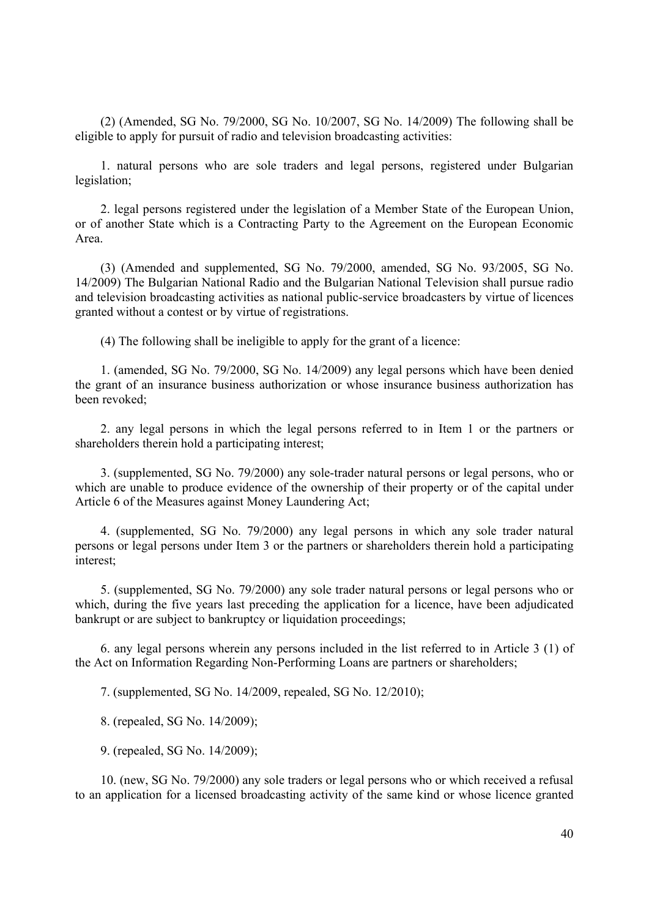(2) (Amended, SG No. 79/2000, SG No. 10/2007, SG No. 14/2009) The following shall be eligible to apply for pursuit of radio and television broadcasting activities:

1. natural persons who are sole traders and legal persons, registered under Bulgarian legislation;

2. legal persons registered under the legislation of a Member State of the European Union, or of another State which is a Contracting Party to the Agreement on the European Economic Area.

(3) (Amended and supplemented, SG No. 79/2000, amended, SG No. 93/2005, SG No. 14/2009) The Bulgarian National Radio and the Bulgarian National Television shall pursue radio and television broadcasting activities as national public-service broadcasters by virtue of licences granted without a contest or by virtue of registrations.

(4) The following shall be ineligible to apply for the grant of a licence:

1. (amended, SG No. 79/2000, SG No. 14/2009) any legal persons which have been denied the grant of an insurance business authorization or whose insurance business authorization has been revoked;

2. any legal persons in which the legal persons referred to in Item 1 or the partners or shareholders therein hold a participating interest;

3. (supplemented, SG No. 79/2000) any sole-trader natural persons or legal persons, who or which are unable to produce evidence of the ownership of their property or of the capital under Article 6 of the Measures against Money Laundering Act;

4. (supplemented, SG No. 79/2000) any legal persons in which any sole trader natural persons or legal persons under Item 3 or the partners or shareholders therein hold a participating interest;

5. (supplemented, SG No. 79/2000) any sole trader natural persons or legal persons who or which, during the five years last preceding the application for a licence, have been adjudicated bankrupt or are subject to bankruptcy or liquidation proceedings;

6. any legal persons wherein any persons included in the list referred to in Article 3 (1) of the Act on Information Regarding Non-Performing Loans are partners or shareholders;

7. (supplemented, SG No. 14/2009, repealed, SG No. 12/2010);

8. (repealed, SG No. 14/2009);

9. (repealed, SG No. 14/2009);

10. (new, SG No. 79/2000) any sole traders or legal persons who or which received a refusal to an application for a licensed broadcasting activity of the same kind or whose licence granted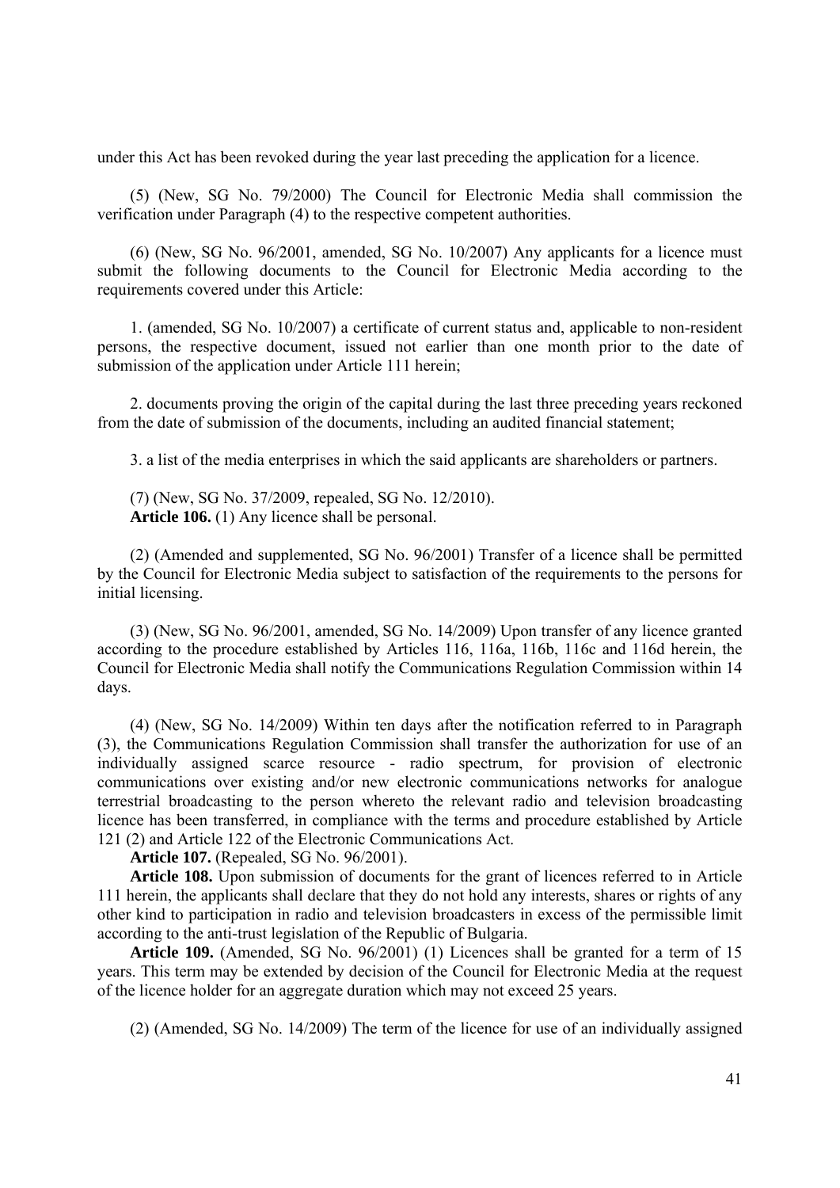under this Act has been revoked during the year last preceding the application for a licence.

(5) (New, SG No. 79/2000) The Council for Electronic Media shall commission the verification under Paragraph (4) to the respective competent authorities.

(6) (New, SG No. 96/2001, amended, SG No. 10/2007) Any applicants for a licence must submit the following documents to the Council for Electronic Media according to the requirements covered under this Article:

1. (amended, SG No. 10/2007) a certificate of current status and, applicable to non-resident persons, the respective document, issued not earlier than one month prior to the date of submission of the application under Article 111 herein;

2. documents proving the origin of the capital during the last three preceding years reckoned from the date of submission of the documents, including an audited financial statement;

3. a list of the media enterprises in which the said applicants are shareholders or partners.

(7) (New, SG No. 37/2009, repealed, SG No. 12/2010).

**Article 106.** (1) Any licence shall be personal.

(2) (Amended and supplemented, SG No. 96/2001) Transfer of a licence shall be permitted by the Council for Electronic Media subject to satisfaction of the requirements to the persons for initial licensing.

(3) (New, SG No. 96/2001, amended, SG No. 14/2009) Upon transfer of any licence granted according to the procedure established by Articles 116, 116a, 116b, 116c and 116d herein, the Council for Electronic Media shall notify the Communications Regulation Commission within 14 days.

(4) (New, SG No. 14/2009) Within ten days after the notification referred to in Paragraph (3), the Communications Regulation Commission shall transfer the authorization for use of an individually assigned scarce resource - radio spectrum, for provision of electronic communications over existing and/or new electronic communications networks for analogue terrestrial broadcasting to the person whereto the relevant radio and television broadcasting licence has been transferred, in compliance with the terms and procedure established by Article 121 (2) and Article 122 of the Electronic Communications Act.

**Article 107.** (Repealed, SG No. 96/2001).

**Article 108.** Upon submission of documents for the grant of licences referred to in Article 111 herein, the applicants shall declare that they do not hold any interests, shares or rights of any other kind to participation in radio and television broadcasters in excess of the permissible limit according to the anti-trust legislation of the Republic of Bulgaria.

**Article 109.** (Amended, SG No. 96/2001) (1) Licences shall be granted for a term of 15 years. This term may be extended by decision of the Council for Electronic Media at the request of the licence holder for an aggregate duration which may not exceed 25 years.

(2) (Amended, SG No. 14/2009) The term of the licence for use of an individually assigned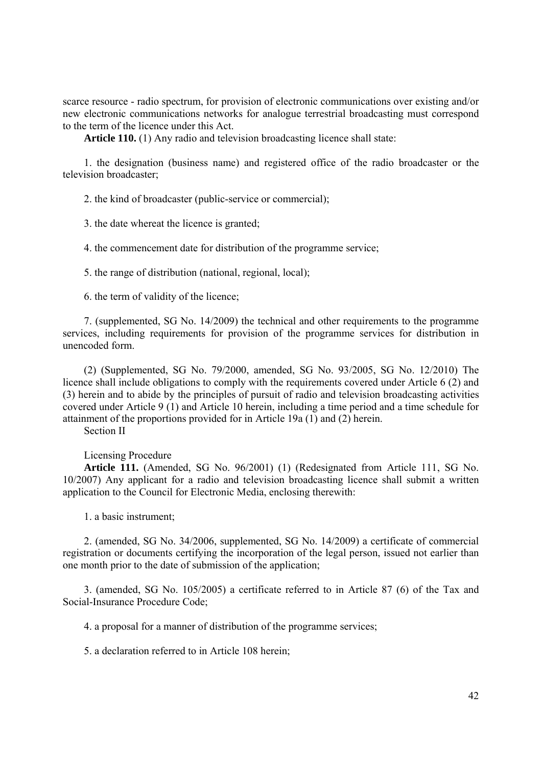scarce resource - radio spectrum, for provision of electronic communications over existing and/or new electronic communications networks for analogue terrestrial broadcasting must correspond to the term of the licence under this Act.

**Article 110.** (1) Any radio and television broadcasting licence shall state:

1. the designation (business name) and registered office of the radio broadcaster or the television broadcaster;

2. the kind of broadcaster (public-service or commercial);

3. the date whereat the licence is granted;

4. the commencement date for distribution of the programme service;

5. the range of distribution (national, regional, local);

6. the term of validity of the licence;

7. (supplemented, SG No. 14/2009) the technical and other requirements to the programme services, including requirements for provision of the programme services for distribution in unencoded form.

(2) (Supplemented, SG No. 79/2000, amended, SG No. 93/2005, SG No. 12/2010) The licence shall include obligations to comply with the requirements covered under Article 6 (2) and (3) herein and to abide by the principles of pursuit of radio and television broadcasting activities covered under Article 9 (1) and Article 10 herein, including a time period and a time schedule for attainment of the proportions provided for in Article 19a (1) and (2) herein.

Section II

Licensing Procedure

**Article 111.** (Amended, SG No. 96/2001) (1) (Redesignated from Article 111, SG No. 10/2007) Any applicant for a radio and television broadcasting licence shall submit a written application to the Council for Electronic Media, enclosing therewith:

1. a basic instrument;

2. (amended, SG No. 34/2006, supplemented, SG No. 14/2009) a certificate of commercial registration or documents certifying the incorporation of the legal person, issued not earlier than one month prior to the date of submission of the application;

3. (amended, SG No. 105/2005) a certificate referred to in Article 87 (6) of the Tax and Social-Insurance Procedure Code;

4. a proposal for a manner of distribution of the programme services;

5. a declaration referred to in Article 108 herein;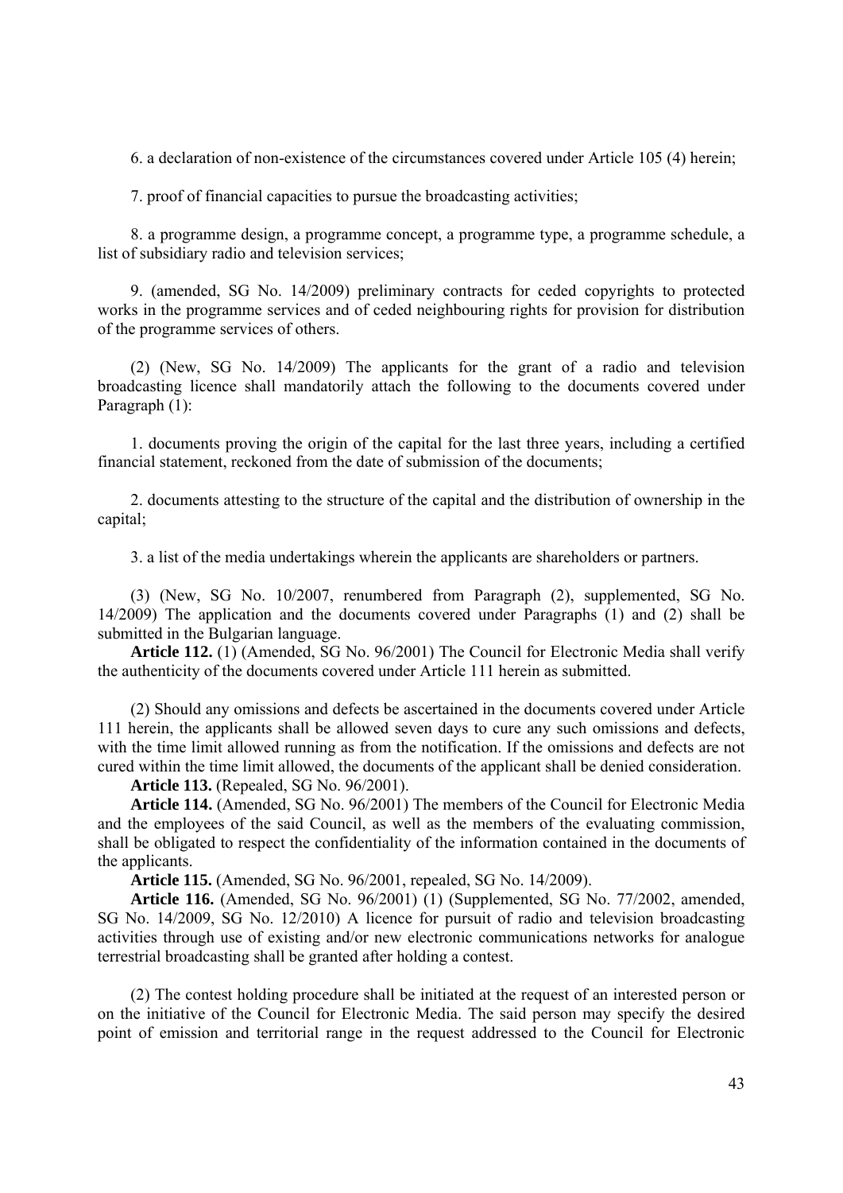6. a declaration of non-existence of the circumstances covered under Article 105 (4) herein;

7. proof of financial capacities to pursue the broadcasting activities;

8. a programme design, a programme concept, a programme type, a programme schedule, a list of subsidiary radio and television services;

9. (amended, SG No. 14/2009) preliminary contracts for ceded copyrights to protected works in the programme services and of ceded neighbouring rights for provision for distribution of the programme services of others.

(2) (New, SG No. 14/2009) The applicants for the grant of a radio and television broadcasting licence shall mandatorily attach the following to the documents covered under Paragraph (1):

1. documents proving the origin of the capital for the last three years, including a certified financial statement, reckoned from the date of submission of the documents;

2. documents attesting to the structure of the capital and the distribution of ownership in the capital;

3. a list of the media undertakings wherein the applicants are shareholders or partners.

(3) (New, SG No. 10/2007, renumbered from Paragraph (2), supplemented, SG No. 14/2009) The application and the documents covered under Paragraphs (1) and (2) shall be submitted in the Bulgarian language.

**Article 112.** (1) (Amended, SG No. 96/2001) The Council for Electronic Media shall verify the authenticity of the documents covered under Article 111 herein as submitted.

(2) Should any omissions and defects be ascertained in the documents covered under Article 111 herein, the applicants shall be allowed seven days to cure any such omissions and defects, with the time limit allowed running as from the notification. If the omissions and defects are not cured within the time limit allowed, the documents of the applicant shall be denied consideration.

**Article 113.** (Repealed, SG No. 96/2001).

**Article 114.** (Amended, SG No. 96/2001) The members of the Council for Electronic Media and the employees of the said Council, as well as the members of the evaluating commission, shall be obligated to respect the confidentiality of the information contained in the documents of the applicants.

**Article 115.** (Amended, SG No. 96/2001, repealed, SG No. 14/2009).

**Article 116.** (Amended, SG No. 96/2001) (1) (Supplemented, SG No. 77/2002, amended, SG No. 14/2009, SG No. 12/2010) A licence for pursuit of radio and television broadcasting activities through use of existing and/or new electronic communications networks for analogue terrestrial broadcasting shall be granted after holding a contest.

(2) The contest holding procedure shall be initiated at the request of an interested person or on the initiative of the Council for Electronic Media. The said person may specify the desired point of emission and territorial range in the request addressed to the Council for Electronic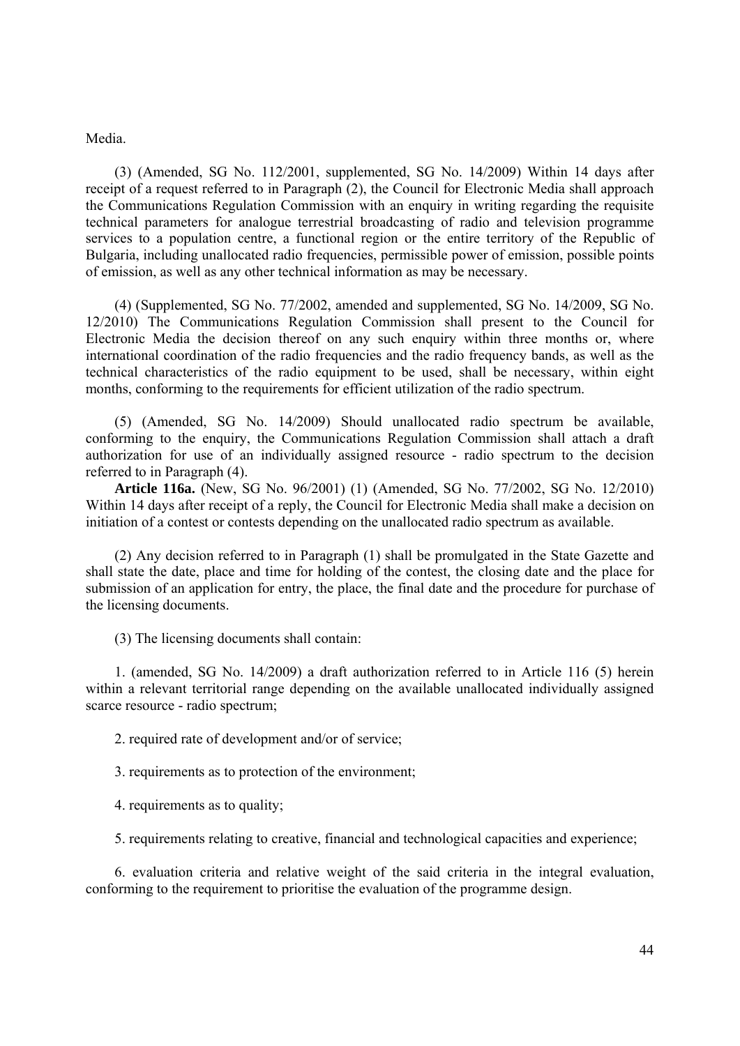Media.

(3) (Amended, SG No. 112/2001, supplemented, SG No. 14/2009) Within 14 days after receipt of a request referred to in Paragraph (2), the Council for Electronic Media shall approach the Communications Regulation Commission with an enquiry in writing regarding the requisite technical parameters for analogue terrestrial broadcasting of radio and television programme services to a population centre, a functional region or the entire territory of the Republic of Bulgaria, including unallocated radio frequencies, permissible power of emission, possible points of emission, as well as any other technical information as may be necessary.

(4) (Supplemented, SG No. 77/2002, amended and supplemented, SG No. 14/2009, SG No. 12/2010) The Communications Regulation Commission shall present to the Council for Electronic Media the decision thereof on any such enquiry within three months or, where international coordination of the radio frequencies and the radio frequency bands, as well as the technical characteristics of the radio equipment to be used, shall be necessary, within eight months, conforming to the requirements for efficient utilization of the radio spectrum.

(5) (Amended, SG No. 14/2009) Should unallocated radio spectrum be available, conforming to the enquiry, the Communications Regulation Commission shall attach a draft authorization for use of an individually assigned resource - radio spectrum to the decision referred to in Paragraph (4).

**Article 116a.** (New, SG No. 96/2001) (1) (Amended, SG No. 77/2002, SG No. 12/2010) Within 14 days after receipt of a reply, the Council for Electronic Media shall make a decision on initiation of a contest or contests depending on the unallocated radio spectrum as available.

(2) Any decision referred to in Paragraph (1) shall be promulgated in the State Gazette and shall state the date, place and time for holding of the contest, the closing date and the place for submission of an application for entry, the place, the final date and the procedure for purchase of the licensing documents.

(3) The licensing documents shall contain:

1. (amended, SG No. 14/2009) a draft authorization referred to in Article 116 (5) herein within a relevant territorial range depending on the available unallocated individually assigned scarce resource - radio spectrum;

2. required rate of development and/or of service;

3. requirements as to protection of the environment;

4. requirements as to quality;

5. requirements relating to creative, financial and technological capacities and experience;

6. evaluation criteria and relative weight of the said criteria in the integral evaluation, conforming to the requirement to prioritise the evaluation of the programme design.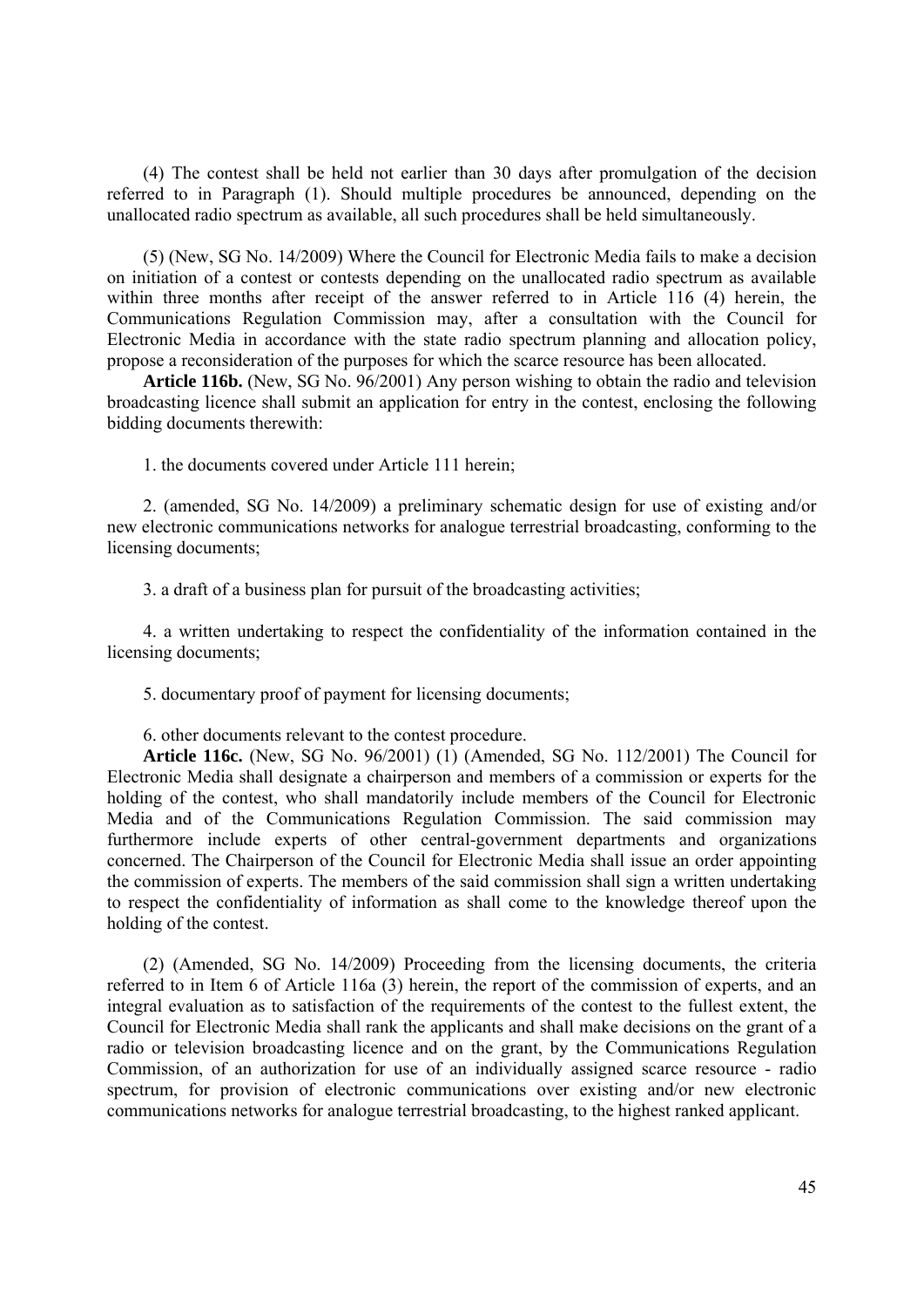(4) The contest shall be held not earlier than 30 days after promulgation of the decision referred to in Paragraph (1). Should multiple procedures be announced, depending on the unallocated radio spectrum as available, all such procedures shall be held simultaneously.

(5) (New, SG No. 14/2009) Where the Council for Electronic Media fails to make a decision on initiation of a contest or contests depending on the unallocated radio spectrum as available within three months after receipt of the answer referred to in Article 116 (4) herein, the Communications Regulation Commission may, after a consultation with the Council for Electronic Media in accordance with the state radio spectrum planning and allocation policy, propose a reconsideration of the purposes for which the scarce resource has been allocated.

**Article 116b.** (New, SG No. 96/2001) Any person wishing to obtain the radio and television broadcasting licence shall submit an application for entry in the contest, enclosing the following bidding documents therewith:

1. the documents covered under Article 111 herein;

2. (amended, SG No. 14/2009) a preliminary schematic design for use of existing and/or new electronic communications networks for analogue terrestrial broadcasting, conforming to the licensing documents;

3. a draft of a business plan for pursuit of the broadcasting activities;

4. a written undertaking to respect the confidentiality of the information contained in the licensing documents;

5. documentary proof of payment for licensing documents;

6. other documents relevant to the contest procedure.

**Article 116c.** (New, SG No. 96/2001) (1) (Amended, SG No. 112/2001) The Council for Electronic Media shall designate a chairperson and members of a commission or experts for the holding of the contest, who shall mandatorily include members of the Council for Electronic Media and of the Communications Regulation Commission. The said commission may furthermore include experts of other central-government departments and organizations concerned. The Chairperson of the Council for Electronic Media shall issue an order appointing the commission of experts. The members of the said commission shall sign a written undertaking to respect the confidentiality of information as shall come to the knowledge thereof upon the holding of the contest.

(2) (Amended, SG No. 14/2009) Proceeding from the licensing documents, the criteria referred to in Item 6 of Article 116a (3) herein, the report of the commission of experts, and an integral evaluation as to satisfaction of the requirements of the contest to the fullest extent, the Council for Electronic Media shall rank the applicants and shall make decisions on the grant of a radio or television broadcasting licence and on the grant, by the Communications Regulation Commission, of an authorization for use of an individually assigned scarce resource - radio spectrum, for provision of electronic communications over existing and/or new electronic communications networks for analogue terrestrial broadcasting, to the highest ranked applicant.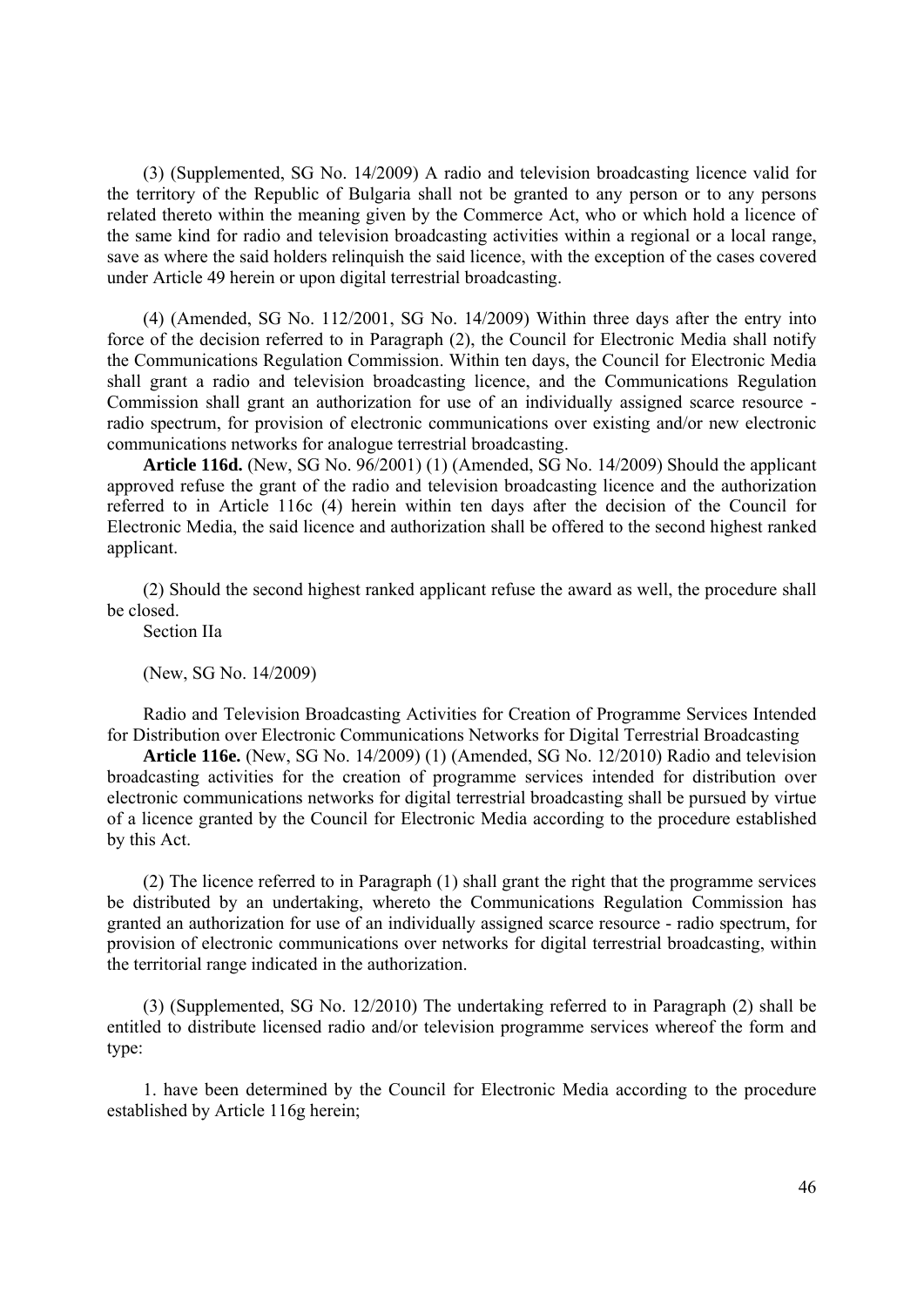(3) (Supplemented, SG No. 14/2009) A radio and television broadcasting licence valid for the territory of the Republic of Bulgaria shall not be granted to any person or to any persons related thereto within the meaning given by the Commerce Act, who or which hold a licence of the same kind for radio and television broadcasting activities within a regional or a local range, save as where the said holders relinquish the said licence, with the exception of the cases covered under Article 49 herein or upon digital terrestrial broadcasting.

(4) (Amended, SG No. 112/2001, SG No. 14/2009) Within three days after the entry into force of the decision referred to in Paragraph (2), the Council for Electronic Media shall notify the Communications Regulation Commission. Within ten days, the Council for Electronic Media shall grant a radio and television broadcasting licence, and the Communications Regulation Commission shall grant an authorization for use of an individually assigned scarce resource - radio spectrum, for provision of electronic communications over existing and/or new electronic communications networks for analogue terrestrial broadcasting.

**Article 116d.** (New, SG No. 96/2001) (1) (Amended, SG No. 14/2009) Should the applicant approved refuse the grant of the radio and television broadcasting licence and the authorization referred to in Article 116c (4) herein within ten days after the decision of the Council for Electronic Media, the said licence and authorization shall be offered to the second highest ranked applicant.

(2) Should the second highest ranked applicant refuse the award as well, the procedure shall be closed.

Section IIa

(New, SG No. 14/2009)

Radio and Television Broadcasting Activities for Creation of Programme Services Intended for Distribution over Electronic Communications Networks for Digital Terrestrial Broadcasting

**Article 116e.** (New, SG No. 14/2009) (1) (Amended, SG No. 12/2010) Radio and television broadcasting activities for the creation of programme services intended for distribution over electronic communications networks for digital terrestrial broadcasting shall be pursued by virtue of a licence granted by the Council for Electronic Media according to the procedure established by this Act.

(2) The licence referred to in Paragraph (1) shall grant the right that the programme services be distributed by an undertaking, whereto the Communications Regulation Commission has granted an authorization for use of an individually assigned scarce resource - radio spectrum, for provision of electronic communications over networks for digital terrestrial broadcasting, within the territorial range indicated in the authorization.

(3) (Supplemented, SG No. 12/2010) The undertaking referred to in Paragraph (2) shall be entitled to distribute licensed radio and/or television programme services whereof the form and type:

1. have been determined by the Council for Electronic Media according to the procedure established by Article 116g herein;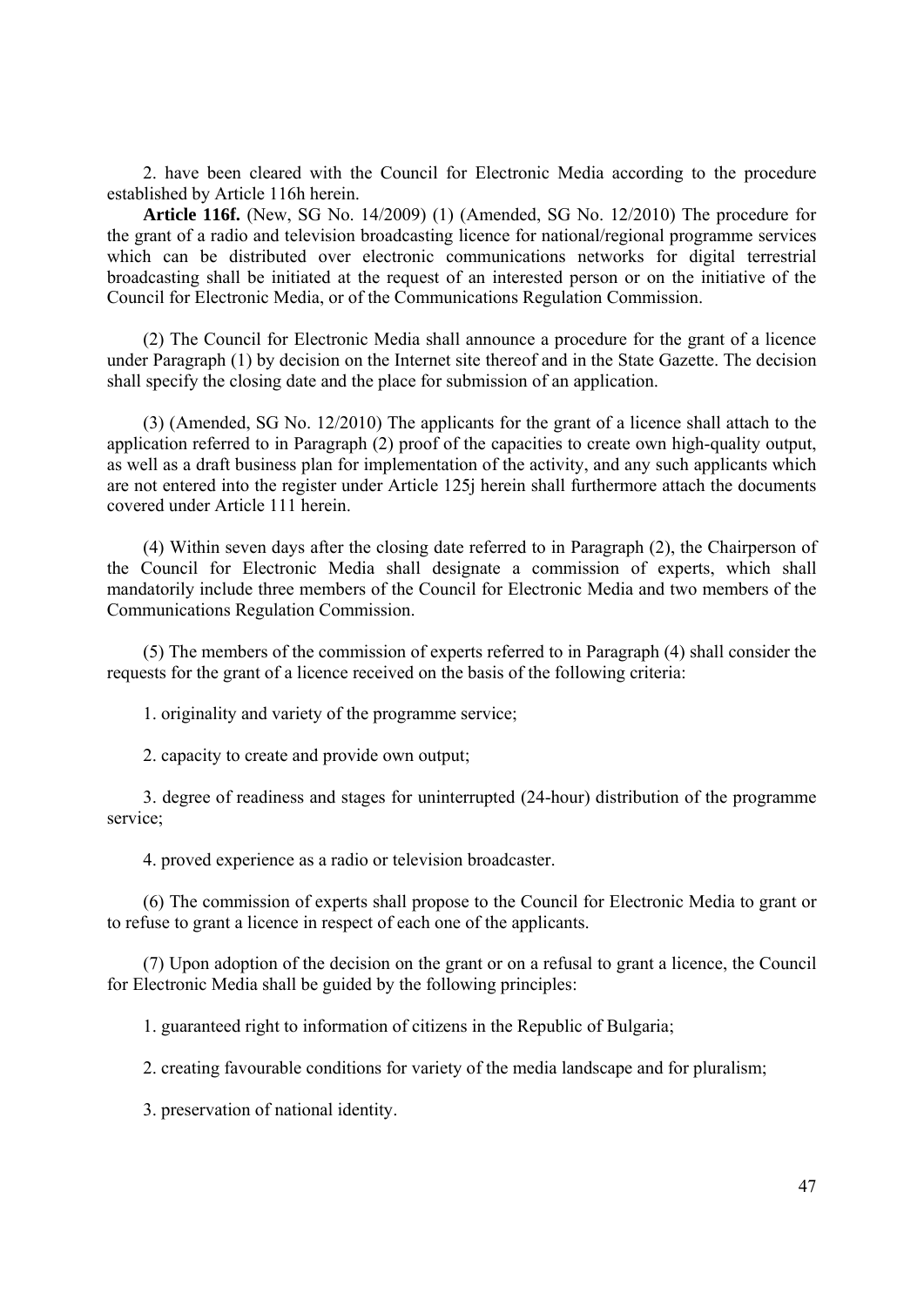2. have been cleared with the Council for Electronic Media according to the procedure established by Article 116h herein.

**Article 116f.** (New, SG No. 14/2009) (1) (Amended, SG No. 12/2010) The procedure for the grant of a radio and television broadcasting licence for national/regional programme services which can be distributed over electronic communications networks for digital terrestrial broadcasting shall be initiated at the request of an interested person or on the initiative of the Council for Electronic Media, or of the Communications Regulation Commission.

(2) The Council for Electronic Media shall announce a procedure for the grant of a licence under Paragraph (1) by decision on the Internet site thereof and in the State Gazette. The decision shall specify the closing date and the place for submission of an application.

(3) (Amended, SG No. 12/2010) The applicants for the grant of a licence shall attach to the application referred to in Paragraph (2) proof of the capacities to create own high-quality output, as well as a draft business plan for implementation of the activity, and any such applicants which are not entered into the register under Article 125j herein shall furthermore attach the documents covered under Article 111 herein.

(4) Within seven days after the closing date referred to in Paragraph (2), the Chairperson of the Council for Electronic Media shall designate a commission of experts, which shall mandatorily include three members of the Council for Electronic Media and two members of the Communications Regulation Commission.

(5) The members of the commission of experts referred to in Paragraph (4) shall consider the requests for the grant of a licence received on the basis of the following criteria:

1. originality and variety of the programme service;

2. capacity to create and provide own output;

3. degree of readiness and stages for uninterrupted (24-hour) distribution of the programme service;

4. proved experience as a radio or television broadcaster.

(6) The commission of experts shall propose to the Council for Electronic Media to grant or to refuse to grant a licence in respect of each one of the applicants.

(7) Upon adoption of the decision on the grant or on a refusal to grant a licence, the Council for Electronic Media shall be guided by the following principles:

1. guaranteed right to information of citizens in the Republic of Bulgaria;

2. creating favourable conditions for variety of the media landscape and for pluralism;

3. preservation of national identity.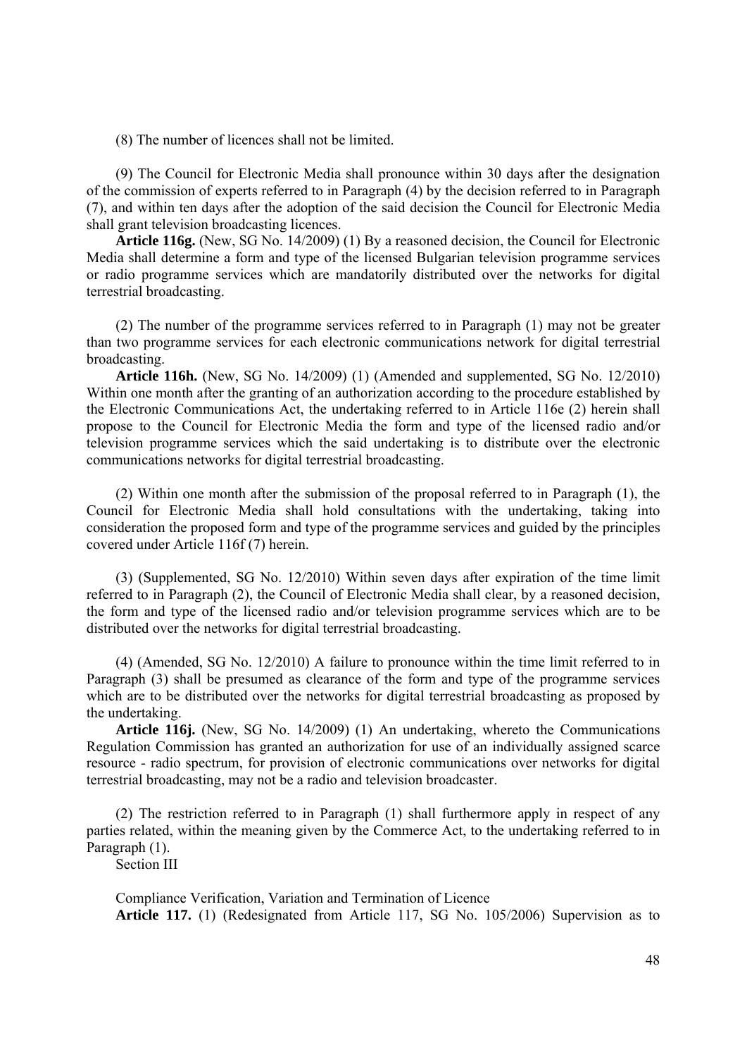(8) The number of licences shall not be limited.

(9) The Council for Electronic Media shall pronounce within 30 days after the designation of the commission of experts referred to in Paragraph (4) by the decision referred to in Paragraph (7), and within ten days after the adoption of the said decision the Council for Electronic Media shall grant television broadcasting licences.

**Article 116g.** (New, SG No. 14/2009) (1) By a reasoned decision, the Council for Electronic Media shall determine a form and type of the licensed Bulgarian television programme services or radio programme services which are mandatorily distributed over the networks for digital terrestrial broadcasting.

(2) The number of the programme services referred to in Paragraph (1) may not be greater than two programme services for each electronic communications network for digital terrestrial broadcasting.

**Article 116h.** (New, SG No. 14/2009) (1) (Amended and supplemented, SG No. 12/2010) Within one month after the granting of an authorization according to the procedure established by the Electronic Communications Act, the undertaking referred to in Article 116e (2) herein shall propose to the Council for Electronic Media the form and type of the licensed radio and/or television programme services which the said undertaking is to distribute over the electronic communications networks for digital terrestrial broadcasting.

(2) Within one month after the submission of the proposal referred to in Paragraph (1), the Council for Electronic Media shall hold consultations with the undertaking, taking into consideration the proposed form and type of the programme services and guided by the principles covered under Article 116f (7) herein.

(3) (Supplemented, SG No. 12/2010) Within seven days after expiration of the time limit referred to in Paragraph (2), the Council of Electronic Media shall clear, by a reasoned decision, the form and type of the licensed radio and/or television programme services which are to be distributed over the networks for digital terrestrial broadcasting.

(4) (Amended, SG No. 12/2010) A failure to pronounce within the time limit referred to in Paragraph (3) shall be presumed as clearance of the form and type of the programme services which are to be distributed over the networks for digital terrestrial broadcasting as proposed by the undertaking.

**Article 116j.** (New, SG No. 14/2009) (1) An undertaking, whereto the Communications Regulation Commission has granted an authorization for use of an individually assigned scarce resource - radio spectrum, for provision of electronic communications over networks for digital terrestrial broadcasting, may not be a radio and television broadcaster.

(2) The restriction referred to in Paragraph (1) shall furthermore apply in respect of any parties related, within the meaning given by the Commerce Act, to the undertaking referred to in Paragraph (1).

## Section III

## Compliance Verification, Variation and Termination of Licence

**Article 117.** (1) (Redesignated from Article 117, SG No. 105/2006) Supervision as to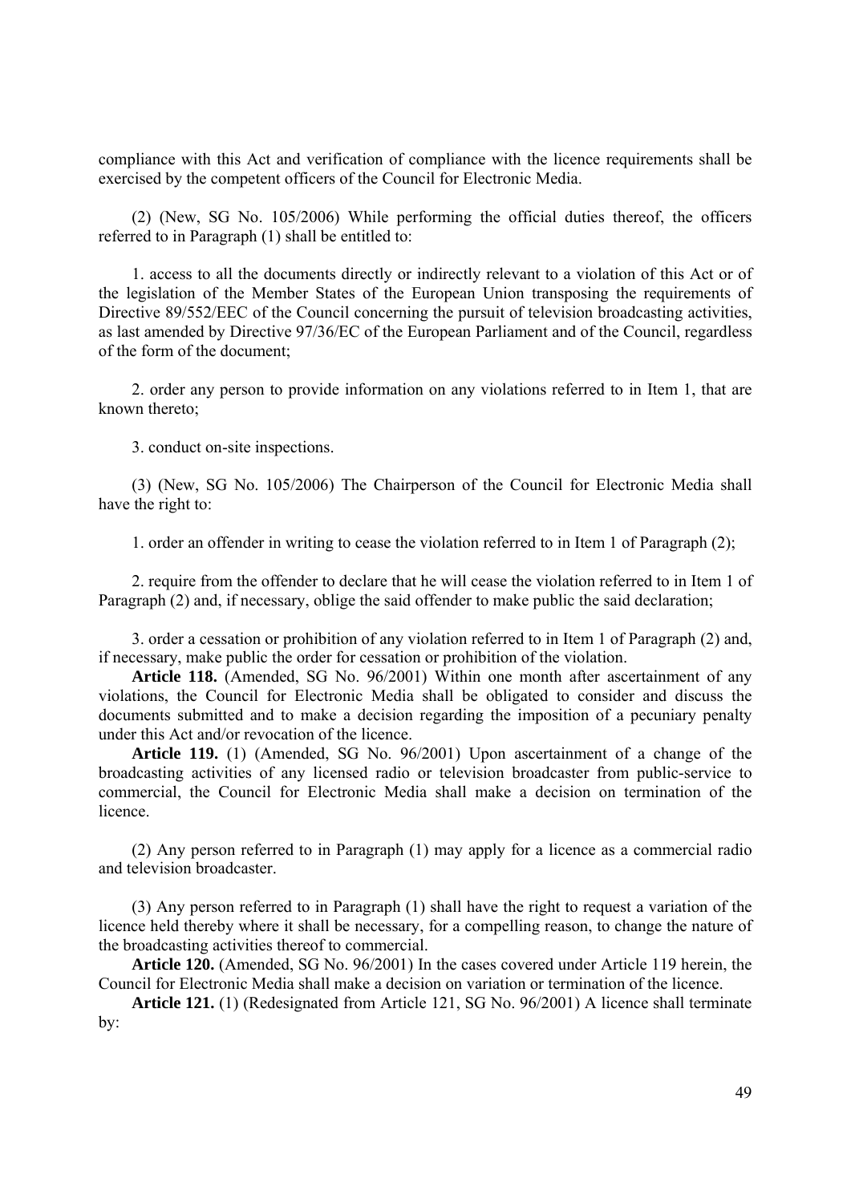compliance with this Act and verification of compliance with the licence requirements shall be exercised by the competent officers of the Council for Electronic Media.

(2) (New, SG No. 105/2006) While performing the official duties thereof, the officers referred to in Paragraph (1) shall be entitled to:

1. access to all the documents directly or indirectly relevant to a violation of this Act or of the legislation of the Member States of the European Union transposing the requirements of Directive 89/552/EEC of the Council concerning the pursuit of television broadcasting activities, as last amended by Directive 97/36/EC of the European Parliament and of the Council, regardless of the form of the document;

2. order any person to provide information on any violations referred to in Item 1, that are known thereto;

3. conduct on-site inspections.

(3) (New, SG No. 105/2006) The Chairperson of the Council for Electronic Media shall have the right to:

1. order an offender in writing to cease the violation referred to in Item 1 of Paragraph (2);

2. require from the offender to declare that he will cease the violation referred to in Item 1 of Paragraph (2) and, if necessary, oblige the said offender to make public the said declaration;

3. order a cessation or prohibition of any violation referred to in Item 1 of Paragraph (2) and, if necessary, make public the order for cessation or prohibition of the violation.

**Article 118.** (Amended, SG No. 96/2001) Within one month after ascertainment of any violations, the Council for Electronic Media shall be obligated to consider and discuss the documents submitted and to make a decision regarding the imposition of a pecuniary penalty under this Act and/or revocation of the licence.

**Article 119.** (1) (Amended, SG No. 96/2001) Upon ascertainment of a change of the broadcasting activities of any licensed radio or television broadcaster from public-service to commercial, the Council for Electronic Media shall make a decision on termination of the licence.

(2) Any person referred to in Paragraph (1) may apply for a licence as a commercial radio and television broadcaster.

(3) Any person referred to in Paragraph (1) shall have the right to request a variation of the licence held thereby where it shall be necessary, for a compelling reason, to change the nature of the broadcasting activities thereof to commercial.

**Article 120.** (Amended, SG No. 96/2001) In the cases covered under Article 119 herein, the Council for Electronic Media shall make a decision on variation or termination of the licence.

**Article 121.** (1) (Redesignated from Article 121, SG No. 96/2001) A licence shall terminate by: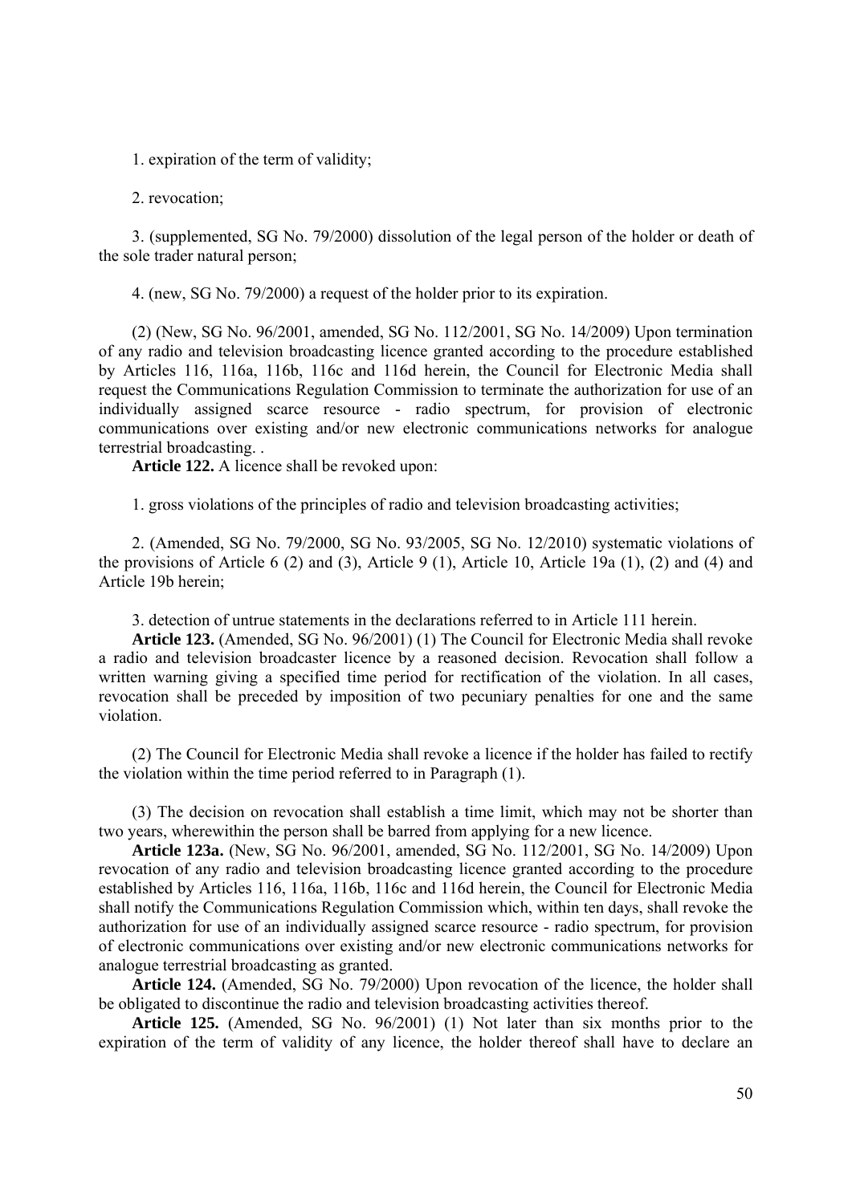1. expiration of the term of validity;

2. revocation;

3. (supplemented, SG No. 79/2000) dissolution of the legal person of the holder or death of the sole trader natural person;

4. (new, SG No. 79/2000) a request of the holder prior to its expiration.

(2) (New, SG No. 96/2001, amended, SG No. 112/2001, SG No. 14/2009) Upon termination of any radio and television broadcasting licence granted according to the procedure established by Articles 116, 116a, 116b, 116c and 116d herein, the Council for Electronic Media shall request the Communications Regulation Commission to terminate the authorization for use of an individually assigned scarce resource - radio spectrum, for provision of electronic communications over existing and/or new electronic communications networks for analogue terrestrial broadcasting. .

**Article 122.** A licence shall be revoked upon:

1. gross violations of the principles of radio and television broadcasting activities;

2. (Amended, SG No. 79/2000, SG No. 93/2005, SG No. 12/2010) systematic violations of the provisions of Article 6 (2) and (3), Article 9 (1), Article 10, Article 19a (1), (2) and (4) and Article 19b herein;

3. detection of untrue statements in the declarations referred to in Article 111 herein.

**Article 123.** (Amended, SG No. 96/2001) (1) The Council for Electronic Media shall revoke a radio and television broadcaster licence by a reasoned decision. Revocation shall follow a written warning giving a specified time period for rectification of the violation. In all cases, revocation shall be preceded by imposition of two pecuniary penalties for one and the same violation.

(2) The Council for Electronic Media shall revoke a licence if the holder has failed to rectify the violation within the time period referred to in Paragraph (1).

(3) The decision on revocation shall establish a time limit, which may not be shorter than two years, wherewithin the person shall be barred from applying for a new licence.

**Article 123a.** (New, SG No. 96/2001, amended, SG No. 112/2001, SG No. 14/2009) Upon revocation of any radio and television broadcasting licence granted according to the procedure established by Articles 116, 116a, 116b, 116c and 116d herein, the Council for Electronic Media shall notify the Communications Regulation Commission which, within ten days, shall revoke the authorization for use of an individually assigned scarce resource - radio spectrum, for provision of electronic communications over existing and/or new electronic communications networks for analogue terrestrial broadcasting as granted.

**Article 124.** (Amended, SG No. 79/2000) Upon revocation of the licence, the holder shall be obligated to discontinue the radio and television broadcasting activities thereof.

**Article 125.** (Amended, SG No. 96/2001) (1) Not later than six months prior to the expiration of the term of validity of any licence, the holder thereof shall have to declare an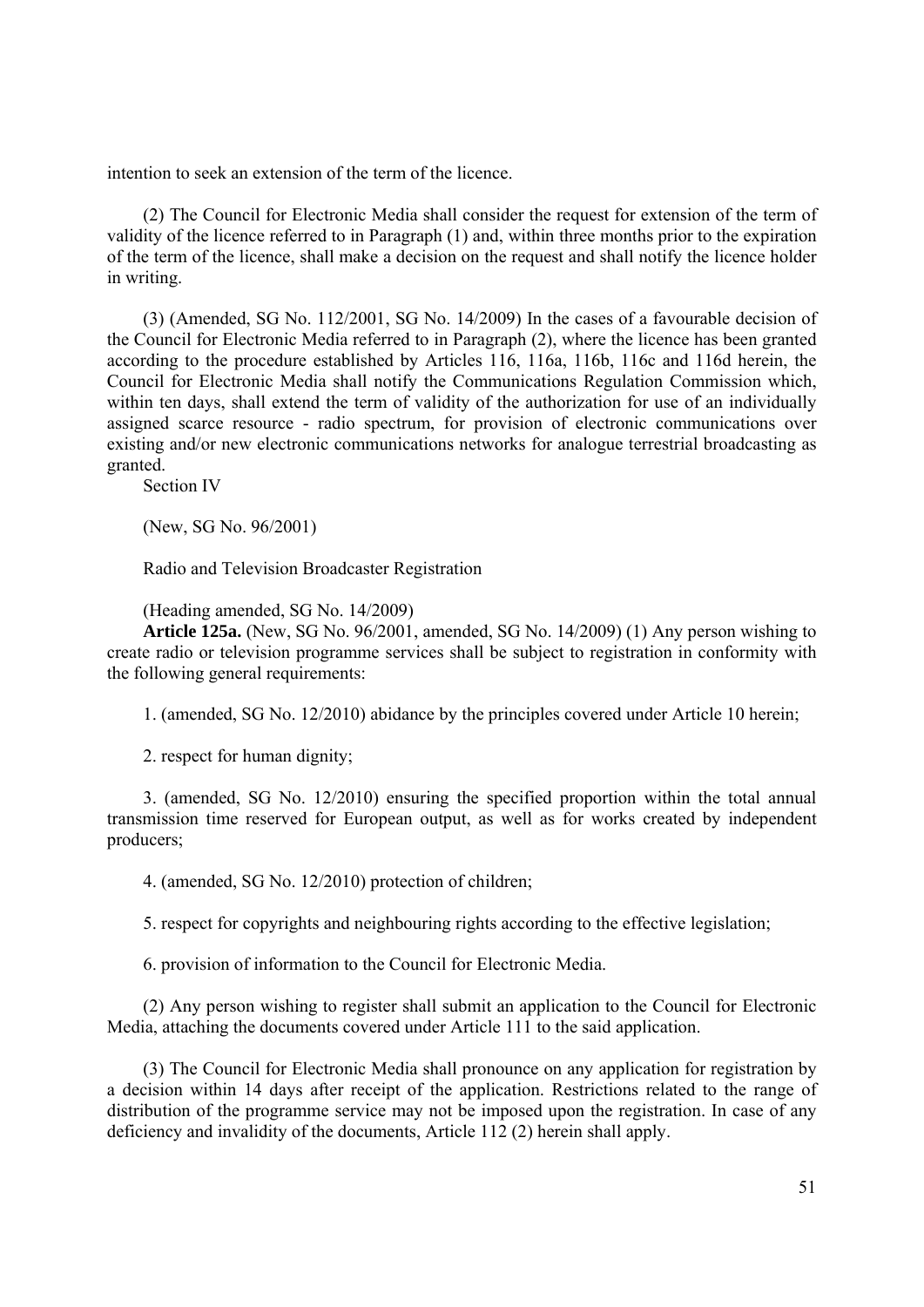intention to seek an extension of the term of the licence.

(2) The Council for Electronic Media shall consider the request for extension of the term of validity of the licence referred to in Paragraph (1) and, within three months prior to the expiration of the term of the licence, shall make a decision on the request and shall notify the licence holder in writing.

(3) (Amended, SG No. 112/2001, SG No. 14/2009) In the cases of a favourable decision of the Council for Electronic Media referred to in Paragraph (2), where the licence has been granted according to the procedure established by Articles 116, 116a, 116b, 116c and 116d herein, the Council for Electronic Media shall notify the Communications Regulation Commission which, within ten days, shall extend the term of validity of the authorization for use of an individually assigned scarce resource - radio spectrum, for provision of electronic communications over existing and/or new electronic communications networks for analogue terrestrial broadcasting as granted.

Section IV

(New, SG No. 96/2001)

Radio and Television Broadcaster Registration

(Heading amended, SG No. 14/2009)

**Article 125a.** (New, SG No. 96/2001, amended, SG No. 14/2009) (1) Any person wishing to create radio or television programme services shall be subject to registration in conformity with the following general requirements:

1. (amended, SG No. 12/2010) abidance by the principles covered under Article 10 herein;

2. respect for human dignity;

3. (amended, SG No. 12/2010) ensuring the specified proportion within the total annual transmission time reserved for European output, as well as for works created by independent producers;

4. (amended, SG No. 12/2010) protection of children;

5. respect for copyrights and neighbouring rights according to the effective legislation;

6. provision of information to the Council for Electronic Media.

(2) Any person wishing to register shall submit an application to the Council for Electronic Media, attaching the documents covered under Article 111 to the said application.

(3) The Council for Electronic Media shall pronounce on any application for registration by a decision within 14 days after receipt of the application. Restrictions related to the range of distribution of the programme service may not be imposed upon the registration. In case of any deficiency and invalidity of the documents, Article 112 (2) herein shall apply.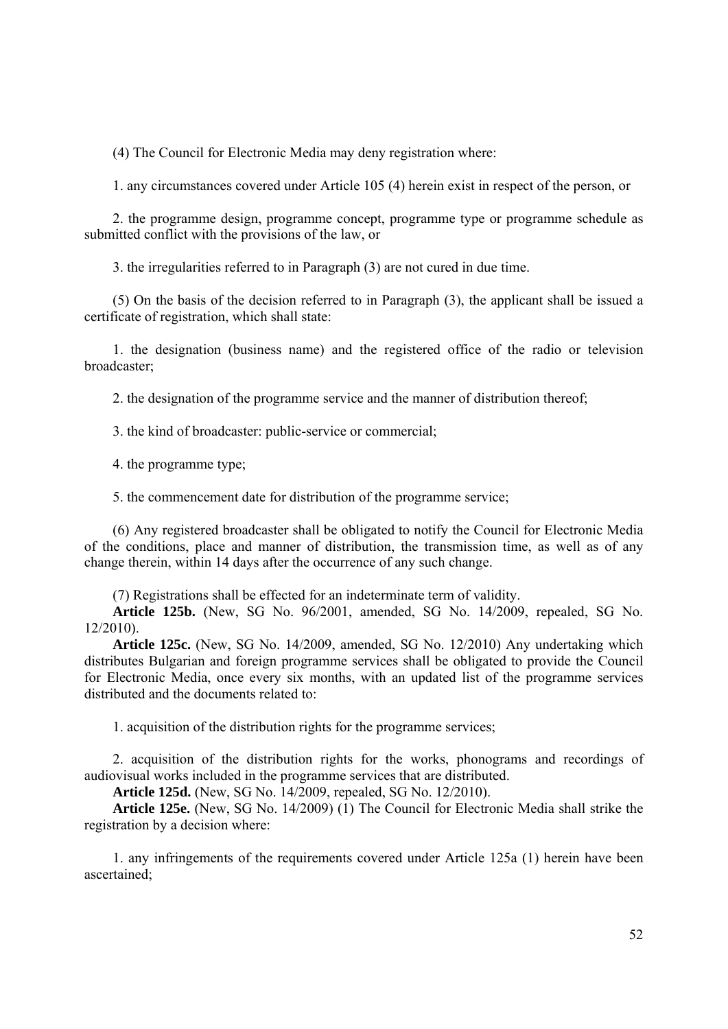(4) The Council for Electronic Media may deny registration where:

1. any circumstances covered under Article 105 (4) herein exist in respect of the person, or

2. the programme design, programme concept, programme type or programme schedule as submitted conflict with the provisions of the law, or

3. the irregularities referred to in Paragraph (3) are not cured in due time.

(5) On the basis of the decision referred to in Paragraph (3), the applicant shall be issued a certificate of registration, which shall state:

1. the designation (business name) and the registered office of the radio or television broadcaster;

2. the designation of the programme service and the manner of distribution thereof;

3. the kind of broadcaster: public-service or commercial;

4. the programme type;

5. the commencement date for distribution of the programme service;

(6) Any registered broadcaster shall be obligated to notify the Council for Electronic Media of the conditions, place and manner of distribution, the transmission time, as well as of any change therein, within 14 days after the occurrence of any such change.

(7) Registrations shall be effected for an indeterminate term of validity.

**Article 125b.** (New, SG No. 96/2001, amended, SG No. 14/2009, repealed, SG No. 12/2010).

**Article 125c.** (New, SG No. 14/2009, amended, SG No. 12/2010) Any undertaking which distributes Bulgarian and foreign programme services shall be obligated to provide the Council for Electronic Media, once every six months, with an updated list of the programme services distributed and the documents related to:

1. acquisition of the distribution rights for the programme services;

2. acquisition of the distribution rights for the works, phonograms and recordings of audiovisual works included in the programme services that are distributed.

**Article 125d.** (New, SG No. 14/2009, repealed, SG No. 12/2010).

**Article 125e.** (New, SG No. 14/2009) (1) The Council for Electronic Media shall strike the registration by a decision where:

1. any infringements of the requirements covered under Article 125a (1) herein have been ascertained;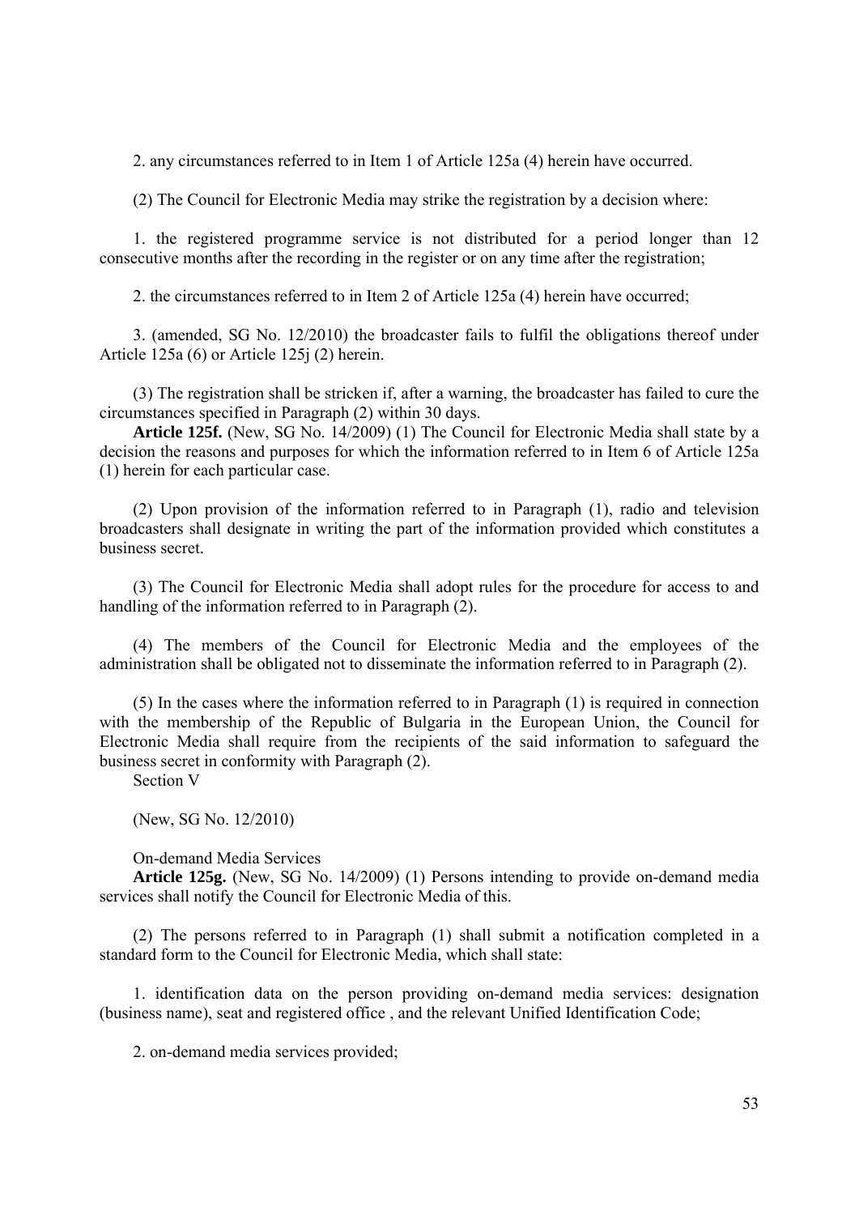2. any circumstances referred to in Item 1 of Article 125a (4) herein have occurred.

(2) The Council for Electronic Media may strike the registration by a decision where:

1. the registered programme service is not distributed for a period longer than 12 consecutive months after the recording in the register or on any time after the registration;

2. the circumstances referred to in Item 2 of Article 125a (4) herein have occurred;

3. (amended, SG No. 12/2010) the broadcaster fails to fulfil the obligations thereof under Article 125a (6) or Article 125j (2) herein.

(3) The registration shall be stricken if, after a warning, the broadcaster has failed to cure the circumstances specified in Paragraph (2) within 30 days.

**Article 125f.** (New, SG No. 14/2009) (1) The Council for Electronic Media shall state by a decision the reasons and purposes for which the information referred to in Item 6 of Article 125a (1) herein for each particular case.

(2) Upon provision of the information referred to in Paragraph (1), radio and television broadcasters shall designate in writing the part of the information provided which constitutes a business secret.

(3) The Council for Electronic Media shall adopt rules for the procedure for access to and handling of the information referred to in Paragraph (2).

(4) The members of the Council for Electronic Media and the employees of the administration shall be obligated not to disseminate the information referred to in Paragraph (2).

(5) In the cases where the information referred to in Paragraph (1) is required in connection with the membership of the Republic of Bulgaria in the European Union, the Council for Electronic Media shall require from the recipients of the said information to safeguard the business secret in conformity with Paragraph (2).

Section V

(New, SG No. 12/2010)

On-demand Media Services

**Article 125g.** (New, SG No. 14/2009) (1) Persons intending to provide on-demand media services shall notify the Council for Electronic Media of this.

(2) The persons referred to in Paragraph (1) shall submit a notification completed in a standard form to the Council for Electronic Media, which shall state:

1. identification data on the person providing on-demand media services: designation (business name), seat and registered office , and the relevant Unified Identification Code;

2. on-demand media services provided;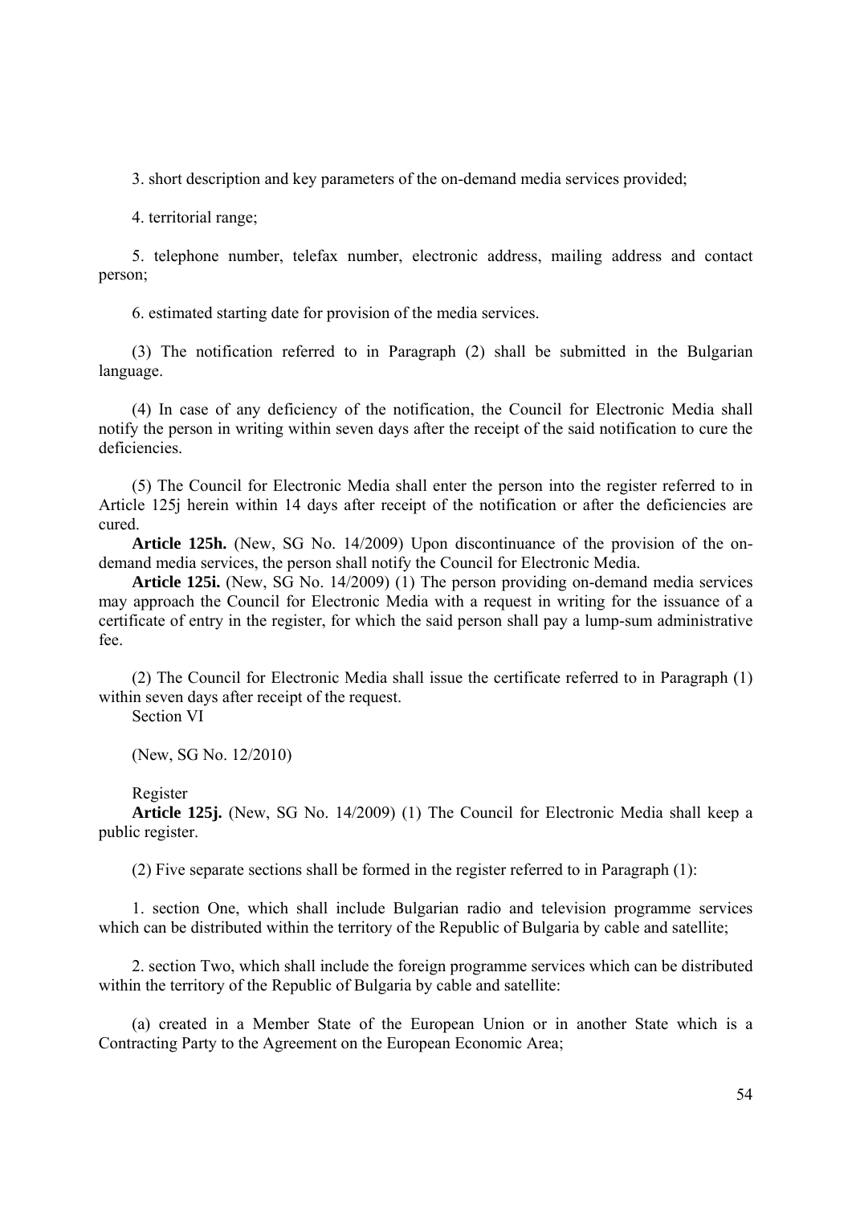3. short description and key parameters of the on-demand media services provided;

4. territorial range;

5. telephone number, telefax number, electronic address, mailing address and contact person;

6. estimated starting date for provision of the media services.

(3) The notification referred to in Paragraph (2) shall be submitted in the Bulgarian language.

(4) In case of any deficiency of the notification, the Council for Electronic Media shall notify the person in writing within seven days after the receipt of the said notification to cure the deficiencies.

(5) The Council for Electronic Media shall enter the person into the register referred to in Article 125j herein within 14 days after receipt of the notification or after the deficiencies are cured.

**Article 125h.** (New, SG No. 14/2009) Upon discontinuance of the provision of the on-demand media services, the person shall notify the Council for Electronic Media.

**Article 125i.** (New, SG No. 14/2009) (1) The person providing on-demand media services may approach the Council for Electronic Media with a request in writing for the issuance of a certificate of entry in the register, for which the said person shall pay a lump-sum administrative fee.

(2) The Council for Electronic Media shall issue the certificate referred to in Paragraph (1) within seven days after receipt of the request.

Section VI

(New, SG No. 12/2010)

Register

**Article 125j.** (New, SG No. 14/2009) (1) The Council for Electronic Media shall keep a public register.

(2) Five separate sections shall be formed in the register referred to in Paragraph (1):

1. section One, which shall include Bulgarian radio and television programme services which can be distributed within the territory of the Republic of Bulgaria by cable and satellite;

2. section Two, which shall include the foreign programme services which can be distributed within the territory of the Republic of Bulgaria by cable and satellite:

(a) created in a Member State of the European Union or in another State which is a Contracting Party to the Agreement on the European Economic Area;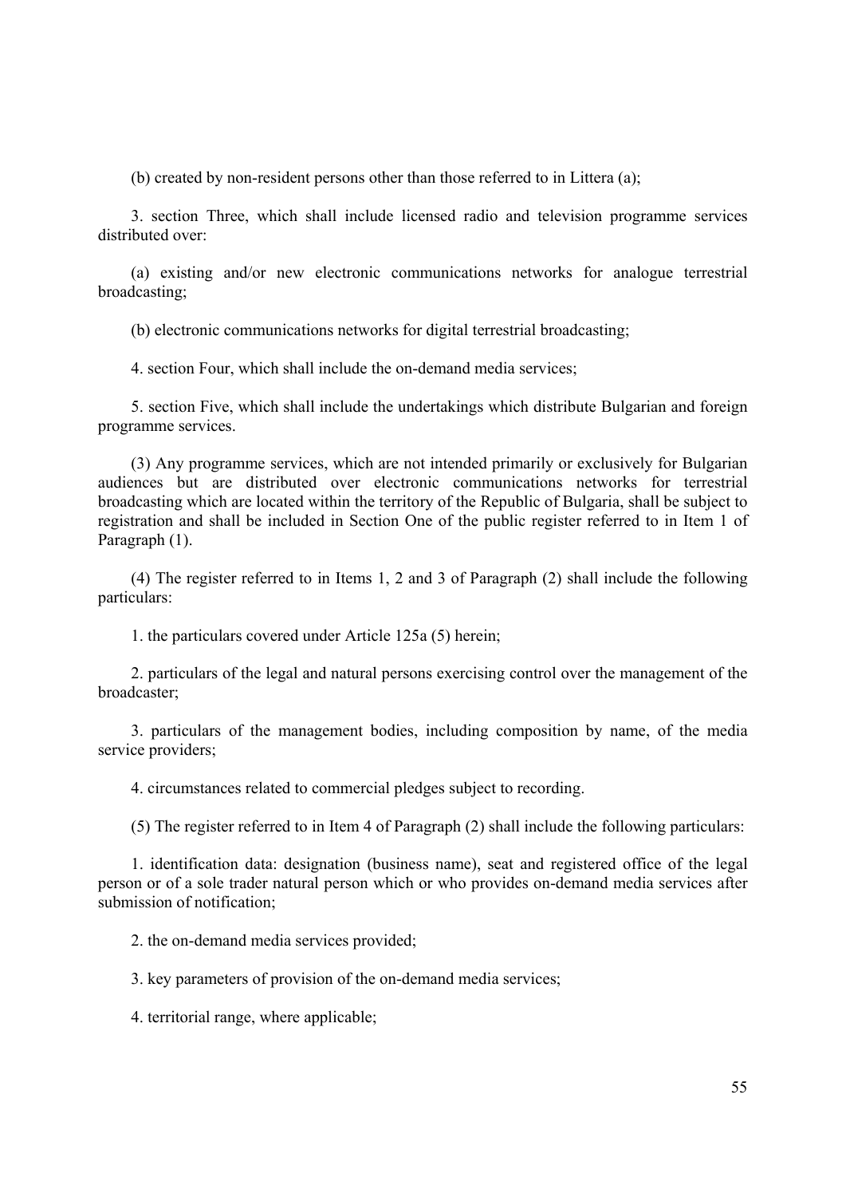(b) created by non-resident persons other than those referred to in Littera (a);

3. section Three, which shall include licensed radio and television programme services distributed over:

(a) existing and/or new electronic communications networks for analogue terrestrial broadcasting;

(b) electronic communications networks for digital terrestrial broadcasting;

4. section Four, which shall include the on-demand media services;

5. section Five, which shall include the undertakings which distribute Bulgarian and foreign programme services.

(3) Any programme services, which are not intended primarily or exclusively for Bulgarian audiences but are distributed over electronic communications networks for terrestrial broadcasting which are located within the territory of the Republic of Bulgaria, shall be subject to registration and shall be included in Section One of the public register referred to in Item 1 of Paragraph (1).

(4) The register referred to in Items 1, 2 and 3 of Paragraph (2) shall include the following particulars:

1. the particulars covered under Article 125a (5) herein;

2. particulars of the legal and natural persons exercising control over the management of the broadcaster;

3. particulars of the management bodies, including composition by name, of the media service providers;

4. circumstances related to commercial pledges subject to recording.

(5) The register referred to in Item 4 of Paragraph (2) shall include the following particulars:

1. identification data: designation (business name), seat and registered office of the legal person or of a sole trader natural person which or who provides on-demand media services after submission of notification;

2. the on-demand media services provided;

3. key parameters of provision of the on-demand media services;

4. territorial range, where applicable;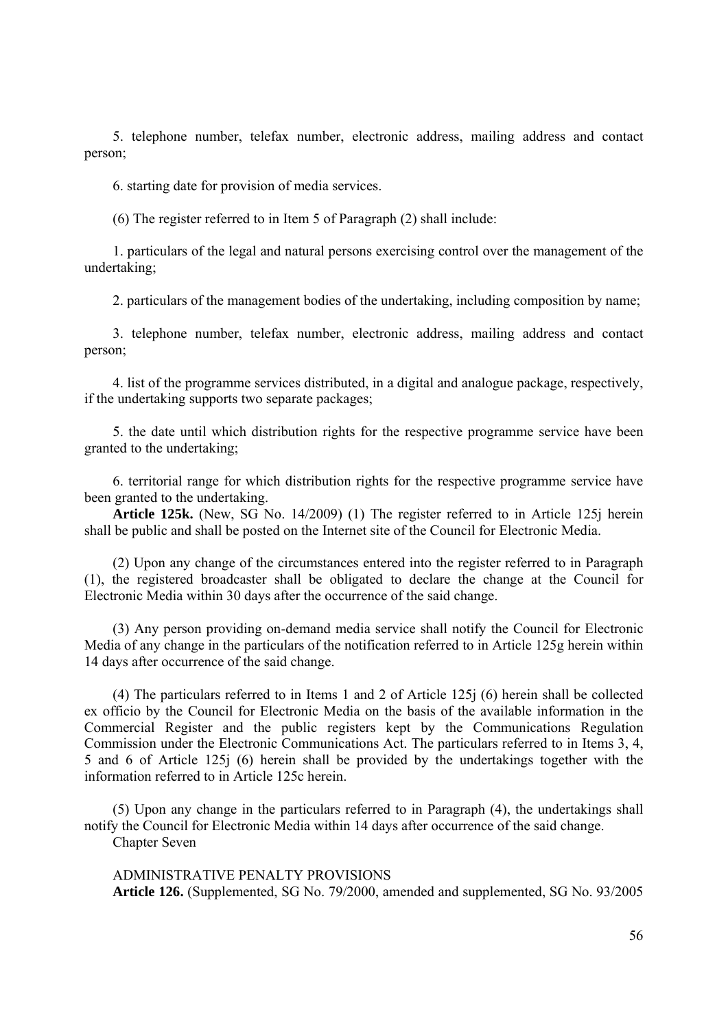5. telephone number, telefax number, electronic address, mailing address and contact person;

6. starting date for provision of media services.

(6) The register referred to in Item 5 of Paragraph (2) shall include:

1. particulars of the legal and natural persons exercising control over the management of the undertaking;

2. particulars of the management bodies of the undertaking, including composition by name;

3. telephone number, telefax number, electronic address, mailing address and contact person;

4. list of the programme services distributed, in a digital and analogue package, respectively, if the undertaking supports two separate packages;

5. the date until which distribution rights for the respective programme service have been granted to the undertaking;

6. territorial range for which distribution rights for the respective programme service have been granted to the undertaking.

**Article 125k.** (New, SG No. 14/2009) (1) The register referred to in Article 125j herein shall be public and shall be posted on the Internet site of the Council for Electronic Media.

(2) Upon any change of the circumstances entered into the register referred to in Paragraph (1), the registered broadcaster shall be obligated to declare the change at the Council for Electronic Media within 30 days after the occurrence of the said change.

(3) Any person providing on-demand media service shall notify the Council for Electronic Media of any change in the particulars of the notification referred to in Article 125g herein within 14 days after occurrence of the said change.

(4) The particulars referred to in Items 1 and 2 of Article 125j (6) herein shall be collected ex officio by the Council for Electronic Media on the basis of the available information in the Commercial Register and the public registers kept by the Communications Regulation Commission under the Electronic Communications Act. The particulars referred to in Items 3, 4, 5 and 6 of Article 125j (6) herein shall be provided by the undertakings together with the information referred to in Article 125c herein.

(5) Upon any change in the particulars referred to in Paragraph (4), the undertakings shall notify the Council for Electronic Media within 14 days after occurrence of the said change.

## Chapter Seven

## ADMINISTRATIVE PENALTY PROVISIONS

**Article 126.** (Supplemented, SG No. 79/2000, amended and supplemented, SG No. 93/2005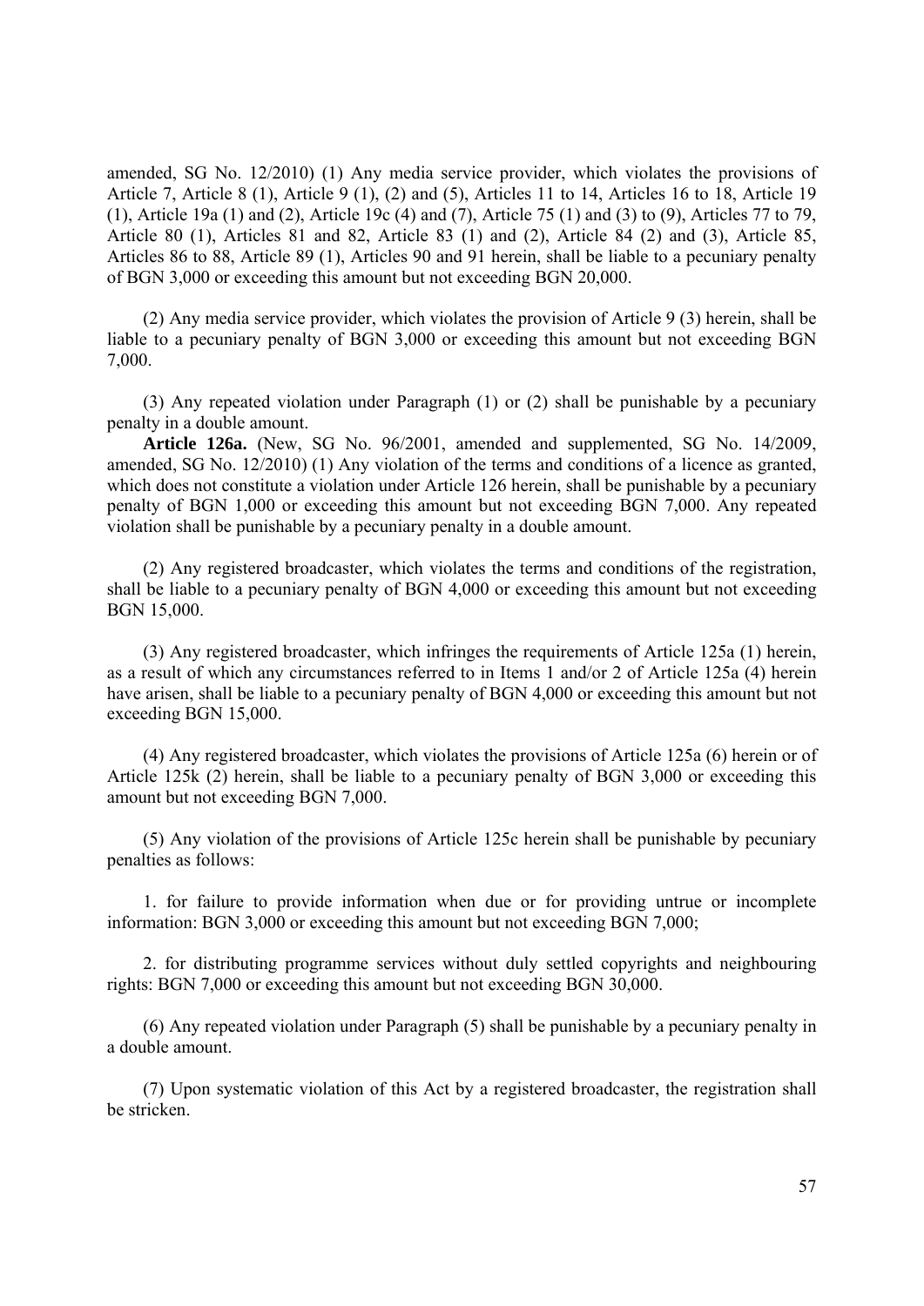amended, SG No. 12/2010) (1) Any media service provider, which violates the provisions of Article 7, Article 8 (1), Article 9 (1), (2) and (5), Articles 11 to 14, Articles 16 to 18, Article 19 (1), Article 19a (1) and (2), Article 19c (4) and (7), Article 75 (1) and (3) to (9), Articles 77 to 79, Article 80 (1), Articles 81 and 82, Article 83 (1) and (2), Article 84 (2) and (3), Article 85, Articles 86 to 88, Article 89 (1), Articles 90 and 91 herein, shall be liable to a pecuniary penalty of BGN 3,000 or exceeding this amount but not exceeding BGN 20,000.

(2) Any media service provider, which violates the provision of Article 9 (3) herein, shall be liable to a pecuniary penalty of BGN 3,000 or exceeding this amount but not exceeding BGN 7,000.

(3) Any repeated violation under Paragraph (1) or (2) shall be punishable by a pecuniary penalty in a double amount.

**Article 126a.** (New, SG No. 96/2001, amended and supplemented, SG No. 14/2009, amended, SG No. 12/2010) (1) Any violation of the terms and conditions of a licence as granted, which does not constitute a violation under Article 126 herein, shall be punishable by a pecuniary penalty of BGN 1,000 or exceeding this amount but not exceeding BGN 7,000. Any repeated violation shall be punishable by a pecuniary penalty in a double amount.

(2) Any registered broadcaster, which violates the terms and conditions of the registration, shall be liable to a pecuniary penalty of BGN 4,000 or exceeding this amount but not exceeding BGN 15,000.

(3) Any registered broadcaster, which infringes the requirements of Article 125a (1) herein, as a result of which any circumstances referred to in Items 1 and/or 2 of Article 125a (4) herein have arisen, shall be liable to a pecuniary penalty of BGN 4,000 or exceeding this amount but not exceeding BGN 15,000.

(4) Any registered broadcaster, which violates the provisions of Article 125a (6) herein or of Article 125k (2) herein, shall be liable to a pecuniary penalty of BGN 3,000 or exceeding this amount but not exceeding BGN 7,000.

(5) Any violation of the provisions of Article 125c herein shall be punishable by pecuniary penalties as follows:

1. for failure to provide information when due or for providing untrue or incomplete information: BGN 3,000 or exceeding this amount but not exceeding BGN 7,000;

2. for distributing programme services without duly settled copyrights and neighbouring rights: BGN 7,000 or exceeding this amount but not exceeding BGN 30,000.

(6) Any repeated violation under Paragraph (5) shall be punishable by a pecuniary penalty in a double amount.

(7) Upon systematic violation of this Act by a registered broadcaster, the registration shall be stricken.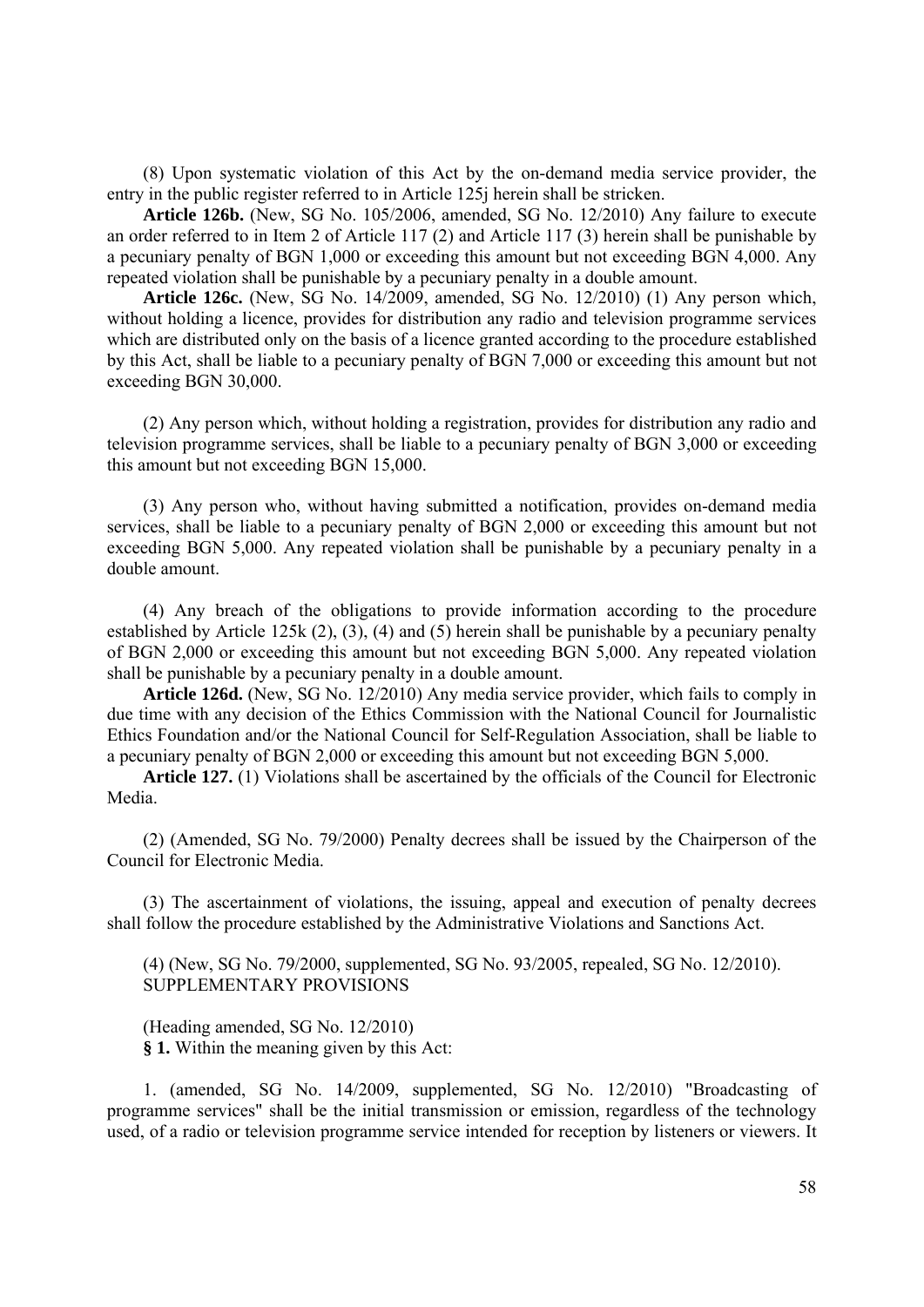(8) Upon systematic violation of this Act by the on-demand media service provider, the entry in the public register referred to in Article 125j herein shall be stricken.

**Article 126b.** (New, SG No. 105/2006, amended, SG No. 12/2010) Any failure to execute an order referred to in Item 2 of Article 117 (2) and Article 117 (3) herein shall be punishable by a pecuniary penalty of BGN 1,000 or exceeding this amount but not exceeding BGN 4,000. Any repeated violation shall be punishable by a pecuniary penalty in a double amount.

**Article 126c.** (New, SG No. 14/2009, amended, SG No. 12/2010) (1) Any person which, without holding a licence, provides for distribution any radio and television programme services which are distributed only on the basis of a licence granted according to the procedure established by this Act, shall be liable to a pecuniary penalty of BGN 7,000 or exceeding this amount but not exceeding BGN 30,000.

(2) Any person which, without holding a registration, provides for distribution any radio and television programme services, shall be liable to a pecuniary penalty of BGN 3,000 or exceeding this amount but not exceeding BGN 15,000.

(3) Any person who, without having submitted a notification, provides on-demand media services, shall be liable to a pecuniary penalty of BGN 2,000 or exceeding this amount but not exceeding BGN 5,000. Any repeated violation shall be punishable by a pecuniary penalty in a double amount.

(4) Any breach of the obligations to provide information according to the procedure established by Article 125k (2), (3), (4) and (5) herein shall be punishable by a pecuniary penalty of BGN 2,000 or exceeding this amount but not exceeding BGN 5,000. Any repeated violation shall be punishable by a pecuniary penalty in a double amount.

**Article 126d.** (New, SG No. 12/2010) Any media service provider, which fails to comply in due time with any decision of the Ethics Commission with the National Council for Journalistic Ethics Foundation and/or the National Council for Self-Regulation Association, shall be liable to a pecuniary penalty of BGN 2,000 or exceeding this amount but not exceeding BGN 5,000.

**Article 127.** (1) Violations shall be ascertained by the officials of the Council for Electronic Media.

(2) (Amended, SG No. 79/2000) Penalty decrees shall be issued by the Chairperson of the Council for Electronic Media.

(3) The ascertainment of violations, the issuing, appeal and execution of penalty decrees shall follow the procedure established by the Administrative Violations and Sanctions Act.

(4) (New, SG No. 79/2000, supplemented, SG No. 93/2005, repealed, SG No. 12/2010).

## SUPPLEMENTARY PROVISIONS

(Heading amended, SG No. 12/2010)

**§ 1.** Within the meaning given by this Act:

1. (amended, SG No. 14/2009, supplemented, SG No. 12/2010) "Broadcasting of programme services" shall be the initial transmission or emission, regardless of the technology used, of a radio or television programme service intended for reception by listeners or viewers. It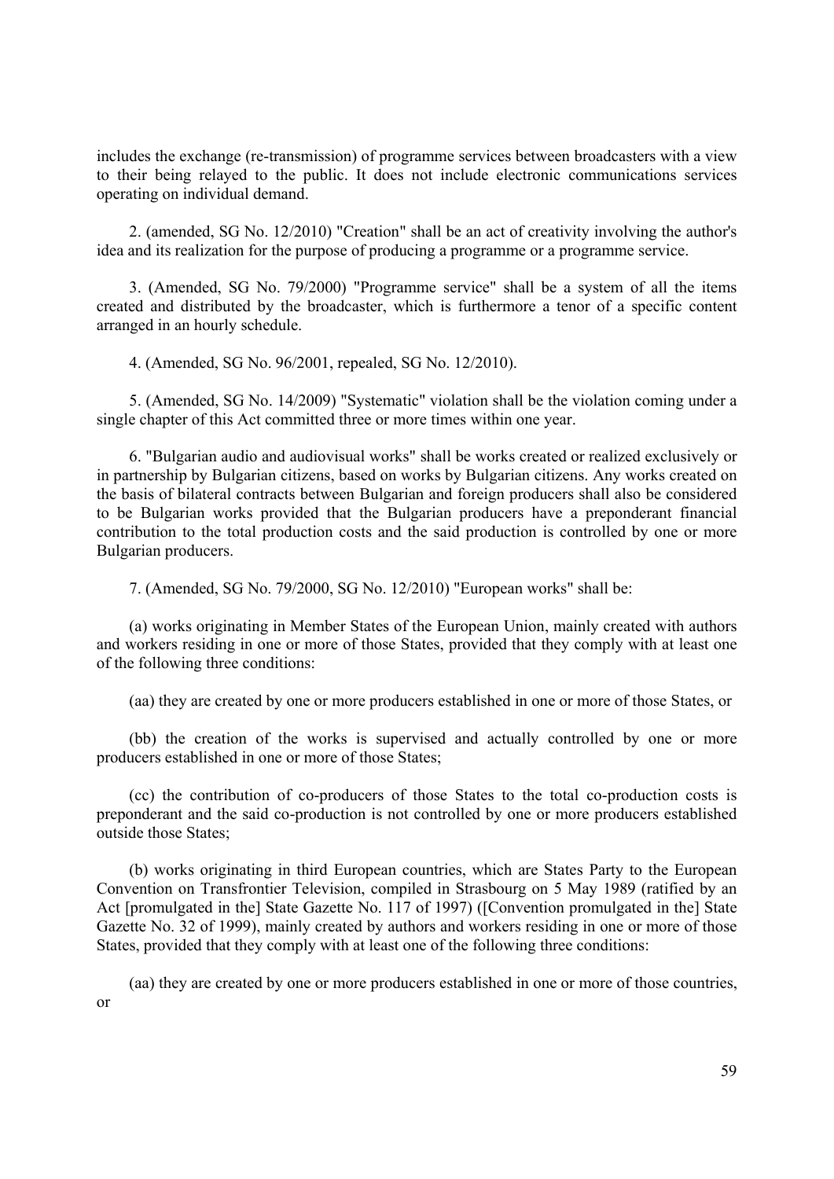includes the exchange (re-transmission) of programme services between broadcasters with a view to their being relayed to the public. It does not include electronic communications services operating on individual demand.

2. (amended, SG No. 12/2010) "Creation" shall be an act of creativity involving the author's idea and its realization for the purpose of producing a programme or a programme service.

3. (Amended, SG No. 79/2000) "Programme service" shall be a system of all the items created and distributed by the broadcaster, which is furthermore a tenor of a specific content arranged in an hourly schedule.

4. (Amended, SG No. 96/2001, repealed, SG No. 12/2010).

5. (Amended, SG No. 14/2009) "Systematic" violation shall be the violation coming under a single chapter of this Act committed three or more times within one year.

6. "Bulgarian audio and audiovisual works" shall be works created or realized exclusively or in partnership by Bulgarian citizens, based on works by Bulgarian citizens. Any works created on the basis of bilateral contracts between Bulgarian and foreign producers shall also be considered to be Bulgarian works provided that the Bulgarian producers have a preponderant financial contribution to the total production costs and the said production is controlled by one or more Bulgarian producers.

7. (Amended, SG No. 79/2000, SG No. 12/2010) "European works" shall be:

(a) works originating in Member States of the European Union, mainly created with authors and workers residing in one or more of those States, provided that they comply with at least one of the following three conditions:

(aa) they are created by one or more producers established in one or more of those States, or

(bb) the creation of the works is supervised and actually controlled by one or more producers established in one or more of those States;

(cc) the contribution of co-producers of those States to the total co-production costs is preponderant and the said co-production is not controlled by one or more producers established outside those States;

(b) works originating in third European countries, which are States Party to the European Convention on Transfrontier Television, compiled in Strasbourg on 5 May 1989 (ratified by an Act [promulgated in the] State Gazette No. 117 of 1997) ([Convention promulgated in the] State Gazette No. 32 of 1999), mainly created by authors and workers residing in one or more of those States, provided that they comply with at least one of the following three conditions:

(aa) they are created by one or more producers established in one or more of those countries, or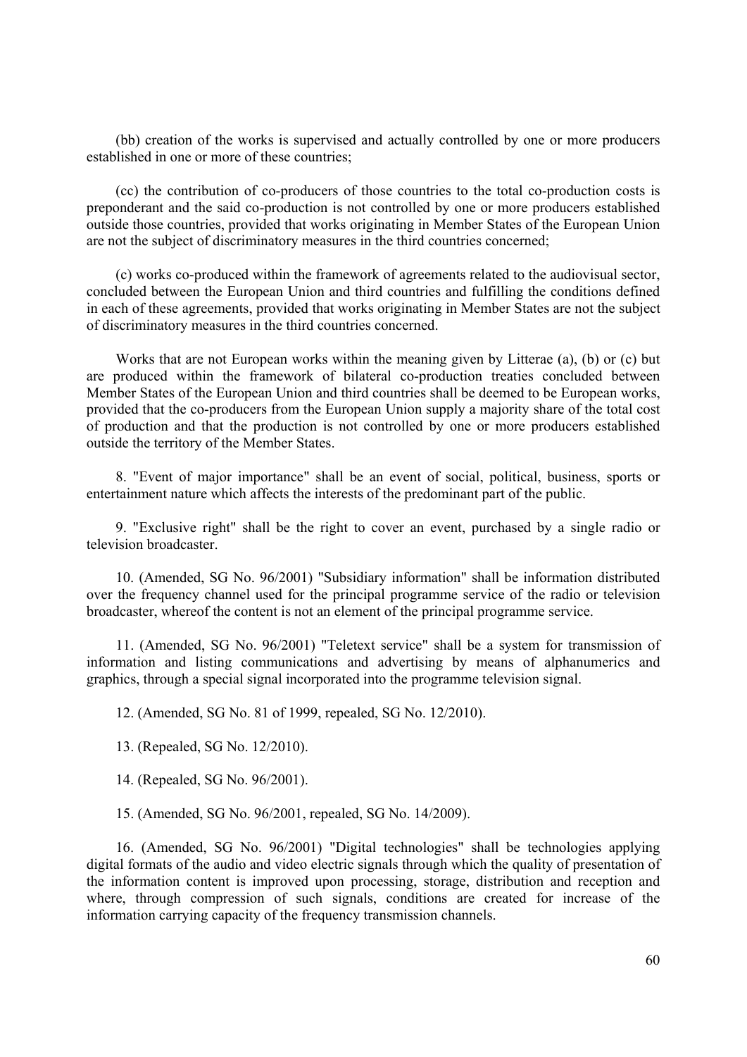(bb) creation of the works is supervised and actually controlled by one or more producers established in one or more of these countries;

(cc) the contribution of co-producers of those countries to the total co-production costs is preponderant and the said co-production is not controlled by one or more producers established outside those countries, provided that works originating in Member States of the European Union are not the subject of discriminatory measures in the third countries concerned;

(c) works co-produced within the framework of agreements related to the audiovisual sector, concluded between the European Union and third countries and fulfilling the conditions defined in each of these agreements, provided that works originating in Member States are not the subject of discriminatory measures in the third countries concerned.

Works that are not European works within the meaning given by Litterae (a), (b) or (c) but are produced within the framework of bilateral co-production treaties concluded between Member States of the European Union and third countries shall be deemed to be European works, provided that the co-producers from the European Union supply a majority share of the total cost of production and that the production is not controlled by one or more producers established outside the territory of the Member States.

8. "Event of major importance" shall be an event of social, political, business, sports or entertainment nature which affects the interests of the predominant part of the public.

9. "Exclusive right" shall be the right to cover an event, purchased by a single radio or television broadcaster.

10. (Amended, SG No. 96/2001) "Subsidiary information" shall be information distributed over the frequency channel used for the principal programme service of the radio or television broadcaster, whereof the content is not an element of the principal programme service.

11. (Amended, SG No. 96/2001) "Teletext service" shall be a system for transmission of information and listing communications and advertising by means of alphanumerics and graphics, through a special signal incorporated into the programme television signal.

12. (Amended, SG No. 81 of 1999, repealed, SG No. 12/2010).

13. (Repealed, SG No. 12/2010).

14. (Repealed, SG No. 96/2001).

15. (Amended, SG No. 96/2001, repealed, SG No. 14/2009).

16. (Amended, SG No. 96/2001) "Digital technologies" shall be technologies applying digital formats of the audio and video electric signals through which the quality of presentation of the information content is improved upon processing, storage, distribution and reception and where, through compression of such signals, conditions are created for increase of the information carrying capacity of the frequency transmission channels.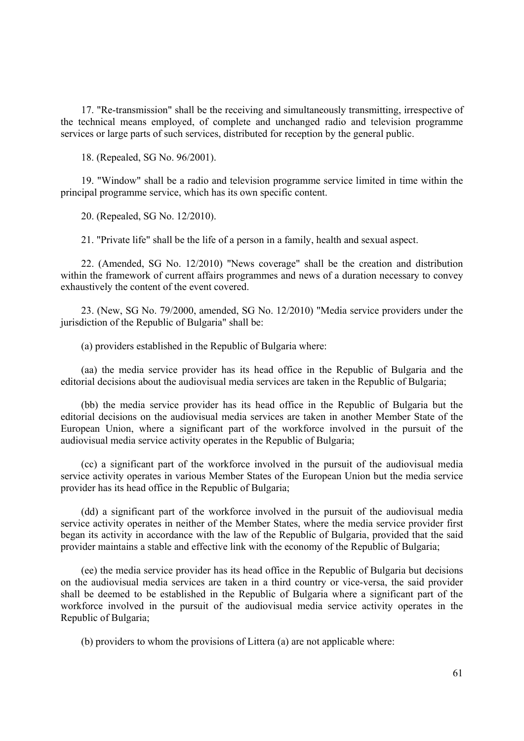17. "Re-transmission" shall be the receiving and simultaneously transmitting, irrespective of the technical means employed, of complete and unchanged radio and television programme services or large parts of such services, distributed for reception by the general public.

18. (Repealed, SG No. 96/2001).

19. "Window" shall be a radio and television programme service limited in time within the principal programme service, which has its own specific content.

20. (Repealed, SG No. 12/2010).

21. "Private life" shall be the life of a person in a family, health and sexual aspect.

22. (Amended, SG No. 12/2010) "News coverage" shall be the creation and distribution within the framework of current affairs programmes and news of a duration necessary to convey exhaustively the content of the event covered.

23. (New, SG No. 79/2000, amended, SG No. 12/2010) "Media service providers under the jurisdiction of the Republic of Bulgaria" shall be:

(a) providers established in the Republic of Bulgaria where:

(aa) the media service provider has its head office in the Republic of Bulgaria and the editorial decisions about the audiovisual media services are taken in the Republic of Bulgaria;

(bb) the media service provider has its head office in the Republic of Bulgaria but the editorial decisions on the audiovisual media services are taken in another Member State of the European Union, where a significant part of the workforce involved in the pursuit of the audiovisual media service activity operates in the Republic of Bulgaria;

(cc) a significant part of the workforce involved in the pursuit of the audiovisual media service activity operates in various Member States of the European Union but the media service provider has its head office in the Republic of Bulgaria;

(dd) a significant part of the workforce involved in the pursuit of the audiovisual media service activity operates in neither of the Member States, where the media service provider first began its activity in accordance with the law of the Republic of Bulgaria, provided that the said provider maintains a stable and effective link with the economy of the Republic of Bulgaria;

(ee) the media service provider has its head office in the Republic of Bulgaria but decisions on the audiovisual media services are taken in a third country or vice-versa, the said provider shall be deemed to be established in the Republic of Bulgaria where a significant part of the workforce involved in the pursuit of the audiovisual media service activity operates in the Republic of Bulgaria;

(b) providers to whom the provisions of Littera (a) are not applicable where: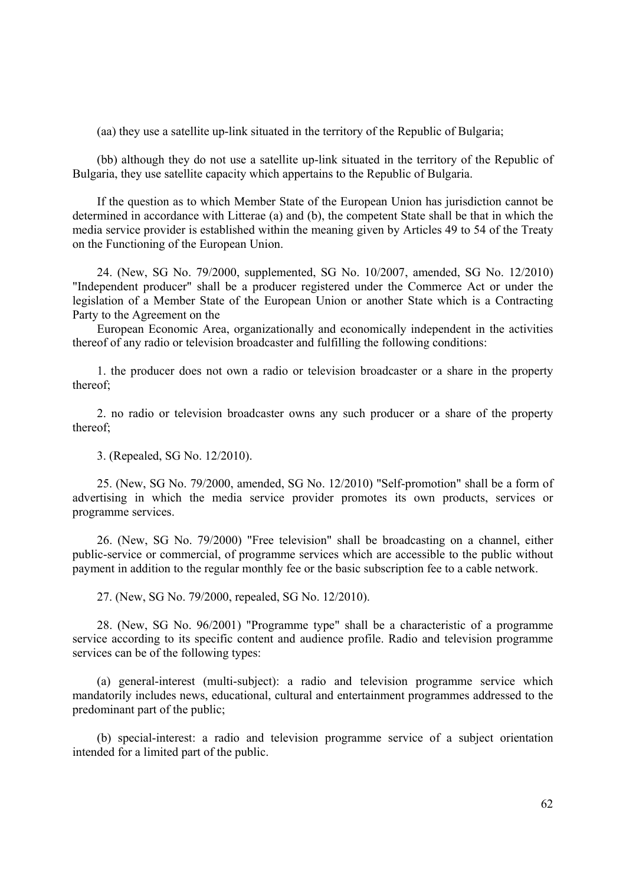(aa) they use a satellite up-link situated in the territory of the Republic of Bulgaria;

(bb) although they do not use a satellite up-link situated in the territory of the Republic of Bulgaria, they use satellite capacity which appertains to the Republic of Bulgaria.

If the question as to which Member State of the European Union has jurisdiction cannot be determined in accordance with Litterae (a) and (b), the competent State shall be that in which the media service provider is established within the meaning given by Articles 49 to 54 of the Treaty on the Functioning of the European Union.

24. (New, SG No. 79/2000, supplemented, SG No. 10/2007, amended, SG No. 12/2010) "Independent producer" shall be a producer registered under the Commerce Act or under the legislation of a Member State of the European Union or another State which is a Contracting Party to the Agreement on the

European Economic Area, organizationally and economically independent in the activities thereof of any radio or television broadcaster and fulfilling the following conditions:

1. the producer does not own a radio or television broadcaster or a share in the property thereof;

2. no radio or television broadcaster owns any such producer or a share of the property thereof;

3. (Repealed, SG No. 12/2010).

25. (New, SG No. 79/2000, amended, SG No. 12/2010) "Self-promotion" shall be a form of advertising in which the media service provider promotes its own products, services or programme services.

26. (New, SG No. 79/2000) "Free television" shall be broadcasting on a channel, either public-service or commercial, of programme services which are accessible to the public without payment in addition to the regular monthly fee or the basic subscription fee to a cable network.

27. (New, SG No. 79/2000, repealed, SG No. 12/2010).

28. (New, SG No. 96/2001) "Programme type" shall be a characteristic of a programme service according to its specific content and audience profile. Radio and television programme services can be of the following types:

(a) general-interest (multi-subject): a radio and television programme service which mandatorily includes news, educational, cultural and entertainment programmes addressed to the predominant part of the public;

(b) special-interest: a radio and television programme service of a subject orientation intended for a limited part of the public.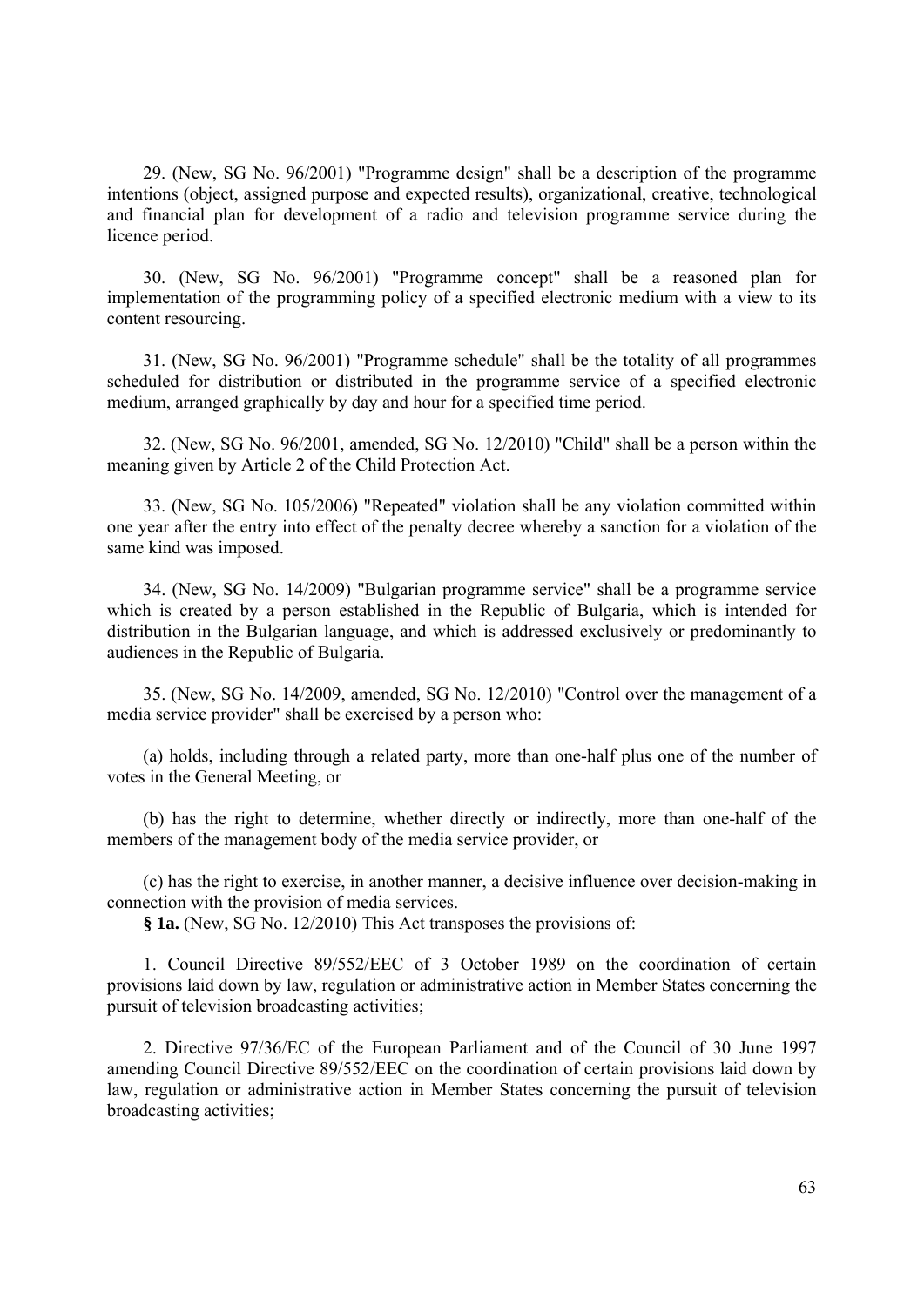29. (New, SG No. 96/2001) "Programme design" shall be a description of the programme intentions (object, assigned purpose and expected results), organizational, creative, technological and financial plan for development of a radio and television programme service during the licence period.

30. (New, SG No. 96/2001) "Programme concept" shall be a reasoned plan for implementation of the programming policy of a specified electronic medium with a view to its content resourcing.

31. (New, SG No. 96/2001) "Programme schedule" shall be the totality of all programmes scheduled for distribution or distributed in the programme service of a specified electronic medium, arranged graphically by day and hour for a specified time period.

32. (New, SG No. 96/2001, amended, SG No. 12/2010) "Child" shall be a person within the meaning given by Article 2 of the Child Protection Act.

33. (New, SG No. 105/2006) "Repeated" violation shall be any violation committed within one year after the entry into effect of the penalty decree whereby a sanction for a violation of the same kind was imposed.

34. (New, SG No. 14/2009) "Bulgarian programme service" shall be a programme service which is created by a person established in the Republic of Bulgaria, which is intended for distribution in the Bulgarian language, and which is addressed exclusively or predominantly to audiences in the Republic of Bulgaria.

35. (New, SG No. 14/2009, amended, SG No. 12/2010) "Control over the management of a media service provider" shall be exercised by a person who:

(a) holds, including through a related party, more than one-half plus one of the number of votes in the General Meeting, or

(b) has the right to determine, whether directly or indirectly, more than one-half of the members of the management body of the media service provider, or

(c) has the right to exercise, in another manner, a decisive influence over decision-making in connection with the provision of media services.

**§ 1a.** (New, SG No. 12/2010) This Act transposes the provisions of:

1. Council Directive 89/552/EEC of 3 October 1989 on the coordination of certain provisions laid down by law, regulation or administrative action in Member States concerning the pursuit of television broadcasting activities;

2. Directive 97/36/EC of the European Parliament and of the Council of 30 June 1997 amending Council Directive 89/552/EEC on the coordination of certain provisions laid down by law, regulation or administrative action in Member States concerning the pursuit of television broadcasting activities;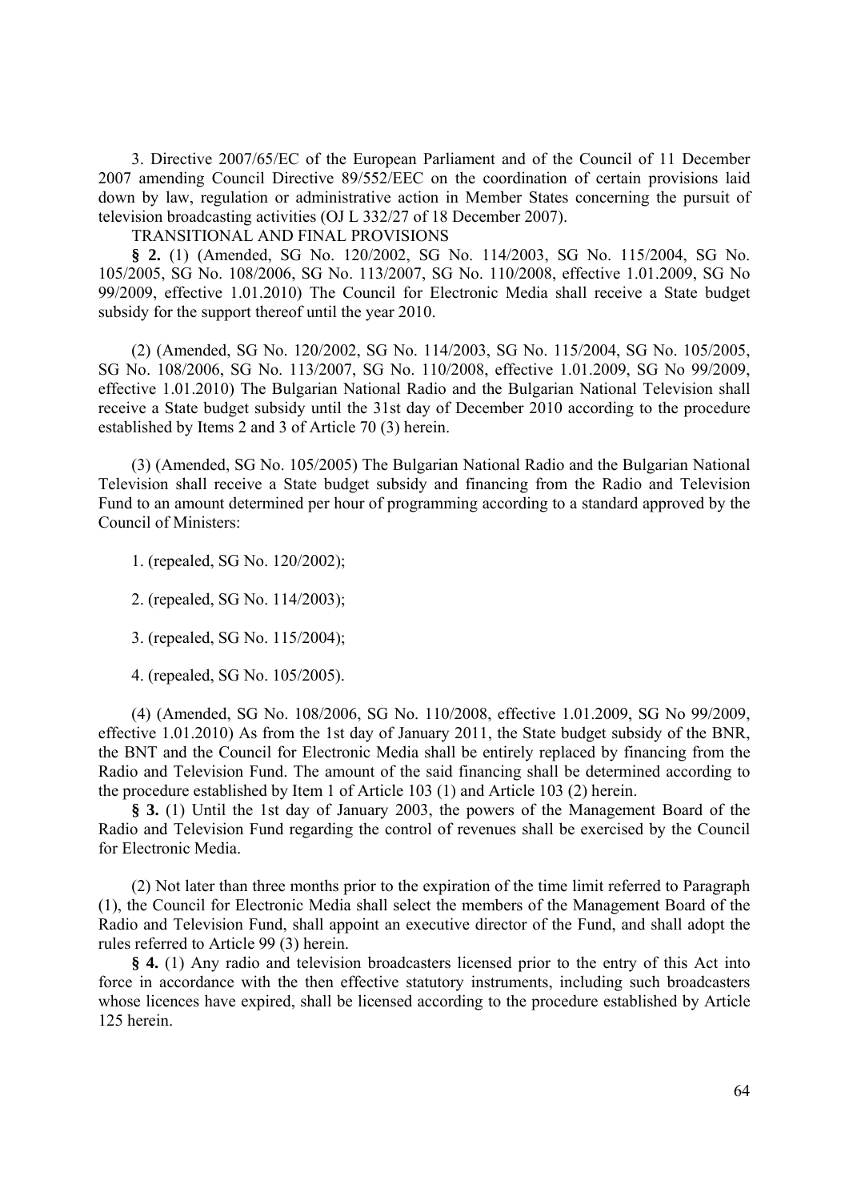3. Directive 2007/65/EC of the European Parliament and of the Council of 11 December 2007 amending Council Directive 89/552/EEC on the coordination of certain provisions laid down by law, regulation or administrative action in Member States concerning the pursuit of television broadcasting activities (OJ L 332/27 of 18 December 2007).

TRANSITIONAL AND FINAL PROVISIONS

**§ 2.** (1) (Amended, SG No. 120/2002, SG No. 114/2003, SG No. 115/2004, SG No. 105/2005, SG No. 108/2006, SG No. 113/2007, SG No. 110/2008, effective 1.01.2009, SG No 99/2009, effective 1.01.2010) The Council for Electronic Media shall receive a State budget subsidy for the support thereof until the year 2010.

(2) (Amended, SG No. 120/2002, SG No. 114/2003, SG No. 115/2004, SG No. 105/2005, SG No. 108/2006, SG No. 113/2007, SG No. 110/2008, effective 1.01.2009, SG No 99/2009, effective 1.01.2010) The Bulgarian National Radio and the Bulgarian National Television shall receive a State budget subsidy until the 31st day of December 2010 according to the procedure established by Items 2 and 3 of Article 70 (3) herein.

(3) (Amended, SG No. 105/2005) The Bulgarian National Radio and the Bulgarian National Television shall receive a State budget subsidy and financing from the Radio and Television Fund to an amount determined per hour of programming according to a standard approved by the Council of Ministers:

1. (repealed, SG No. 120/2002);

2. (repealed, SG No. 114/2003);

3. (repealed, SG No. 115/2004);

4. (repealed, SG No. 105/2005).

(4) (Amended, SG No. 108/2006, SG No. 110/2008, effective 1.01.2009, SG No 99/2009, effective 1.01.2010) As from the 1st day of January 2011, the State budget subsidy of the BNR, the BNT and the Council for Electronic Media shall be entirely replaced by financing from the Radio and Television Fund. The amount of the said financing shall be determined according to the procedure established by Item 1 of Article 103 (1) and Article 103 (2) herein.

**§ 3.** (1) Until the 1st day of January 2003, the powers of the Management Board of the Radio and Television Fund regarding the control of revenues shall be exercised by the Council for Electronic Media.

(2) Not later than three months prior to the expiration of the time limit referred to Paragraph (1), the Council for Electronic Media shall select the members of the Management Board of the Radio and Television Fund, shall appoint an executive director of the Fund, and shall adopt the rules referred to Article 99 (3) herein.

**§ 4.** (1) Any radio and television broadcasters licensed prior to the entry of this Act into force in accordance with the then effective statutory instruments, including such broadcasters whose licences have expired, shall be licensed according to the procedure established by Article 125 herein.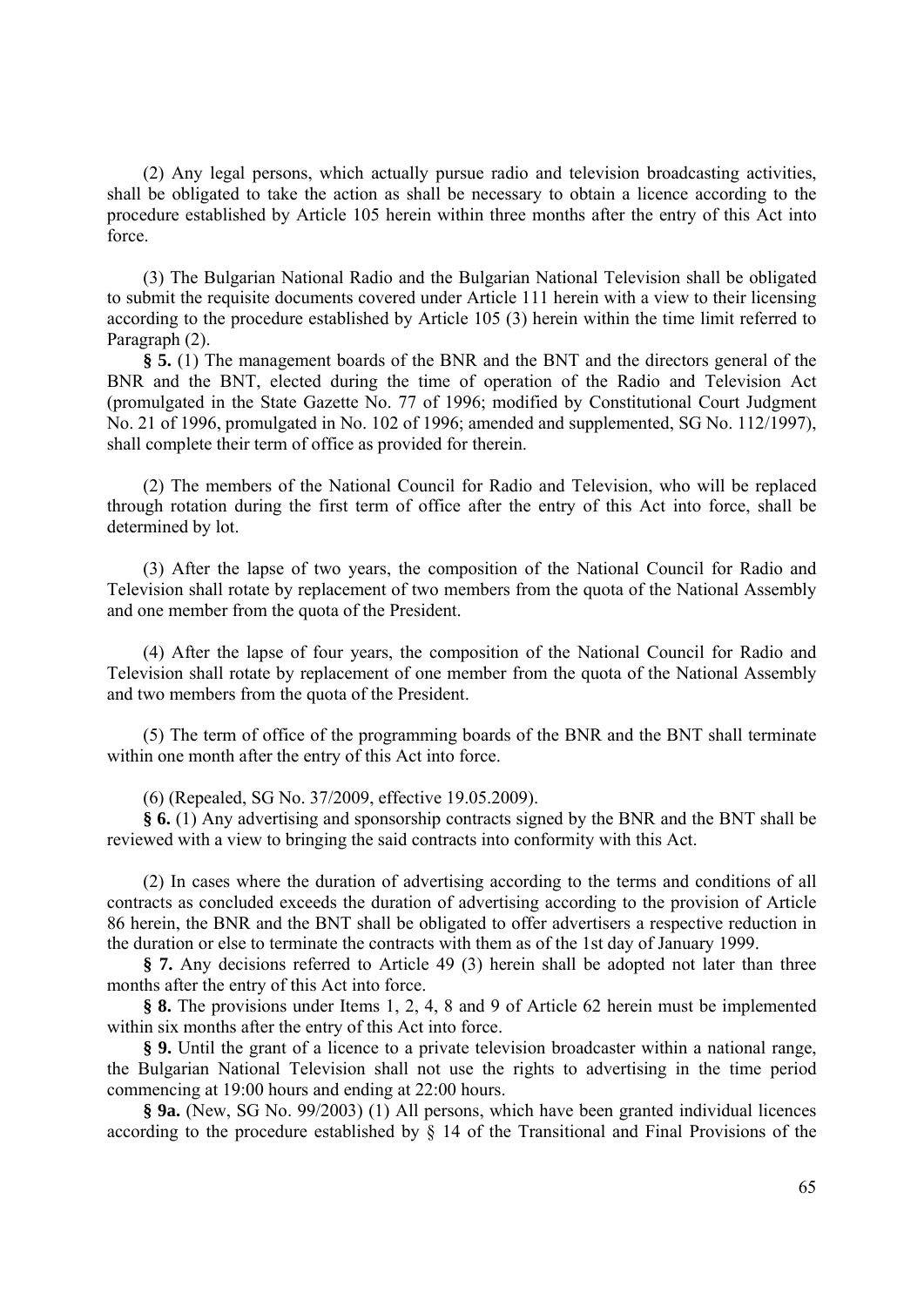(2) Any legal persons, which actually pursue radio and television broadcasting activities, shall be obligated to take the action as shall be necessary to obtain a licence according to the procedure established by Article 105 herein within three months after the entry of this Act into force.

(3) The Bulgarian National Radio and the Bulgarian National Television shall be obligated to submit the requisite documents covered under Article 111 herein with a view to their licensing according to the procedure established by Article 105 (3) herein within the time limit referred to Paragraph (2).

**§ 5.** (1) The management boards of the BNR and the BNT and the directors general of the BNR and the BNT, elected during the time of operation of the Radio and Television Act (promulgated in the State Gazette No. 77 of 1996; modified by Constitutional Court Judgment No. 21 of 1996, promulgated in No. 102 of 1996; amended and supplemented, SG No. 112/1997), shall complete their term of office as provided for therein.

(2) The members of the National Council for Radio and Television, who will be replaced through rotation during the first term of office after the entry of this Act into force, shall be determined by lot.

(3) After the lapse of two years, the composition of the National Council for Radio and Television shall rotate by replacement of two members from the quota of the National Assembly and one member from the quota of the President.

(4) After the lapse of four years, the composition of the National Council for Radio and Television shall rotate by replacement of one member from the quota of the National Assembly and two members from the quota of the President.

(5) The term of office of the programming boards of the BNR and the BNT shall terminate within one month after the entry of this Act into force.

(6) (Repealed, SG No. 37/2009, effective 19.05.2009).

**§ 6.** (1) Any advertising and sponsorship contracts signed by the BNR and the BNT shall be reviewed with a view to bringing the said contracts into conformity with this Act.

(2) In cases where the duration of advertising according to the terms and conditions of all contracts as concluded exceeds the duration of advertising according to the provision of Article 86 herein, the BNR and the BNT shall be obligated to offer advertisers a respective reduction in the duration or else to terminate the contracts with them as of the 1st day of January 1999.

**§ 7.** Any decisions referred to Article 49 (3) herein shall be adopted not later than three months after the entry of this Act into force.

**§ 8.** The provisions under Items 1, 2, 4, 8 and 9 of Article 62 herein must be implemented within six months after the entry of this Act into force.

**§ 9.** Until the grant of a licence to a private television broadcaster within a national range, the Bulgarian National Television shall not use the rights to advertising in the time period commencing at 19:00 hours and ending at 22:00 hours.

**§ 9a.** (New, SG No. 99/2003) (1) All persons, which have been granted individual licences according to the procedure established by § 14 of the Transitional and Final Provisions of the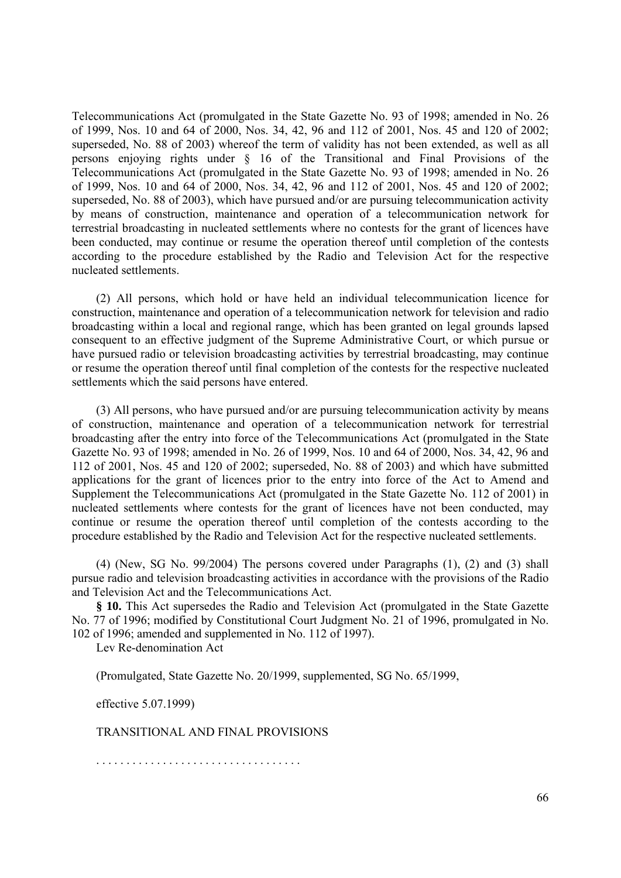Telecommunications Act (promulgated in the State Gazette No. 93 of 1998; amended in No. 26 of 1999, Nos. 10 and 64 of 2000, Nos. 34, 42, 96 and 112 of 2001, Nos. 45 and 120 of 2002; superseded, No. 88 of 2003) whereof the term of validity has not been extended, as well as all persons enjoying rights under § 16 of the Transitional and Final Provisions of the Telecommunications Act (promulgated in the State Gazette No. 93 of 1998; amended in No. 26 of 1999, Nos. 10 and 64 of 2000, Nos. 34, 42, 96 and 112 of 2001, Nos. 45 and 120 of 2002; superseded, No. 88 of 2003), which have pursued and/or are pursuing telecommunication activity by means of construction, maintenance and operation of a telecommunication network for terrestrial broadcasting in nucleated settlements where no contests for the grant of licences have been conducted, may continue or resume the operation thereof until completion of the contests according to the procedure established by the Radio and Television Act for the respective nucleated settlements.

(2) All persons, which hold or have held an individual telecommunication licence for construction, maintenance and operation of a telecommunication network for television and radio broadcasting within a local and regional range, which has been granted on legal grounds lapsed consequent to an effective judgment of the Supreme Administrative Court, or which pursue or have pursued radio or television broadcasting activities by terrestrial broadcasting, may continue or resume the operation thereof until final completion of the contests for the respective nucleated settlements which the said persons have entered.

(3) All persons, who have pursued and/or are pursuing telecommunication activity by means of construction, maintenance and operation of a telecommunication network for terrestrial broadcasting after the entry into force of the Telecommunications Act (promulgated in the State Gazette No. 93 of 1998; amended in No. 26 of 1999, Nos. 10 and 64 of 2000, Nos. 34, 42, 96 and 112 of 2001, Nos. 45 and 120 of 2002; superseded, No. 88 of 2003) and which have submitted applications for the grant of licences prior to the entry into force of the Act to Amend and Supplement the Telecommunications Act (promulgated in the State Gazette No. 112 of 2001) in nucleated settlements where contests for the grant of licences have not been conducted, may continue or resume the operation thereof until completion of the contests according to the procedure established by the Radio and Television Act for the respective nucleated settlements.

(4) (New, SG No. 99/2004) The persons covered under Paragraphs (1), (2) and (3) shall pursue radio and television broadcasting activities in accordance with the provisions of the Radio and Television Act and the Telecommunications Act.

**§ 10.** This Act supersedes the Radio and Television Act (promulgated in the State Gazette No. 77 of 1996; modified by Constitutional Court Judgment No. 21 of 1996, promulgated in No. 102 of 1996; amended and supplemented in No. 112 of 1997).

Lev Re-denomination Act

(Promulgated, State Gazette No. 20/1999, supplemented, SG No. 65/1999,

effective 5.07.1999)

TRANSITIONAL AND FINAL PROVISIONS

. . . . . . . . . . . . . . . . . . . . . . . . . . . . . . . . .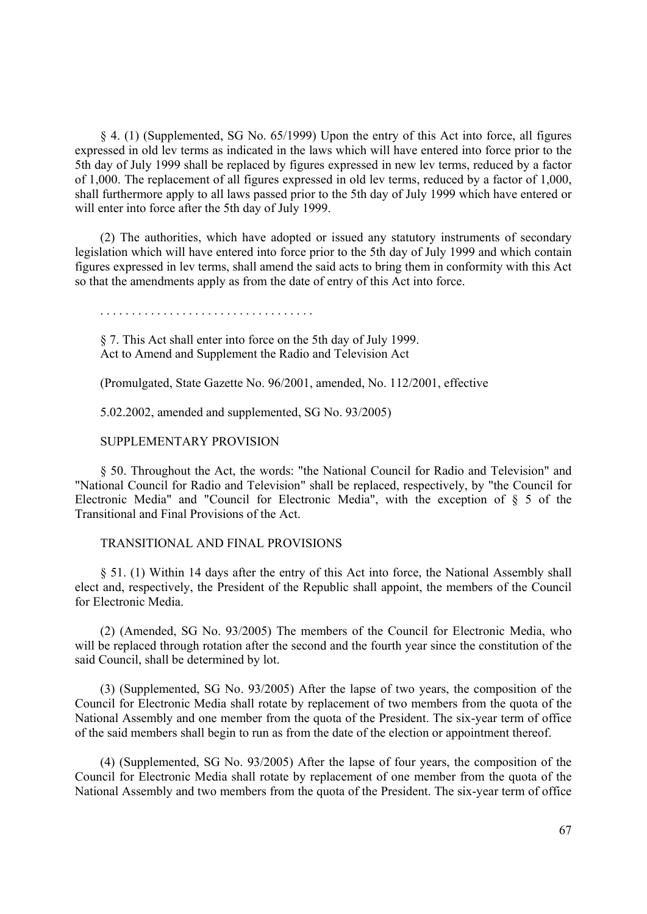§ 4. (1) (Supplemented, SG No. 65/1999) Upon the entry of this Act into force, all figures expressed in old lev terms as indicated in the laws which will have entered into force prior to the 5th day of July 1999 shall be replaced by figures expressed in new lev terms, reduced by a factor of 1,000. The replacement of all figures expressed in old lev terms, reduced by a factor of 1,000, shall furthermore apply to all laws passed prior to the 5th day of July 1999 which have entered or will enter into force after the 5th day of July 1999.

(2) The authorities, which have adopted or issued any statutory instruments of secondary legislation which will have entered into force prior to the 5th day of July 1999 and which contain figures expressed in lev terms, shall amend the said acts to bring them in conformity with this Act so that the amendments apply as from the date of entry of this Act into force.

. . . . . . . . . . . . . . . . . . . . . . . . . . . . . . . . . .

§ 7. This Act shall enter into force on the 5th day of July 1999.
Act to Amend and Supplement the Radio and Television Act

(Promulgated, State Gazette No. 96/2001, amended, No. 112/2001, effective

5.02.2002, amended and supplemented, SG No. 93/2005)

SUPPLEMENTARY PROVISION

§ 50. Throughout the Act, the words: "the National Council for Radio and Television" and "National Council for Radio and Television" shall be replaced, respectively, by "the Council for Electronic Media" and "Council for Electronic Media", with the exception of § 5 of the Transitional and Final Provisions of the Act.

TRANSITIONAL AND FINAL PROVISIONS

§ 51. (1) Within 14 days after the entry of this Act into force, the National Assembly shall elect and, respectively, the President of the Republic shall appoint, the members of the Council for Electronic Media.

(2) (Amended, SG No. 93/2005) The members of the Council for Electronic Media, who will be replaced through rotation after the second and the fourth year since the constitution of the said Council, shall be determined by lot.

(3) (Supplemented, SG No. 93/2005) After the lapse of two years, the composition of the Council for Electronic Media shall rotate by replacement of two members from the quota of the National Assembly and one member from the quota of the President. The six-year term of office of the said members shall begin to run as from the date of the election or appointment thereof.

(4) (Supplemented, SG No. 93/2005) After the lapse of four years, the composition of the Council for Electronic Media shall rotate by replacement of one member from the quota of the National Assembly and two members from the quota of the President. The six-year term of office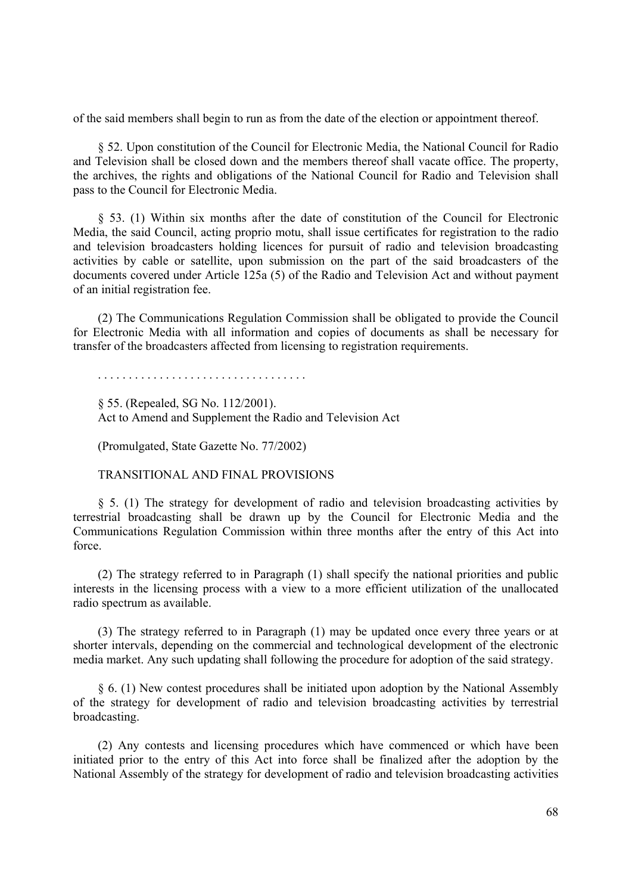of the said members shall begin to run as from the date of the election or appointment thereof.

§ 52. Upon constitution of the Council for Electronic Media, the National Council for Radio and Television shall be closed down and the members thereof shall vacate office. The property, the archives, the rights and obligations of the National Council for Radio and Television shall pass to the Council for Electronic Media.

§ 53. (1) Within six months after the date of constitution of the Council for Electronic Media, the said Council, acting proprio motu, shall issue certificates for registration to the radio and television broadcasters holding licences for pursuit of radio and television broadcasting activities by cable or satellite, upon submission on the part of the said broadcasters of the documents covered under Article 125a (5) of the Radio and Television Act and without payment of an initial registration fee.

(2) The Communications Regulation Commission shall be obligated to provide the Council for Electronic Media with all information and copies of documents as shall be necessary for transfer of the broadcasters affected from licensing to registration requirements.

. . . . . . . . . . . . . . . . . . . . . . . . . . . . . . . . .

§ 55. (Repealed, SG No. 112/2001).
Act to Amend and Supplement the Radio and Television Act

(Promulgated, State Gazette No. 77/2002)

TRANSITIONAL AND FINAL PROVISIONS

§ 5. (1) The strategy for development of radio and television broadcasting activities by terrestrial broadcasting shall be drawn up by the Council for Electronic Media and the Communications Regulation Commission within three months after the entry of this Act into force.

(2) The strategy referred to in Paragraph (1) shall specify the national priorities and public interests in the licensing process with a view to a more efficient utilization of the unallocated radio spectrum as available.

(3) The strategy referred to in Paragraph (1) may be updated once every three years or at shorter intervals, depending on the commercial and technological development of the electronic media market. Any such updating shall following the procedure for adoption of the said strategy.

§ 6. (1) New contest procedures shall be initiated upon adoption by the National Assembly of the strategy for development of radio and television broadcasting activities by terrestrial broadcasting.

(2) Any contests and licensing procedures which have commenced or which have been initiated prior to the entry of this Act into force shall be finalized after the adoption by the National Assembly of the strategy for development of radio and television broadcasting activities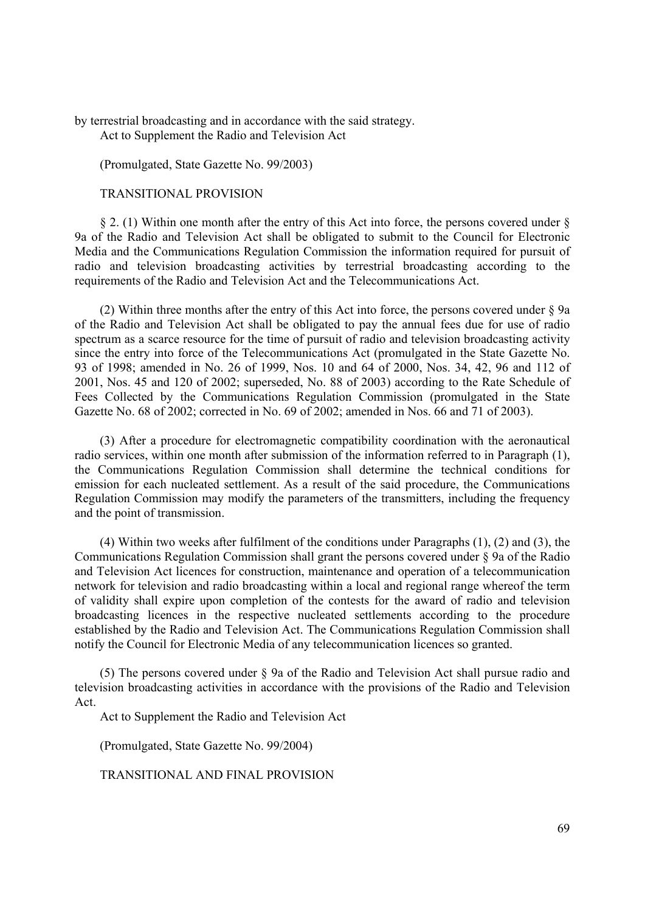by terrestrial broadcasting and in accordance with the said strategy.

Act to Supplement the Radio and Television Act

(Promulgated, State Gazette No. 99/2003)

TRANSITIONAL PROVISION

§ 2. (1) Within one month after the entry of this Act into force, the persons covered under § 9a of the Radio and Television Act shall be obligated to submit to the Council for Electronic Media and the Communications Regulation Commission the information required for pursuit of radio and television broadcasting activities by terrestrial broadcasting according to the requirements of the Radio and Television Act and the Telecommunications Act.

(2) Within three months after the entry of this Act into force, the persons covered under § 9a of the Radio and Television Act shall be obligated to pay the annual fees due for use of radio spectrum as a scarce resource for the time of pursuit of radio and television broadcasting activity since the entry into force of the Telecommunications Act (promulgated in the State Gazette No. 93 of 1998; amended in No. 26 of 1999, Nos. 10 and 64 of 2000, Nos. 34, 42, 96 and 112 of 2001, Nos. 45 and 120 of 2002; superseded, No. 88 of 2003) according to the Rate Schedule of Fees Collected by the Communications Regulation Commission (promulgated in the State Gazette No. 68 of 2002; corrected in No. 69 of 2002; amended in Nos. 66 and 71 of 2003).

(3) After a procedure for electromagnetic compatibility coordination with the aeronautical radio services, within one month after submission of the information referred to in Paragraph (1), the Communications Regulation Commission shall determine the technical conditions for emission for each nucleated settlement. As a result of the said procedure, the Communications Regulation Commission may modify the parameters of the transmitters, including the frequency and the point of transmission.

(4) Within two weeks after fulfilment of the conditions under Paragraphs (1), (2) and (3), the Communications Regulation Commission shall grant the persons covered under § 9a of the Radio and Television Act licences for construction, maintenance and operation of a telecommunication network for television and radio broadcasting within a local and regional range whereof the term of validity shall expire upon completion of the contests for the award of radio and television broadcasting licences in the respective nucleated settlements according to the procedure established by the Radio and Television Act. The Communications Regulation Commission shall notify the Council for Electronic Media of any telecommunication licences so granted.

(5) The persons covered under § 9a of the Radio and Television Act shall pursue radio and television broadcasting activities in accordance with the provisions of the Radio and Television Act.

Act to Supplement the Radio and Television Act

(Promulgated, State Gazette No. 99/2004)

TRANSITIONAL AND FINAL PROVISION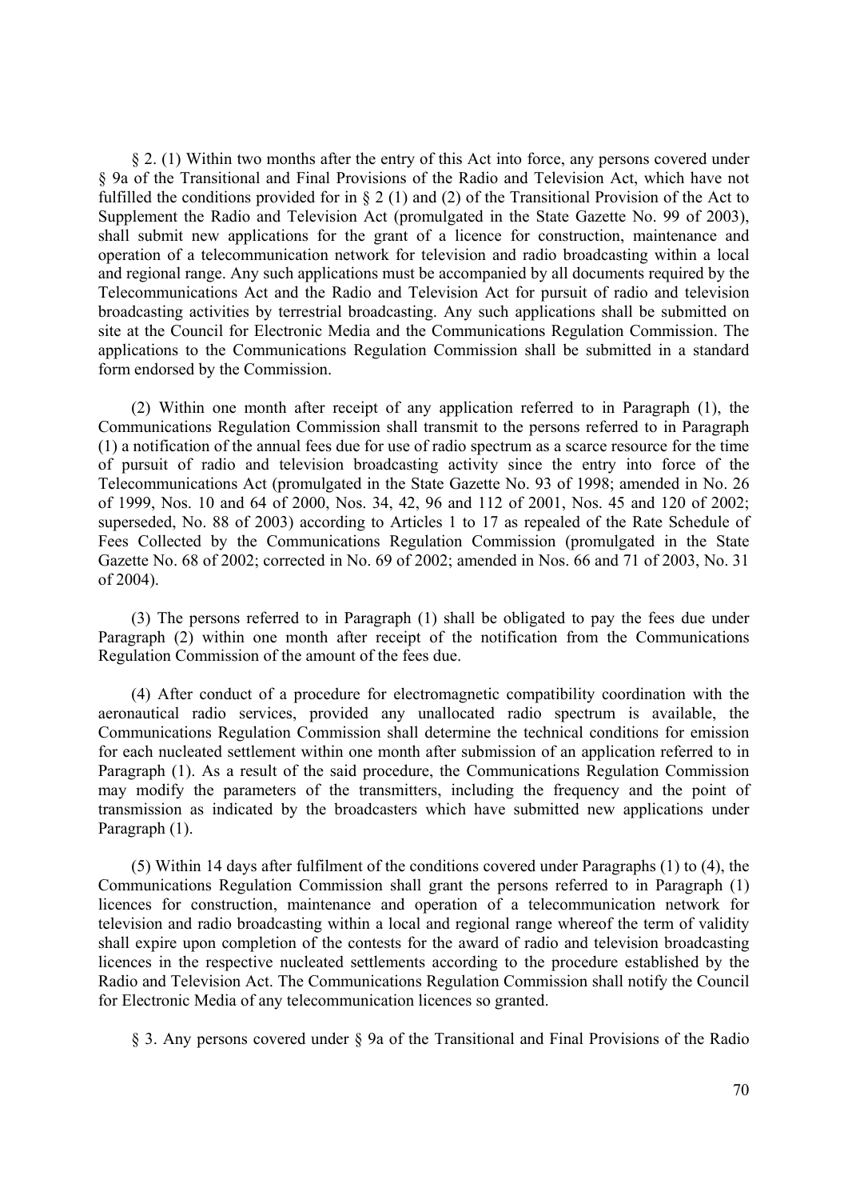§ 2. (1) Within two months after the entry of this Act into force, any persons covered under § 9a of the Transitional and Final Provisions of the Radio and Television Act, which have not fulfilled the conditions provided for in § 2 (1) and (2) of the Transitional Provision of the Act to Supplement the Radio and Television Act (promulgated in the State Gazette No. 99 of 2003), shall submit new applications for the grant of a licence for construction, maintenance and operation of a telecommunication network for television and radio broadcasting within a local and regional range. Any such applications must be accompanied by all documents required by the Telecommunications Act and the Radio and Television Act for pursuit of radio and television broadcasting activities by terrestrial broadcasting. Any such applications shall be submitted on site at the Council for Electronic Media and the Communications Regulation Commission. The applications to the Communications Regulation Commission shall be submitted in a standard form endorsed by the Commission.

(2) Within one month after receipt of any application referred to in Paragraph (1), the Communications Regulation Commission shall transmit to the persons referred to in Paragraph (1) a notification of the annual fees due for use of radio spectrum as a scarce resource for the time of pursuit of radio and television broadcasting activity since the entry into force of the Telecommunications Act (promulgated in the State Gazette No. 93 of 1998; amended in No. 26 of 1999, Nos. 10 and 64 of 2000, Nos. 34, 42, 96 and 112 of 2001, Nos. 45 and 120 of 2002; superseded, No. 88 of 2003) according to Articles 1 to 17 as repealed of the Rate Schedule of Fees Collected by the Communications Regulation Commission (promulgated in the State Gazette No. 68 of 2002; corrected in No. 69 of 2002; amended in Nos. 66 and 71 of 2003, No. 31 of 2004).

(3) The persons referred to in Paragraph (1) shall be obligated to pay the fees due under Paragraph (2) within one month after receipt of the notification from the Communications Regulation Commission of the amount of the fees due.

(4) After conduct of a procedure for electromagnetic compatibility coordination with the aeronautical radio services, provided any unallocated radio spectrum is available, the Communications Regulation Commission shall determine the technical conditions for emission for each nucleated settlement within one month after submission of an application referred to in Paragraph (1). As a result of the said procedure, the Communications Regulation Commission may modify the parameters of the transmitters, including the frequency and the point of transmission as indicated by the broadcasters which have submitted new applications under Paragraph (1).

(5) Within 14 days after fulfilment of the conditions covered under Paragraphs (1) to (4), the Communications Regulation Commission shall grant the persons referred to in Paragraph (1) licences for construction, maintenance and operation of a telecommunication network for television and radio broadcasting within a local and regional range whereof the term of validity shall expire upon completion of the contests for the award of radio and television broadcasting licences in the respective nucleated settlements according to the procedure established by the Radio and Television Act. The Communications Regulation Commission shall notify the Council for Electronic Media of any telecommunication licences so granted.

§ 3. Any persons covered under § 9a of the Transitional and Final Provisions of the Radio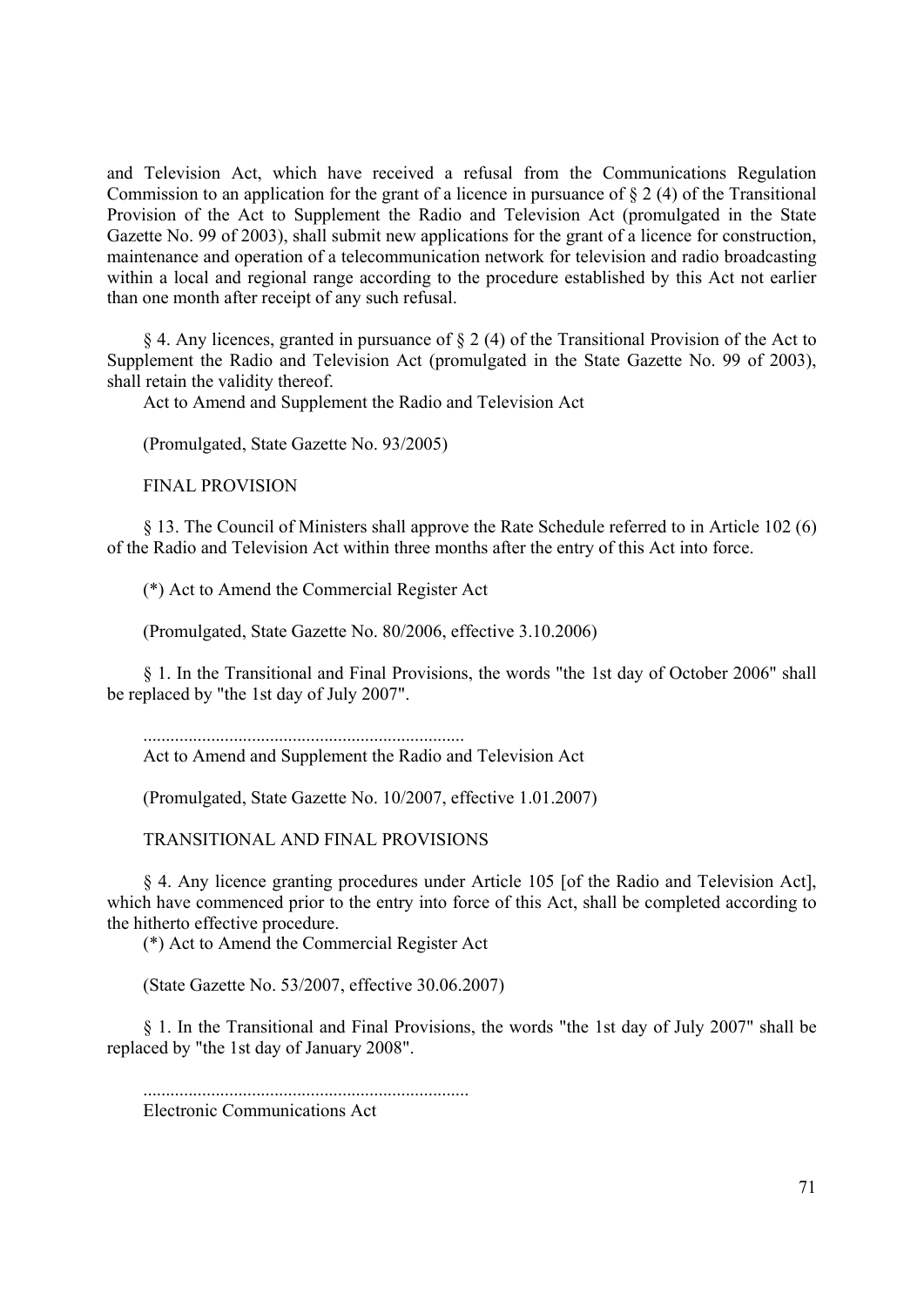and Television Act, which have received a refusal from the Communications Regulation Commission to an application for the grant of a licence in pursuance of § 2 (4) of the Transitional Provision of the Act to Supplement the Radio and Television Act (promulgated in the State Gazette No. 99 of 2003), shall submit new applications for the grant of a licence for construction, maintenance and operation of a telecommunication network for television and radio broadcasting within a local and regional range according to the procedure established by this Act not earlier than one month after receipt of any such refusal.

§ 4. Any licences, granted in pursuance of § 2 (4) of the Transitional Provision of the Act to Supplement the Radio and Television Act (promulgated in the State Gazette No. 99 of 2003), shall retain the validity thereof.

Act to Amend and Supplement the Radio and Television Act

(Promulgated, State Gazette No. 93/2005)

FINAL PROVISION

§ 13. The Council of Ministers shall approve the Rate Schedule referred to in Article 102 (6) of the Radio and Television Act within three months after the entry of this Act into force.

(*) Act to Amend the Commercial Register Act

(Promulgated, State Gazette No. 80/2006, effective 3.10.2006)

§ 1. In the Transitional and Final Provisions, the words "the 1st day of October 2006" shall be replaced by "the 1st day of July 2007".

......................................................................

Act to Amend and Supplement the Radio and Television Act

(Promulgated, State Gazette No. 10/2007, effective 1.01.2007)

TRANSITIONAL AND FINAL PROVISIONS

§ 4. Any licence granting procedures under Article 105 [of the Radio and Television Act], which have commenced prior to the entry into force of this Act, shall be completed according to the hitherto effective procedure.

(*) Act to Amend the Commercial Register Act

(State Gazette No. 53/2007, effective 30.06.2007)

§ 1. In the Transitional and Final Provisions, the words "the 1st day of July 2007" shall be replaced by "the 1st day of January 2008".

.......................................................................

Electronic Communications Act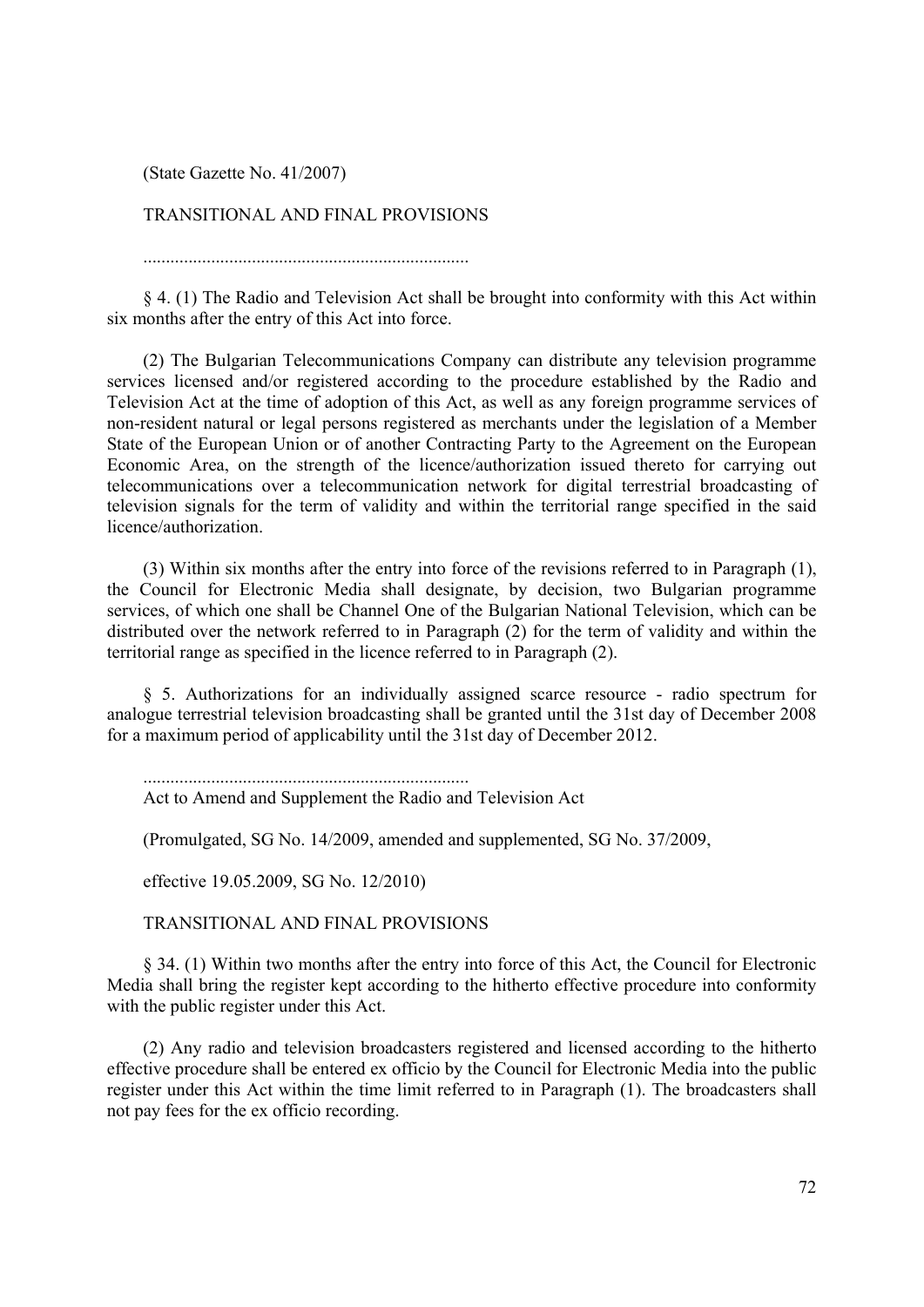(State Gazette No. 41/2007)

TRANSITIONAL AND FINAL PROVISIONS

.......................................................................

§ 4. (1) The Radio and Television Act shall be brought into conformity with this Act within six months after the entry of this Act into force.

(2) The Bulgarian Telecommunications Company can distribute any television programme services licensed and/or registered according to the procedure established by the Radio and Television Act at the time of adoption of this Act, as well as any foreign programme services of non-resident natural or legal persons registered as merchants under the legislation of a Member State of the European Union or of another Contracting Party to the Agreement on the European Economic Area, on the strength of the licence/authorization issued thereto for carrying out telecommunications over a telecommunication network for digital terrestrial broadcasting of television signals for the term of validity and within the territorial range specified in the said licence/authorization.

(3) Within six months after the entry into force of the revisions referred to in Paragraph (1), the Council for Electronic Media shall designate, by decision, two Bulgarian programme services, of which one shall be Channel One of the Bulgarian National Television, which can be distributed over the network referred to in Paragraph (2) for the term of validity and within the territorial range as specified in the licence referred to in Paragraph (2).

§ 5. Authorizations for an individually assigned scarce resource - radio spectrum for analogue terrestrial television broadcasting shall be granted until the 31st day of December 2008 for a maximum period of applicability until the 31st day of December 2012.

.......................................................................

Act to Amend and Supplement the Radio and Television Act

(Promulgated, SG No. 14/2009, amended and supplemented, SG No. 37/2009,

effective 19.05.2009, SG No. 12/2010)

TRANSITIONAL AND FINAL PROVISIONS

§ 34. (1) Within two months after the entry into force of this Act, the Council for Electronic Media shall bring the register kept according to the hitherto effective procedure into conformity with the public register under this Act.

(2) Any radio and television broadcasters registered and licensed according to the hitherto effective procedure shall be entered ex officio by the Council for Electronic Media into the public register under this Act within the time limit referred to in Paragraph (1). The broadcasters shall not pay fees for the ex officio recording.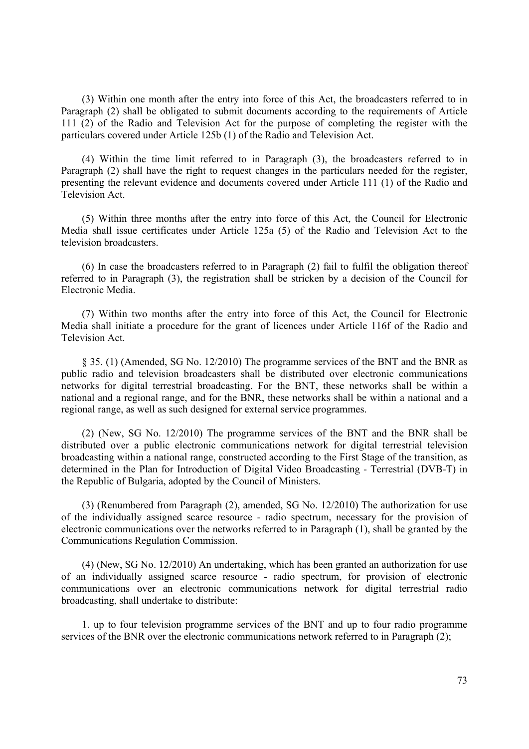(3) Within one month after the entry into force of this Act, the broadcasters referred to in Paragraph (2) shall be obligated to submit documents according to the requirements of Article 111 (2) of the Radio and Television Act for the purpose of completing the register with the particulars covered under Article 125b (1) of the Radio and Television Act.

(4) Within the time limit referred to in Paragraph (3), the broadcasters referred to in Paragraph (2) shall have the right to request changes in the particulars needed for the register, presenting the relevant evidence and documents covered under Article 111 (1) of the Radio and Television Act.

(5) Within three months after the entry into force of this Act, the Council for Electronic Media shall issue certificates under Article 125a (5) of the Radio and Television Act to the television broadcasters.

(6) In case the broadcasters referred to in Paragraph (2) fail to fulfil the obligation thereof referred to in Paragraph (3), the registration shall be stricken by a decision of the Council for Electronic Media.

(7) Within two months after the entry into force of this Act, the Council for Electronic Media shall initiate a procedure for the grant of licences under Article 116f of the Radio and Television Act.

§ 35. (1) (Amended, SG No. 12/2010) The programme services of the BNT and the BNR as public radio and television broadcasters shall be distributed over electronic communications networks for digital terrestrial broadcasting. For the BNT, these networks shall be within a national and a regional range, and for the BNR, these networks shall be within a national and a regional range, as well as such designed for external service programmes.

(2) (New, SG No. 12/2010) The programme services of the BNT and the BNR shall be distributed over a public electronic communications network for digital terrestrial television broadcasting within a national range, constructed according to the First Stage of the transition, as determined in the Plan for Introduction of Digital Video Broadcasting - Terrestrial (DVB-T) in the Republic of Bulgaria, adopted by the Council of Ministers.

(3) (Renumbered from Paragraph (2), amended, SG No. 12/2010) The authorization for use of the individually assigned scarce resource - radio spectrum, necessary for the provision of electronic communications over the networks referred to in Paragraph (1), shall be granted by the Communications Regulation Commission.

(4) (New, SG No. 12/2010) An undertaking, which has been granted an authorization for use of an individually assigned scarce resource - radio spectrum, for provision of electronic communications over an electronic communications network for digital terrestrial radio broadcasting, shall undertake to distribute:

1. up to four television programme services of the BNT and up to four radio programme services of the BNR over the electronic communications network referred to in Paragraph (2);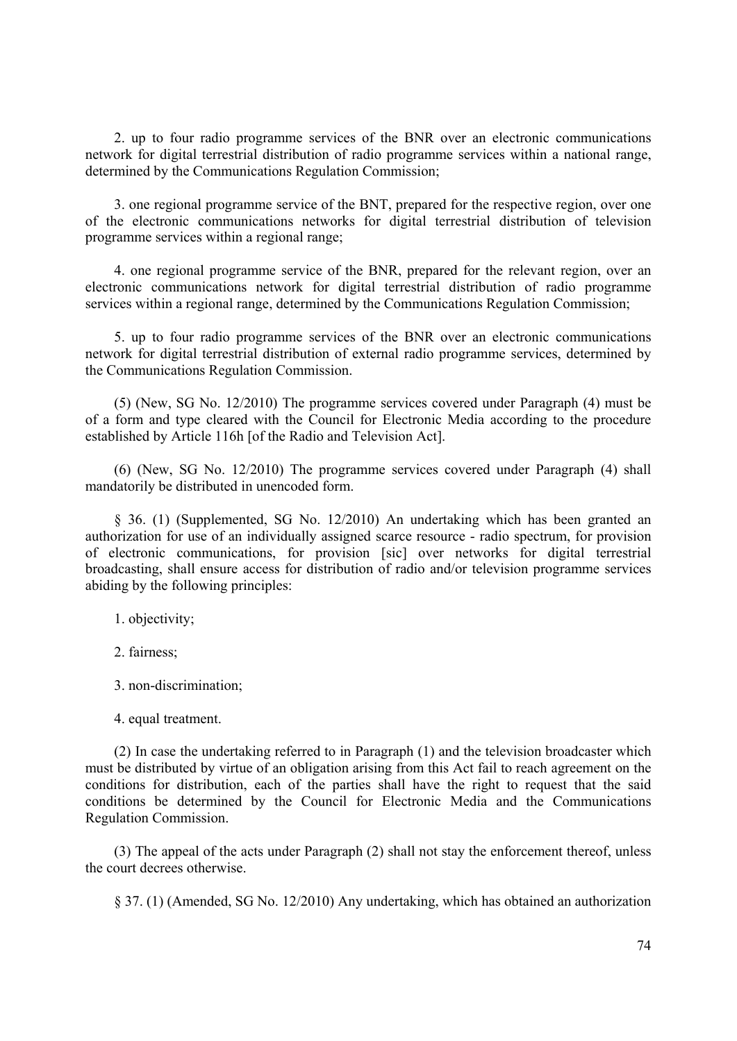2. up to four radio programme services of the BNR over an electronic communications network for digital terrestrial distribution of radio programme services within a national range, determined by the Communications Regulation Commission;

3. one regional programme service of the BNT, prepared for the respective region, over one of the electronic communications networks for digital terrestrial distribution of television programme services within a regional range;

4. one regional programme service of the BNR, prepared for the relevant region, over an electronic communications network for digital terrestrial distribution of radio programme services within a regional range, determined by the Communications Regulation Commission;

5. up to four radio programme services of the BNR over an electronic communications network for digital terrestrial distribution of external radio programme services, determined by the Communications Regulation Commission.

(5) (New, SG No. 12/2010) The programme services covered under Paragraph (4) must be of a form and type cleared with the Council for Electronic Media according to the procedure established by Article 116h [of the Radio and Television Act].

(6) (New, SG No. 12/2010) The programme services covered under Paragraph (4) shall mandatorily be distributed in unencoded form.

§ 36. (1) (Supplemented, SG No. 12/2010) An undertaking which has been granted an authorization for use of an individually assigned scarce resource - radio spectrum, for provision of electronic communications, for provision [sic] over networks for digital terrestrial broadcasting, shall ensure access for distribution of radio and/or television programme services abiding by the following principles:

1. objectivity;

2. fairness;

3. non-discrimination;

4. equal treatment.

(2) In case the undertaking referred to in Paragraph (1) and the television broadcaster which must be distributed by virtue of an obligation arising from this Act fail to reach agreement on the conditions for distribution, each of the parties shall have the right to request that the said conditions be determined by the Council for Electronic Media and the Communications Regulation Commission.

(3) The appeal of the acts under Paragraph (2) shall not stay the enforcement thereof, unless the court decrees otherwise.

§ 37. (1) (Amended, SG No. 12/2010) Any undertaking, which has obtained an authorization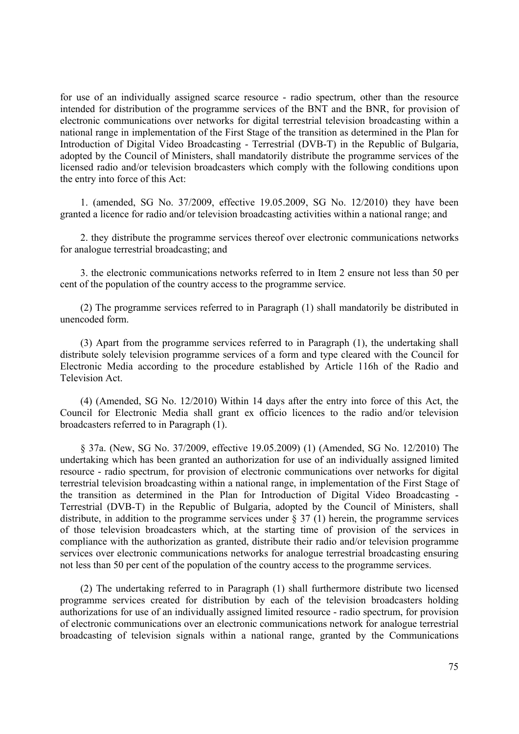for use of an individually assigned scarce resource - radio spectrum, other than the resource intended for distribution of the programme services of the BNT and the BNR, for provision of electronic communications over networks for digital terrestrial television broadcasting within a national range in implementation of the First Stage of the transition as determined in the Plan for Introduction of Digital Video Broadcasting - Terrestrial (DVB-T) in the Republic of Bulgaria, adopted by the Council of Ministers, shall mandatorily distribute the programme services of the licensed radio and/or television broadcasters which comply with the following conditions upon the entry into force of this Act:

1. (amended, SG No. 37/2009, effective 19.05.2009, SG No. 12/2010) they have been granted a licence for radio and/or television broadcasting activities within a national range; and

2. they distribute the programme services thereof over electronic communications networks for analogue terrestrial broadcasting; and

3. the electronic communications networks referred to in Item 2 ensure not less than 50 per cent of the population of the country access to the programme service.

(2) The programme services referred to in Paragraph (1) shall mandatorily be distributed in unencoded form.

(3) Apart from the programme services referred to in Paragraph (1), the undertaking shall distribute solely television programme services of a form and type cleared with the Council for Electronic Media according to the procedure established by Article 116h of the Radio and Television Act.

(4) (Amended, SG No. 12/2010) Within 14 days after the entry into force of this Act, the Council for Electronic Media shall grant ex officio licences to the radio and/or television broadcasters referred to in Paragraph (1).

§ 37a. (New, SG No. 37/2009, effective 19.05.2009) (1) (Amended, SG No. 12/2010) The undertaking which has been granted an authorization for use of an individually assigned limited resource - radio spectrum, for provision of electronic communications over networks for digital terrestrial television broadcasting within a national range, in implementation of the First Stage of the transition as determined in the Plan for Introduction of Digital Video Broadcasting - Terrestrial (DVB-T) in the Republic of Bulgaria, adopted by the Council of Ministers, shall distribute, in addition to the programme services under § 37 (1) herein, the programme services of those television broadcasters which, at the starting time of provision of the services in compliance with the authorization as granted, distribute their radio and/or television programme services over electronic communications networks for analogue terrestrial broadcasting ensuring not less than 50 per cent of the population of the country access to the programme services.

(2) The undertaking referred to in Paragraph (1) shall furthermore distribute two licensed programme services created for distribution by each of the television broadcasters holding authorizations for use of an individually assigned limited resource - radio spectrum, for provision of electronic communications over an electronic communications network for analogue terrestrial broadcasting of television signals within a national range, granted by the Communications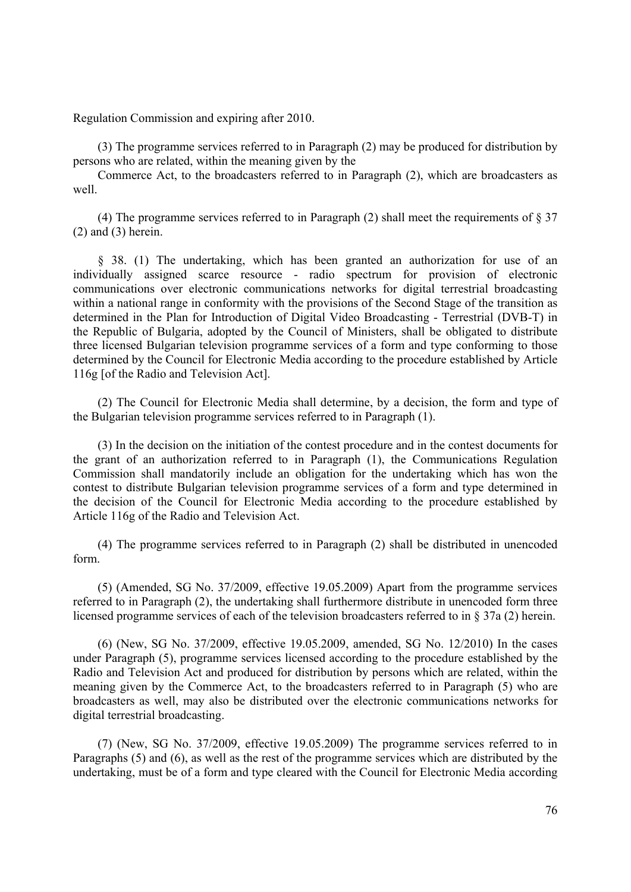Regulation Commission and expiring after 2010.

(3) The programme services referred to in Paragraph (2) may be produced for distribution by persons who are related, within the meaning given by the

Commerce Act, to the broadcasters referred to in Paragraph (2), which are broadcasters as well.

(4) The programme services referred to in Paragraph (2) shall meet the requirements of § 37 (2) and (3) herein.

§ 38. (1) The undertaking, which has been granted an authorization for use of an individually assigned scarce resource - radio spectrum for provision of electronic communications over electronic communications networks for digital terrestrial broadcasting within a national range in conformity with the provisions of the Second Stage of the transition as determined in the Plan for Introduction of Digital Video Broadcasting - Terrestrial (DVB-T) in the Republic of Bulgaria, adopted by the Council of Ministers, shall be obligated to distribute three licensed Bulgarian television programme services of a form and type conforming to those determined by the Council for Electronic Media according to the procedure established by Article 116g [of the Radio and Television Act].

(2) The Council for Electronic Media shall determine, by a decision, the form and type of the Bulgarian television programme services referred to in Paragraph (1).

(3) In the decision on the initiation of the contest procedure and in the contest documents for the grant of an authorization referred to in Paragraph (1), the Communications Regulation Commission shall mandatorily include an obligation for the undertaking which has won the contest to distribute Bulgarian television programme services of a form and type determined in the decision of the Council for Electronic Media according to the procedure established by Article 116g of the Radio and Television Act.

(4) The programme services referred to in Paragraph (2) shall be distributed in unencoded form.

(5) (Amended, SG No. 37/2009, effective 19.05.2009) Apart from the programme services referred to in Paragraph (2), the undertaking shall furthermore distribute in unencoded form three licensed programme services of each of the television broadcasters referred to in § 37a (2) herein.

(6) (New, SG No. 37/2009, effective 19.05.2009, amended, SG No. 12/2010) In the cases under Paragraph (5), programme services licensed according to the procedure established by the Radio and Television Act and produced for distribution by persons which are related, within the meaning given by the Commerce Act, to the broadcasters referred to in Paragraph (5) who are broadcasters as well, may also be distributed over the electronic communications networks for digital terrestrial broadcasting.

(7) (New, SG No. 37/2009, effective 19.05.2009) The programme services referred to in Paragraphs (5) and (6), as well as the rest of the programme services which are distributed by the undertaking, must be of a form and type cleared with the Council for Electronic Media according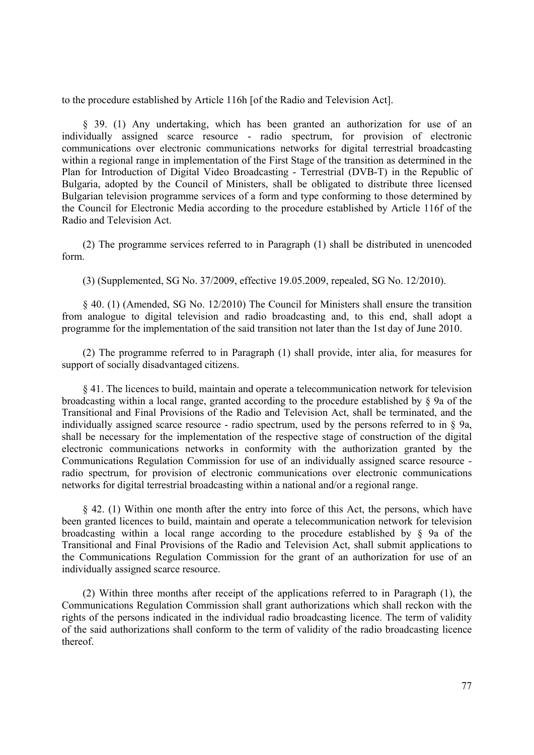to the procedure established by Article 116h [of the Radio and Television Act].

§ 39. (1) Any undertaking, which has been granted an authorization for use of an individually assigned scarce resource - radio spectrum, for provision of electronic communications over electronic communications networks for digital terrestrial broadcasting within a regional range in implementation of the First Stage of the transition as determined in the Plan for Introduction of Digital Video Broadcasting - Terrestrial (DVB-T) in the Republic of Bulgaria, adopted by the Council of Ministers, shall be obligated to distribute three licensed Bulgarian television programme services of a form and type conforming to those determined by the Council for Electronic Media according to the procedure established by Article 116f of the Radio and Television Act.

(2) The programme services referred to in Paragraph (1) shall be distributed in unencoded form.

(3) (Supplemented, SG No. 37/2009, effective 19.05.2009, repealed, SG No. 12/2010).

§ 40. (1) (Amended, SG No. 12/2010) The Council for Ministers shall ensure the transition from analogue to digital television and radio broadcasting and, to this end, shall adopt a programme for the implementation of the said transition not later than the 1st day of June 2010.

(2) The programme referred to in Paragraph (1) shall provide, inter alia, for measures for support of socially disadvantaged citizens.

§ 41. The licences to build, maintain and operate a telecommunication network for television broadcasting within a local range, granted according to the procedure established by § 9a of the Transitional and Final Provisions of the Radio and Television Act, shall be terminated, and the individually assigned scarce resource - radio spectrum, used by the persons referred to in § 9a, shall be necessary for the implementation of the respective stage of construction of the digital electronic communications networks in conformity with the authorization granted by the Communications Regulation Commission for use of an individually assigned scarce resource - radio spectrum, for provision of electronic communications over electronic communications networks for digital terrestrial broadcasting within a national and/or a regional range.

§ 42. (1) Within one month after the entry into force of this Act, the persons, which have been granted licences to build, maintain and operate a telecommunication network for television broadcasting within a local range according to the procedure established by § 9a of the Transitional and Final Provisions of the Radio and Television Act, shall submit applications to the Communications Regulation Commission for the grant of an authorization for use of an individually assigned scarce resource.

(2) Within three months after receipt of the applications referred to in Paragraph (1), the Communications Regulation Commission shall grant authorizations which shall reckon with the rights of the persons indicated in the individual radio broadcasting licence. The term of validity of the said authorizations shall conform to the term of validity of the radio broadcasting licence thereof.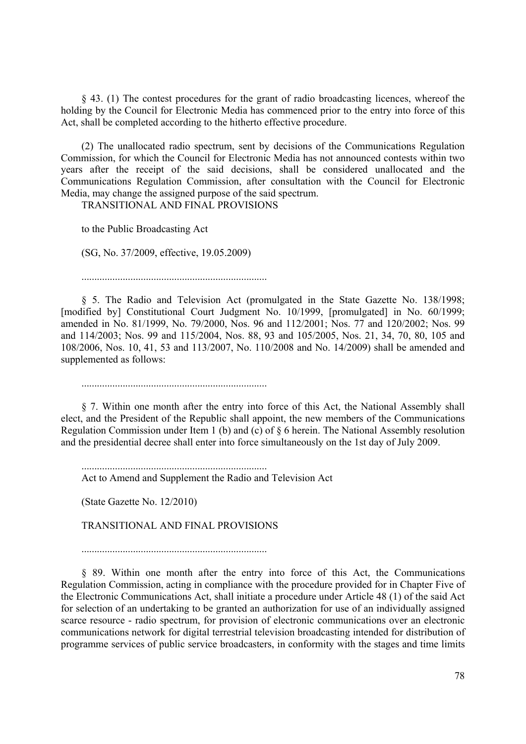§ 43. (1) The contest procedures for the grant of radio broadcasting licences, whereof the holding by the Council for Electronic Media has commenced prior to the entry into force of this Act, shall be completed according to the hitherto effective procedure.

(2) The unallocated radio spectrum, sent by decisions of the Communications Regulation Commission, for which the Council for Electronic Media has not announced contests within two years after the receipt of the said decisions, shall be considered unallocated and the Communications Regulation Commission, after consultation with the Council for Electronic Media, may change the assigned purpose of the said spectrum.

TRANSITIONAL AND FINAL PROVISIONS

to the Public Broadcasting Act

(SG, No. 37/2009, effective, 19.05.2009)

.......................................................................

§ 5. The Radio and Television Act (promulgated in the State Gazette No. 138/1998; [modified by] Constitutional Court Judgment No. 10/1999, [promulgated] in No. 60/1999; amended in No. 81/1999, No. 79/2000, Nos. 96 and 112/2001; Nos. 77 and 120/2002; Nos. 99 and 114/2003; Nos. 99 and 115/2004, Nos. 88, 93 and 105/2005, Nos. 21, 34, 70, 80, 105 and 108/2006, Nos. 10, 41, 53 and 113/2007, No. 110/2008 and No. 14/2009) shall be amended and supplemented as follows:

.......................................................................

§ 7. Within one month after the entry into force of this Act, the National Assembly shall elect, and the President of the Republic shall appoint, the new members of the Communications Regulation Commission under Item 1 (b) and (c) of § 6 herein. The National Assembly resolution and the presidential decree shall enter into force simultaneously on the 1st day of July 2009.

.......................................................................

Act to Amend and Supplement the Radio and Television Act

(State Gazette No. 12/2010)

TRANSITIONAL AND FINAL PROVISIONS

.......................................................................

§ 89. Within one month after the entry into force of this Act, the Communications Regulation Commission, acting in compliance with the procedure provided for in Chapter Five of the Electronic Communications Act, shall initiate a procedure under Article 48 (1) of the said Act for selection of an undertaking to be granted an authorization for use of an individually assigned scarce resource - radio spectrum, for provision of electronic communications over an electronic communications network for digital terrestrial television broadcasting intended for distribution of programme services of public service broadcasters, in conformity with the stages and time limits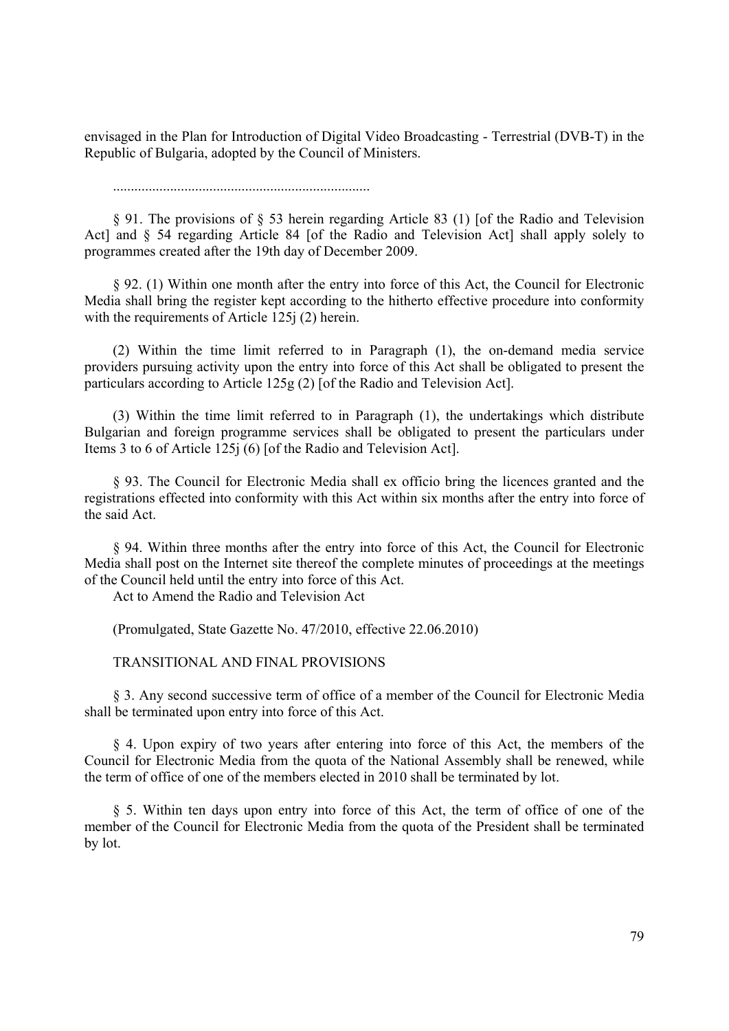envisaged in the Plan for Introduction of Digital Video Broadcasting - Terrestrial (DVB-T) in the Republic of Bulgaria, adopted by the Council of Ministers.

........................................................................

§ 91. The provisions of § 53 herein regarding Article 83 (1) [of the Radio and Television Act] and § 54 regarding Article 84 [of the Radio and Television Act] shall apply solely to programmes created after the 19th day of December 2009.

§ 92. (1) Within one month after the entry into force of this Act, the Council for Electronic Media shall bring the register kept according to the hitherto effective procedure into conformity with the requirements of Article 125j (2) herein.

(2) Within the time limit referred to in Paragraph (1), the on-demand media service providers pursuing activity upon the entry into force of this Act shall be obligated to present the particulars according to Article 125g (2) [of the Radio and Television Act].

(3) Within the time limit referred to in Paragraph (1), the undertakings which distribute Bulgarian and foreign programme services shall be obligated to present the particulars under Items 3 to 6 of Article 125j (6) [of the Radio and Television Act].

§ 93. The Council for Electronic Media shall ex officio bring the licences granted and the registrations effected into conformity with this Act within six months after the entry into force of the said Act.

§ 94. Within three months after the entry into force of this Act, the Council for Electronic Media shall post on the Internet site thereof the complete minutes of proceedings at the meetings of the Council held until the entry into force of this Act.

Act to Amend the Radio and Television Act

(Promulgated, State Gazette No. 47/2010, effective 22.06.2010)

TRANSITIONAL AND FINAL PROVISIONS

§ 3. Any second successive term of office of a member of the Council for Electronic Media shall be terminated upon entry into force of this Act.

§ 4. Upon expiry of two years after entering into force of this Act, the members of the Council for Electronic Media from the quota of the National Assembly shall be renewed, while the term of office of one of the members elected in 2010 shall be terminated by lot.

§ 5. Within ten days upon entry into force of this Act, the term of office of one of the member of the Council for Electronic Media from the quota of the President shall be terminated by lot.